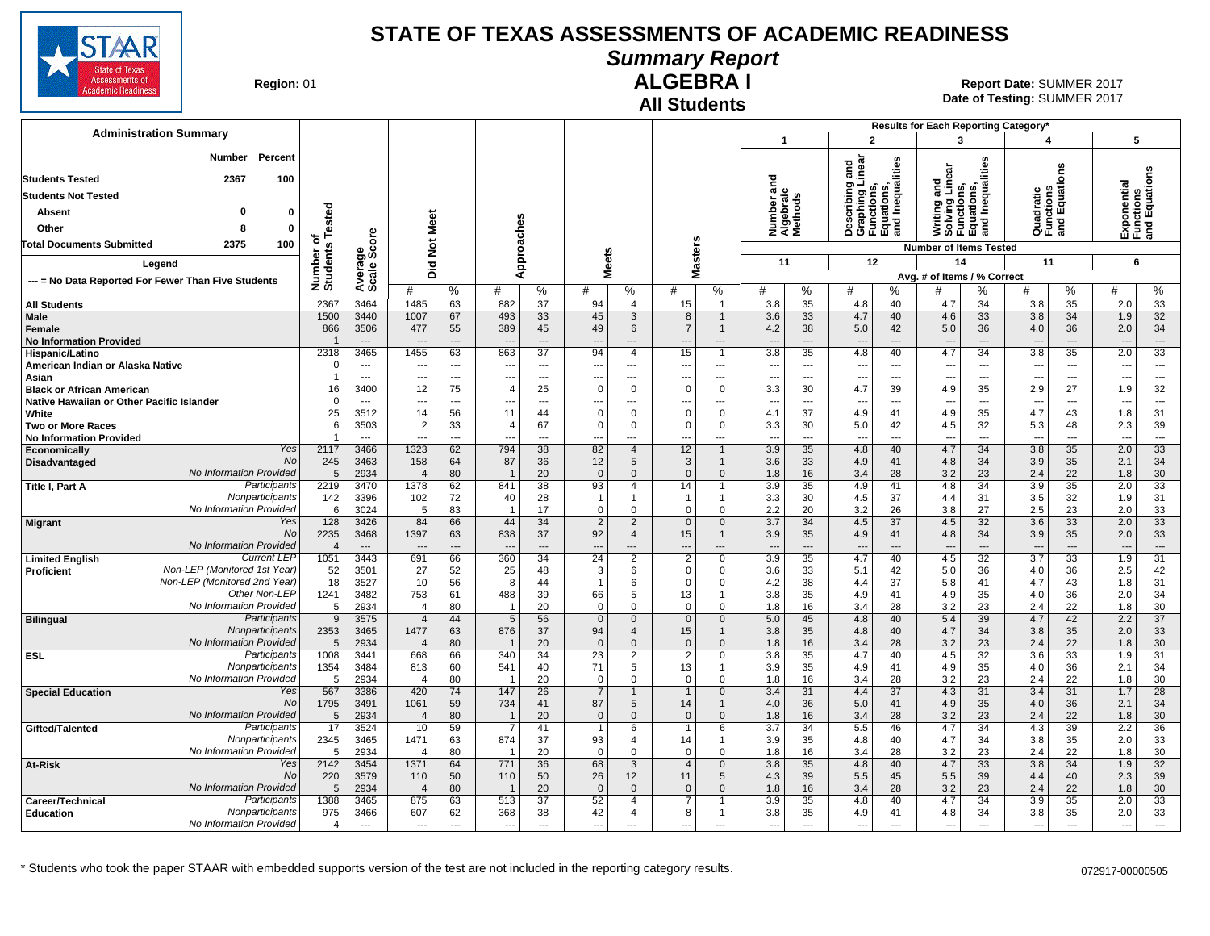# STATE OF TEXAS ASSESSMENTS OF ACADEMIC READINESS

## Summary Report

## ALGEBRA I

### All Students

**Region:** 01

**Report Date:** SUMMER 2017
**Date of Testing:** SUMMER 2017

**Administration Summary**

| | Number | Percent |
|---|---|---|
| Students Tested | 2367 | 100 |
| Students Not Tested | | |
| Absent | 0 | 0 |
| Other | 8 | 0 |
| Total Documents Submitted | 2375 | 100 |

Legend

--- = No Data Reported For Fewer Than Five Students

Results for Each Reporting Category*: 1 = Number and Algebraic Methods (Number of Items Tested: 11); 2 = Describing and Graphing Linear Functions, Equations, and Inequalities (12); 3 = Writing and Solving Linear Functions, Equations, and Inequalities (14); 4 = Quadratic Functions and Equations (11); 5 = Exponential Functions and Equations (6). Avg. # of Items / % Correct.

| Group | | Number of Students Tested | Average Scale Score | Did Not Meet # | Did Not Meet % | Approaches # | Approaches % | Meets # | Meets % | Masters # | Masters % | 1 # | 1 % | 2 # | 2 % | 3 # | 3 % | 4 # | 4 % | 5 # | 5 % |
|---|---|---|---|---|---|---|---|---|---|---|---|---|---|---|---|---|---|---|---|---|---|
| All Students | | 2367 | 3464 | 1485 | 63 | 882 | 37 | 94 | 4 | 15 | 1 | 3.8 | 35 | 4.8 | 40 | 4.7 | 34 | 3.8 | 35 | 2.0 | 33 |
| Male | | 1500 | 3440 | 1007 | 67 | 493 | 33 | 45 | 3 | 8 | 1 | 3.6 | 33 | 4.7 | 40 | 4.6 | 33 | 3.8 | 34 | 1.9 | 32 |
| Female | | 866 | 3506 | 477 | 55 | 389 | 45 | 49 | 6 | 7 | 1 | 4.2 | 38 | 5.0 | 42 | 5.0 | 36 | 4.0 | 36 | 2.0 | 34 |
| No Information Provided | | 1 | --- | --- | --- | --- | --- | --- | --- | --- | --- | --- | --- | --- | --- | --- | --- | --- | --- | --- | --- |
| Hispanic/Latino | | 2318 | 3465 | 1455 | 63 | 863 | 37 | 94 | 4 | 15 | 1 | 3.8 | 35 | 4.8 | 40 | 4.7 | 34 | 3.8 | 35 | 2.0 | 33 |
| American Indian or Alaska Native | | 0 | --- | --- | --- | --- | --- | --- | --- | --- | --- | --- | --- | --- | --- | --- | --- | --- | --- | --- | --- |
| Asian | | 1 | --- | --- | --- | --- | --- | --- | --- | --- | --- | --- | --- | --- | --- | --- | --- | --- | --- | --- | --- |
| Black or African American | | 16 | 3400 | 12 | 75 | 4 | 25 | 0 | 0 | 0 | 0 | 3.3 | 30 | 4.7 | 39 | 4.9 | 35 | 2.9 | 27 | 1.9 | 32 |
| Native Hawaiian or Other Pacific Islander | | 0 | --- | --- | --- | --- | --- | --- | --- | --- | --- | --- | --- | --- | --- | --- | --- | --- | --- | --- | --- |
| White | | 25 | 3512 | 14 | 56 | 11 | 44 | 0 | 0 | 0 | 0 | 4.1 | 37 | 4.9 | 41 | 4.9 | 35 | 4.7 | 43 | 1.8 | 31 |
| Two or More Races | | 6 | 3503 | 2 | 33 | 4 | 67 | 0 | 0 | 0 | 0 | 3.3 | 30 | 5.0 | 42 | 4.5 | 32 | 5.3 | 48 | 2.3 | 39 |
| No Information Provided | | 1 | --- | --- | --- | --- | --- | --- | --- | --- | --- | --- | --- | --- | --- | --- | --- | --- | --- | --- | --- |
| Economically Disadvantaged | Yes | 2117 | 3466 | 1323 | 62 | 794 | 38 | 82 | 4 | 12 | 1 | 3.9 | 35 | 4.8 | 40 | 4.7 | 34 | 3.8 | 35 | 2.0 | 33 |
| | No | 245 | 3463 | 158 | 64 | 87 | 36 | 12 | 5 | 3 | 1 | 3.6 | 33 | 4.9 | 41 | 4.8 | 34 | 3.9 | 35 | 2.1 | 34 |
| | No Information Provided | 5 | 2934 | 4 | 80 | 1 | 20 | 0 | 0 | 0 | 0 | 1.8 | 16 | 3.4 | 28 | 3.2 | 23 | 2.4 | 22 | 1.8 | 30 |
| Title I, Part A | Participants | 2219 | 3470 | 1378 | 62 | 841 | 38 | 93 | 4 | 14 | 1 | 3.9 | 35 | 4.9 | 41 | 4.8 | 34 | 3.9 | 35 | 2.0 | 33 |
| | Nonparticipants | 142 | 3396 | 102 | 72 | 40 | 28 | 1 | 1 | 1 | 1 | 3.3 | 30 | 4.5 | 37 | 4.4 | 31 | 3.5 | 32 | 1.9 | 31 |
| | No Information Provided | 6 | 3024 | 5 | 83 | 1 | 17 | 0 | 0 | 0 | 0 | 2.2 | 20 | 3.2 | 26 | 3.8 | 27 | 2.5 | 23 | 2.0 | 33 |
| Migrant | Yes | 128 | 3426 | 84 | 66 | 44 | 34 | 2 | 2 | 0 | 0 | 3.7 | 34 | 4.5 | 37 | 4.5 | 32 | 3.6 | 33 | 2.0 | 33 |
| | No | 2235 | 3468 | 1397 | 63 | 838 | 37 | 92 | 4 | 15 | 1 | 3.9 | 35 | 4.9 | 41 | 4.8 | 34 | 3.9 | 35 | 2.0 | 33 |
| | No Information Provided | 4 | --- | --- | --- | --- | --- | --- | --- | --- | --- | --- | --- | --- | --- | --- | --- | --- | --- | --- | --- |
| Limited English Proficient | Current LEP | 1051 | 3443 | 691 | 66 | 360 | 34 | 24 | 2 | 2 | 0 | 3.9 | 35 | 4.7 | 40 | 4.5 | 32 | 3.7 | 33 | 1.9 | 31 |
| | Non-LEP (Monitored 1st Year) | 52 | 3501 | 27 | 52 | 25 | 48 | 3 | 6 | 0 | 0 | 3.6 | 33 | 5.1 | 42 | 5.0 | 36 | 4.0 | 36 | 2.5 | 42 |
| | Non-LEP (Monitored 2nd Year) | 18 | 3527 | 10 | 56 | 8 | 44 | 1 | 6 | 0 | 0 | 4.2 | 38 | 4.4 | 37 | 5.8 | 41 | 4.7 | 43 | 1.8 | 31 |
| | Other Non-LEP | 1241 | 3482 | 753 | 61 | 488 | 39 | 66 | 5 | 13 | 1 | 3.8 | 35 | 4.9 | 41 | 4.9 | 35 | 4.0 | 36 | 2.0 | 34 |
| | No Information Provided | 5 | 2934 | 4 | 80 | 1 | 20 | 0 | 0 | 0 | 0 | 1.8 | 16 | 3.4 | 28 | 3.2 | 23 | 2.4 | 22 | 1.8 | 30 |
| Bilingual | Participants | 9 | 3575 | 4 | 44 | 5 | 56 | 0 | 0 | 0 | 0 | 5.0 | 45 | 4.8 | 40 | 5.4 | 39 | 4.7 | 42 | 2.2 | 37 |
| | Nonparticipants | 2353 | 3465 | 1477 | 63 | 876 | 37 | 94 | 4 | 15 | 1 | 3.8 | 35 | 4.8 | 40 | 4.7 | 34 | 3.8 | 35 | 2.0 | 33 |
| | No Information Provided | 5 | 2934 | 4 | 80 | 1 | 20 | 0 | 0 | 0 | 0 | 1.8 | 16 | 3.4 | 28 | 3.2 | 23 | 2.4 | 22 | 1.8 | 30 |
| ESL | Participants | 1008 | 3441 | 668 | 66 | 340 | 34 | 23 | 2 | 2 | 0 | 3.8 | 35 | 4.7 | 40 | 4.5 | 32 | 3.6 | 33 | 1.9 | 31 |
| | Nonparticipants | 1354 | 3484 | 813 | 60 | 541 | 40 | 71 | 5 | 13 | 1 | 3.9 | 35 | 4.9 | 41 | 4.9 | 35 | 4.0 | 36 | 2.1 | 34 |
| | No Information Provided | 5 | 2934 | 4 | 80 | 1 | 20 | 0 | 0 | 0 | 0 | 1.8 | 16 | 3.4 | 28 | 3.2 | 23 | 2.4 | 22 | 1.8 | 30 |
| Special Education | Yes | 567 | 3386 | 420 | 74 | 147 | 26 | 7 | 1 | 1 | 0 | 3.4 | 31 | 4.4 | 37 | 4.3 | 31 | 3.4 | 31 | 1.7 | 28 |
| | No | 1795 | 3491 | 1061 | 59 | 734 | 41 | 87 | 5 | 14 | 1 | 4.0 | 36 | 5.0 | 41 | 4.9 | 35 | 4.0 | 36 | 2.1 | 34 |
| | No Information Provided | 5 | 2934 | 4 | 80 | 1 | 20 | 0 | 0 | 0 | 0 | 1.8 | 16 | 3.4 | 28 | 3.2 | 23 | 2.4 | 22 | 1.8 | 30 |
| Gifted/Talented | Participants | 17 | 3524 | 10 | 59 | 7 | 41 | 1 | 6 | 1 | 6 | 3.7 | 34 | 5.5 | 46 | 4.7 | 34 | 4.3 | 39 | 2.2 | 36 |
| | Nonparticipants | 2345 | 3465 | 1471 | 63 | 874 | 37 | 93 | 4 | 14 | 1 | 3.9 | 35 | 4.8 | 40 | 4.7 | 34 | 3.8 | 35 | 2.0 | 33 |
| | No Information Provided | 5 | 2934 | 4 | 80 | 1 | 20 | 0 | 0 | 0 | 0 | 1.8 | 16 | 3.4 | 28 | 3.2 | 23 | 2.4 | 22 | 1.8 | 30 |
| At-Risk | Yes | 2142 | 3454 | 1371 | 64 | 771 | 36 | 68 | 3 | 4 | 0 | 3.8 | 35 | 4.8 | 40 | 4.7 | 33 | 3.8 | 34 | 1.9 | 32 |
| | No | 220 | 3579 | 110 | 50 | 110 | 50 | 26 | 12 | 11 | 5 | 4.3 | 39 | 5.5 | 45 | 5.5 | 39 | 4.4 | 40 | 2.3 | 39 |
| | No Information Provided | 5 | 2934 | 4 | 80 | 1 | 20 | 0 | 0 | 0 | 0 | 1.8 | 16 | 3.4 | 28 | 3.2 | 23 | 2.4 | 22 | 1.8 | 30 |
| Career/Technical Education | Participants | 1388 | 3465 | 875 | 63 | 513 | 37 | 52 | 4 | 7 | 1 | 3.9 | 35 | 4.8 | 40 | 4.7 | 34 | 3.9 | 35 | 2.0 | 33 |
| | Nonparticipants | 975 | 3466 | 607 | 62 | 368 | 38 | 42 | 4 | 8 | 1 | 3.8 | 35 | 4.9 | 41 | 4.8 | 34 | 3.8 | 35 | 2.0 | 33 |
| | No Information Provided | 4 | --- | --- | --- | --- | --- | --- | --- | --- | --- | --- | --- | --- | --- | --- | --- | --- | --- | --- | --- |

\* Students who took the paper STAAR with embedded supports version of the test are not included in the reporting category results.

072917-00000505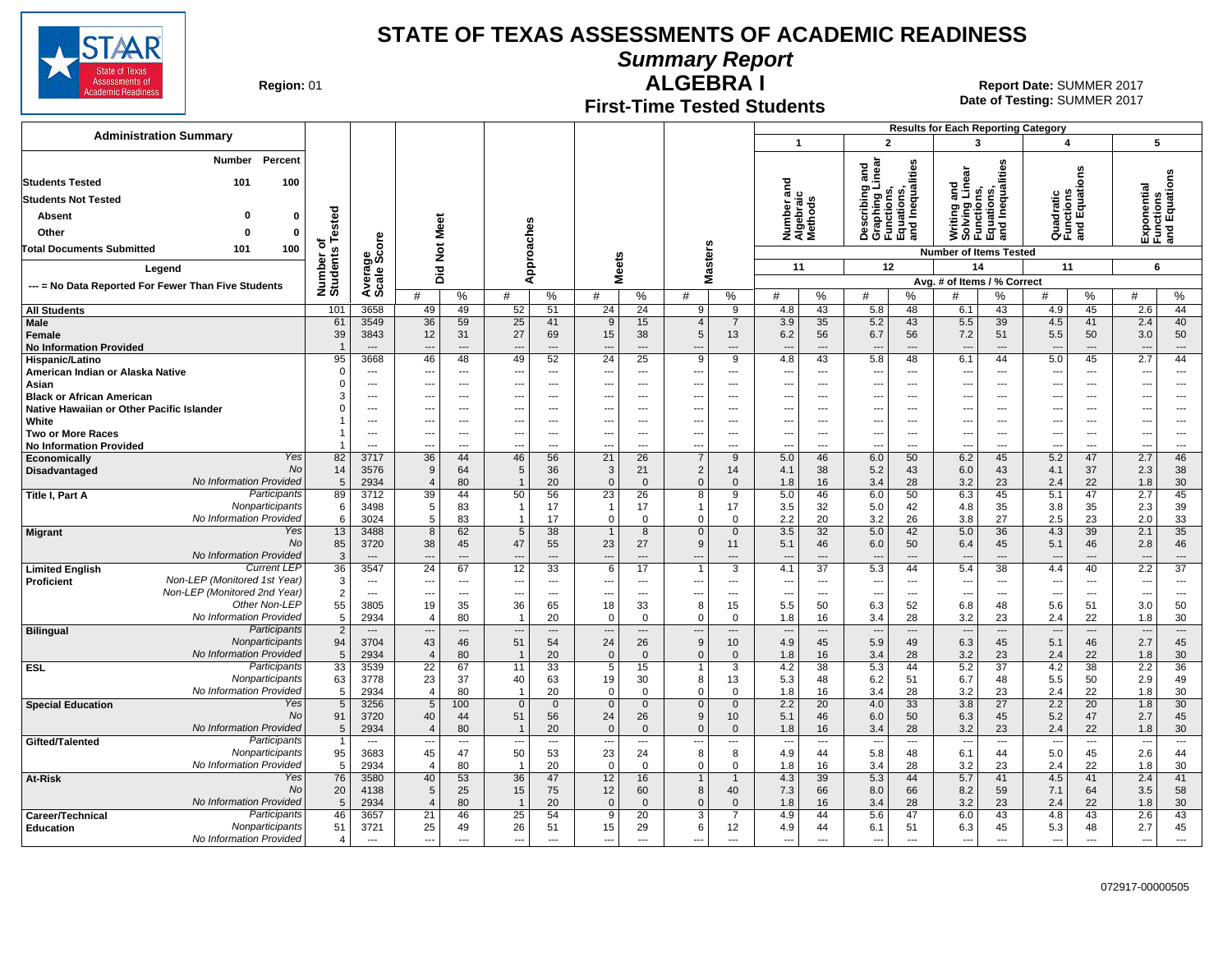# STATE OF TEXAS ASSESSMENTS OF ACADEMIC READINESS

## Summary Report

## ALGEBRA I

### First-Time Tested Students

**Region:** 01

**Report Date:** SUMMER 2017
**Date of Testing:** SUMMER 2017

**Administration Summary**

| | Number | Percent |
|---|---|---|
| Students Tested | 101 | 100 |
| Students Not Tested | | |
| Absent | 0 | 0 |
| Other | 0 | 0 |
| Total Documents Submitted | 101 | 100 |

**Legend**

--- = No Data Reported For Fewer Than Five Students

**Results for Each Reporting Category**

1. Number and Algebraic Methods — Number of Items Tested: 11
2. Describing and Graphing Linear Functions, Equations, and Inequalities — Number of Items Tested: 12
3. Writing and Solving Linear Functions, Equations, and Inequalities — Number of Items Tested: 14
4. Quadratic Functions and Equations — Number of Items Tested: 11
5. Exponential Functions and Equations — Number of Items Tested: 6

Reporting category columns show Avg. # of Items / % Correct.

| Group | Subgroup | Number of Students Tested | Average Scale Score | Did Not Meet # | Did Not Meet % | Approaches # | Approaches % | Meets # | Meets % | Masters # | Masters % | Cat 1 # | Cat 1 % | Cat 2 # | Cat 2 % | Cat 3 # | Cat 3 % | Cat 4 # | Cat 4 % | Cat 5 # | Cat 5 % |
|---|---|---|---|---|---|---|---|---|---|---|---|---|---|---|---|---|---|---|---|---|---|
| All Students | | 101 | 3658 | 49 | 49 | 52 | 51 | 24 | 24 | 9 | 9 | 4.8 | 43 | 5.8 | 48 | 6.1 | 43 | 4.9 | 45 | 2.6 | 44 |
| Male | | 61 | 3549 | 36 | 59 | 25 | 41 | 9 | 15 | 4 | 7 | 3.9 | 35 | 5.2 | 43 | 5.5 | 39 | 4.5 | 41 | 2.4 | 40 |
| Female | | 39 | 3843 | 12 | 31 | 27 | 69 | 15 | 38 | 5 | 13 | 6.2 | 56 | 6.7 | 56 | 7.2 | 51 | 5.5 | 50 | 3.0 | 50 |
| No Information Provided | | 1 | --- | --- | --- | --- | --- | --- | --- | --- | --- | --- | --- | --- | --- | --- | --- | --- | --- | --- | --- |
| Hispanic/Latino | | 95 | 3668 | 46 | 48 | 49 | 52 | 24 | 25 | 9 | 9 | 4.8 | 43 | 5.8 | 48 | 6.1 | 44 | 5.0 | 45 | 2.7 | 44 |
| American Indian or Alaska Native | | 0 | --- | --- | --- | --- | --- | --- | --- | --- | --- | --- | --- | --- | --- | --- | --- | --- | --- | --- | --- |
| Asian | | 0 | --- | --- | --- | --- | --- | --- | --- | --- | --- | --- | --- | --- | --- | --- | --- | --- | --- | --- | --- |
| Black or African American | | 3 | --- | --- | --- | --- | --- | --- | --- | --- | --- | --- | --- | --- | --- | --- | --- | --- | --- | --- | --- |
| Native Hawaiian or Other Pacific Islander | | 0 | --- | --- | --- | --- | --- | --- | --- | --- | --- | --- | --- | --- | --- | --- | --- | --- | --- | --- | --- |
| White | | 1 | --- | --- | --- | --- | --- | --- | --- | --- | --- | --- | --- | --- | --- | --- | --- | --- | --- | --- | --- |
| Two or More Races | | 1 | --- | --- | --- | --- | --- | --- | --- | --- | --- | --- | --- | --- | --- | --- | --- | --- | --- | --- | --- |
| No Information Provided | | 1 | --- | --- | --- | --- | --- | --- | --- | --- | --- | --- | --- | --- | --- | --- | --- | --- | --- | --- | --- |
| Economically Disadvantaged | Yes | 82 | 3717 | 36 | 44 | 46 | 56 | 21 | 26 | 7 | 9 | 5.0 | 46 | 6.0 | 50 | 6.2 | 45 | 5.2 | 47 | 2.7 | 46 |
| | No | 14 | 3576 | 9 | 64 | 5 | 36 | 3 | 21 | 2 | 14 | 4.1 | 38 | 5.2 | 43 | 6.0 | 43 | 4.1 | 37 | 2.3 | 38 |
| | No Information Provided | 5 | 2934 | 4 | 80 | 1 | 20 | 0 | 0 | 0 | 0 | 1.8 | 16 | 3.4 | 28 | 3.2 | 23 | 2.4 | 22 | 1.8 | 30 |
| Title I, Part A | Participants | 89 | 3712 | 39 | 44 | 50 | 56 | 23 | 26 | 8 | 9 | 5.0 | 46 | 6.0 | 50 | 6.3 | 45 | 5.1 | 47 | 2.7 | 45 |
| | Nonparticipants | 6 | 3498 | 5 | 83 | 1 | 17 | 1 | 17 | 1 | 17 | 3.5 | 32 | 5.0 | 42 | 4.8 | 35 | 3.8 | 35 | 2.3 | 39 |
| | No Information Provided | 6 | 3024 | 5 | 83 | 1 | 17 | 0 | 0 | 0 | 0 | 2.2 | 20 | 3.2 | 26 | 3.8 | 27 | 2.5 | 23 | 2.0 | 33 |
| Migrant | Yes | 13 | 3488 | 8 | 62 | 5 | 38 | 1 | 8 | 0 | 0 | 3.5 | 32 | 5.0 | 42 | 5.0 | 36 | 4.3 | 39 | 2.1 | 35 |
| | No | 85 | 3720 | 38 | 45 | 47 | 55 | 23 | 27 | 9 | 11 | 5.1 | 46 | 6.0 | 50 | 6.4 | 45 | 5.1 | 46 | 2.8 | 46 |
| | No Information Provided | 3 | --- | --- | --- | --- | --- | --- | --- | --- | --- | --- | --- | --- | --- | --- | --- | --- | --- | --- | --- |
| Limited English Proficient | Current LEP | 36 | 3547 | 24 | 67 | 12 | 33 | 6 | 17 | 1 | 3 | 4.1 | 37 | 5.3 | 44 | 5.4 | 38 | 4.4 | 40 | 2.2 | 37 |
| | Non-LEP (Monitored 1st Year) | 3 | --- | --- | --- | --- | --- | --- | --- | --- | --- | --- | --- | --- | --- | --- | --- | --- | --- | --- | --- |
| | Non-LEP (Monitored 2nd Year) | 2 | --- | --- | --- | --- | --- | --- | --- | --- | --- | --- | --- | --- | --- | --- | --- | --- | --- | --- | --- |
| | Other Non-LEP | 55 | 3805 | 19 | 35 | 36 | 65 | 18 | 33 | 8 | 15 | 5.5 | 50 | 6.3 | 52 | 6.8 | 48 | 5.6 | 51 | 3.0 | 50 |
| | No Information Provided | 5 | 2934 | 4 | 80 | 1 | 20 | 0 | 0 | 0 | 0 | 1.8 | 16 | 3.4 | 28 | 3.2 | 23 | 2.4 | 22 | 1.8 | 30 |
| Bilingual | Participants | 2 | --- | --- | --- | --- | --- | --- | --- | --- | --- | --- | --- | --- | --- | --- | --- | --- | --- | --- | --- |
| | Nonparticipants | 94 | 3704 | 43 | 46 | 51 | 54 | 24 | 26 | 9 | 10 | 4.9 | 45 | 5.9 | 49 | 6.3 | 45 | 5.1 | 46 | 2.7 | 45 |
| | No Information Provided | 5 | 2934 | 4 | 80 | 1 | 20 | 0 | 0 | 0 | 0 | 1.8 | 16 | 3.4 | 28 | 3.2 | 23 | 2.4 | 22 | 1.8 | 30 |
| ESL | Participants | 33 | 3539 | 22 | 67 | 11 | 33 | 5 | 15 | 1 | 3 | 4.2 | 38 | 5.3 | 44 | 5.2 | 37 | 4.2 | 38 | 2.2 | 36 |
| | Nonparticipants | 63 | 3778 | 23 | 37 | 40 | 63 | 19 | 30 | 8 | 13 | 5.3 | 48 | 6.2 | 51 | 6.7 | 48 | 5.5 | 50 | 2.9 | 49 |
| | No Information Provided | 5 | 2934 | 4 | 80 | 1 | 20 | 0 | 0 | 0 | 0 | 1.8 | 16 | 3.4 | 28 | 3.2 | 23 | 2.4 | 22 | 1.8 | 30 |
| Special Education | Yes | 5 | 3256 | 5 | 100 | 0 | 0 | 0 | 0 | 0 | 0 | 2.2 | 20 | 4.0 | 33 | 3.8 | 27 | 2.2 | 20 | 1.8 | 30 |
| | No | 91 | 3720 | 40 | 44 | 51 | 56 | 24 | 26 | 9 | 10 | 5.1 | 46 | 6.0 | 50 | 6.3 | 45 | 5.2 | 47 | 2.7 | 45 |
| | No Information Provided | 5 | 2934 | 4 | 80 | 1 | 20 | 0 | 0 | 0 | 0 | 1.8 | 16 | 3.4 | 28 | 3.2 | 23 | 2.4 | 22 | 1.8 | 30 |
| Gifted/Talented | Participants | 1 | --- | --- | --- | --- | --- | --- | --- | --- | --- | --- | --- | --- | --- | --- | --- | --- | --- | --- | --- |
| | Nonparticipants | 95 | 3683 | 45 | 47 | 50 | 53 | 23 | 24 | 8 | 8 | 4.9 | 44 | 5.8 | 48 | 6.1 | 44 | 5.0 | 45 | 2.6 | 44 |
| | No Information Provided | 5 | 2934 | 4 | 80 | 1 | 20 | 0 | 0 | 0 | 0 | 1.8 | 16 | 3.4 | 28 | 3.2 | 23 | 2.4 | 22 | 1.8 | 30 |
| At-Risk | Yes | 76 | 3580 | 40 | 53 | 36 | 47 | 12 | 16 | 1 | 1 | 4.3 | 39 | 5.3 | 44 | 5.7 | 41 | 4.5 | 41 | 2.4 | 41 |
| | No | 20 | 4138 | 5 | 25 | 15 | 75 | 12 | 60 | 8 | 40 | 7.3 | 66 | 8.0 | 66 | 8.2 | 59 | 7.1 | 64 | 3.5 | 58 |
| | No Information Provided | 5 | 2934 | 4 | 80 | 1 | 20 | 0 | 0 | 0 | 0 | 1.8 | 16 | 3.4 | 28 | 3.2 | 23 | 2.4 | 22 | 1.8 | 30 |
| Career/Technical Education | Participants | 46 | 3657 | 21 | 46 | 25 | 54 | 9 | 20 | 3 | 7 | 4.9 | 44 | 5.6 | 47 | 6.0 | 43 | 4.8 | 43 | 2.6 | 43 |
| | Nonparticipants | 51 | 3721 | 25 | 49 | 26 | 51 | 15 | 29 | 6 | 12 | 4.9 | 44 | 6.1 | 51 | 6.3 | 45 | 5.3 | 48 | 2.7 | 45 |
| | No Information Provided | 4 | --- | --- | --- | --- | --- | --- | --- | --- | --- | --- | --- | --- | --- | --- | --- | --- | --- | --- | --- |

072917-00000505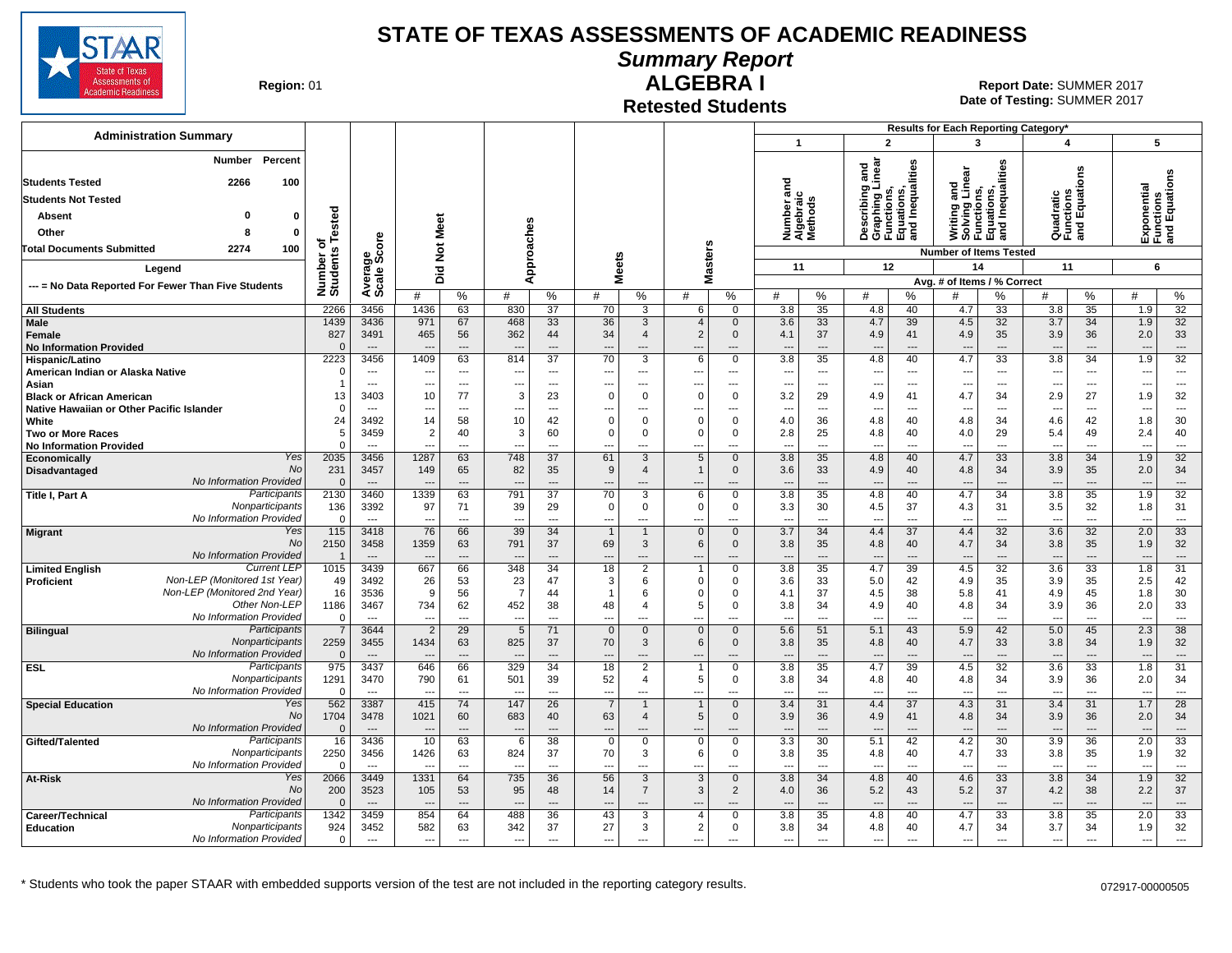# STATE OF TEXAS ASSESSMENTS OF ACADEMIC READINESS

## Summary Report

## ALGEBRA I

### Retested Students

**Region:** 01

**Report Date:** SUMMER 2017
**Date of Testing:** SUMMER 2017

**Administration Summary**

| | Number | Percent |
|---|---|---|
| Students Tested | 2266 | 100 |
| Students Not Tested | | |
| Absent | 0 | 0 |
| Other | 8 | 0 |
| Total Documents Submitted | 2274 | 100 |

Legend: --- = No Data Reported For Fewer Than Five Students

Results for Each Reporting Category*: 1 = Number and Algebraic Methods (Number of Items Tested: 11); 2 = Describing and Graphing Linear Functions, Equations, and Inequalities (12); 3 = Writing and Solving Linear Functions, Equations, and Inequalities (14); 4 = Quadratic Functions and Equations (11); 5 = Exponential Functions and Equations (6). Values are Avg. # of Items / % Correct.

| Group | | Number of Students Tested | Average Scale Score | Did Not Meet # | Did Not Meet % | Approaches # | Approaches % | Meets # | Meets % | Masters # | Masters % | Cat 1 # | Cat 1 % | Cat 2 # | Cat 2 % | Cat 3 # | Cat 3 % | Cat 4 # | Cat 4 % | Cat 5 # | Cat 5 % |
|---|---|---|---|---|---|---|---|---|---|---|---|---|---|---|---|---|---|---|---|---|---|
| All Students | | 2266 | 3456 | 1436 | 63 | 830 | 37 | 70 | 3 | 6 | 0 | 3.8 | 35 | 4.8 | 40 | 4.7 | 33 | 3.8 | 35 | 1.9 | 32 |
| Male | | 1439 | 3436 | 971 | 67 | 468 | 33 | 36 | 3 | 4 | 0 | 3.6 | 33 | 4.7 | 39 | 4.5 | 32 | 3.7 | 34 | 1.9 | 32 |
| Female | | 827 | 3491 | 465 | 56 | 362 | 44 | 34 | 4 | 2 | 0 | 4.1 | 37 | 4.9 | 41 | 4.9 | 35 | 3.9 | 36 | 2.0 | 33 |
| No Information Provided | | 0 | --- | --- | --- | --- | --- | --- | --- | --- | --- | --- | --- | --- | --- | --- | --- | --- | --- | --- | --- |
| Hispanic/Latino | | 2223 | 3456 | 1409 | 63 | 814 | 37 | 70 | 3 | 6 | 0 | 3.8 | 35 | 4.8 | 40 | 4.7 | 33 | 3.8 | 34 | 1.9 | 32 |
| American Indian or Alaska Native | | 0 | --- | --- | --- | --- | --- | --- | --- | --- | --- | --- | --- | --- | --- | --- | --- | --- | --- | --- | --- |
| Asian | | 1 | --- | --- | --- | --- | --- | --- | --- | --- | --- | --- | --- | --- | --- | --- | --- | --- | --- | --- | --- |
| Black or African American | | 13 | 3403 | 10 | 77 | 3 | 23 | 0 | 0 | 0 | 0 | 3.2 | 29 | 4.9 | 41 | 4.7 | 34 | 2.9 | 27 | 1.9 | 32 |
| Native Hawaiian or Other Pacific Islander | | 0 | --- | --- | --- | --- | --- | --- | --- | --- | --- | --- | --- | --- | --- | --- | --- | --- | --- | --- | --- |
| White | | 24 | 3492 | 14 | 58 | 10 | 42 | 0 | 0 | 0 | 0 | 4.0 | 36 | 4.8 | 40 | 4.8 | 34 | 4.6 | 42 | 1.8 | 30 |
| Two or More Races | | 5 | 3459 | 2 | 40 | 3 | 60 | 0 | 0 | 0 | 0 | 2.8 | 25 | 4.8 | 40 | 4.0 | 29 | 5.4 | 49 | 2.4 | 40 |
| No Information Provided | | 0 | --- | --- | --- | --- | --- | --- | --- | --- | --- | --- | --- | --- | --- | --- | --- | --- | --- | --- | --- |
| Economically Disadvantaged | Yes | 2035 | 3456 | 1287 | 63 | 748 | 37 | 61 | 3 | 5 | 0 | 3.8 | 35 | 4.8 | 40 | 4.7 | 33 | 3.8 | 34 | 1.9 | 32 |
| | No | 231 | 3457 | 149 | 65 | 82 | 35 | 9 | 4 | 1 | 0 | 3.6 | 33 | 4.9 | 40 | 4.8 | 34 | 3.9 | 35 | 2.0 | 34 |
| | No Information Provided | 0 | --- | --- | --- | --- | --- | --- | --- | --- | --- | --- | --- | --- | --- | --- | --- | --- | --- | --- | --- |
| Title I, Part A | Participants | 2130 | 3460 | 1339 | 63 | 791 | 37 | 70 | 3 | 6 | 0 | 3.8 | 35 | 4.8 | 40 | 4.7 | 34 | 3.8 | 35 | 1.9 | 32 |
| | Nonparticipants | 136 | 3392 | 97 | 71 | 39 | 29 | 0 | 0 | 0 | 0 | 3.3 | 30 | 4.5 | 37 | 4.3 | 31 | 3.5 | 32 | 1.8 | 31 |
| | No Information Provided | 0 | --- | --- | --- | --- | --- | --- | --- | --- | --- | --- | --- | --- | --- | --- | --- | --- | --- | --- | --- |
| Migrant | Yes | 115 | 3418 | 76 | 66 | 39 | 34 | 1 | 1 | 0 | 0 | 3.7 | 34 | 4.4 | 37 | 4.4 | 32 | 3.6 | 32 | 2.0 | 33 |
| | No | 2150 | 3458 | 1359 | 63 | 791 | 37 | 69 | 3 | 6 | 0 | 3.8 | 35 | 4.8 | 40 | 4.7 | 34 | 3.8 | 35 | 1.9 | 32 |
| | No Information Provided | 1 | --- | --- | --- | --- | --- | --- | --- | --- | --- | --- | --- | --- | --- | --- | --- | --- | --- | --- | --- |
| Limited English Proficient | Current LEP | 1015 | 3439 | 667 | 66 | 348 | 34 | 18 | 2 | 1 | 0 | 3.8 | 35 | 4.7 | 39 | 4.5 | 32 | 3.6 | 33 | 1.8 | 31 |
| | Non-LEP (Monitored 1st Year) | 49 | 3492 | 26 | 53 | 23 | 47 | 3 | 6 | 0 | 0 | 3.6 | 33 | 5.0 | 42 | 4.9 | 35 | 3.9 | 35 | 2.5 | 42 |
| | Non-LEP (Monitored 2nd Year) | 16 | 3536 | 9 | 56 | 7 | 44 | 1 | 6 | 0 | 0 | 4.1 | 37 | 4.5 | 38 | 5.8 | 41 | 4.9 | 45 | 1.8 | 30 |
| | Other Non-LEP | 1186 | 3467 | 734 | 62 | 452 | 38 | 48 | 4 | 5 | 0 | 3.8 | 34 | 4.9 | 40 | 4.8 | 34 | 3.9 | 36 | 2.0 | 33 |
| | No Information Provided | 0 | --- | --- | --- | --- | --- | --- | --- | --- | --- | --- | --- | --- | --- | --- | --- | --- | --- | --- | --- |
| Bilingual | Participants | 7 | 3644 | 2 | 29 | 5 | 71 | 0 | 0 | 0 | 0 | 5.6 | 51 | 5.1 | 43 | 5.9 | 42 | 5.0 | 45 | 2.3 | 38 |
| | Nonparticipants | 2259 | 3455 | 1434 | 63 | 825 | 37 | 70 | 3 | 6 | 0 | 3.8 | 35 | 4.8 | 40 | 4.7 | 33 | 3.8 | 34 | 1.9 | 32 |
| | No Information Provided | 0 | --- | --- | --- | --- | --- | --- | --- | --- | --- | --- | --- | --- | --- | --- | --- | --- | --- | --- | --- |
| ESL | Participants | 975 | 3437 | 646 | 66 | 329 | 34 | 18 | 2 | 1 | 0 | 3.8 | 35 | 4.7 | 39 | 4.5 | 32 | 3.6 | 33 | 1.8 | 31 |
| | Nonparticipants | 1291 | 3470 | 790 | 61 | 501 | 39 | 52 | 4 | 5 | 0 | 3.8 | 34 | 4.8 | 40 | 4.8 | 34 | 3.9 | 36 | 2.0 | 34 |
| | No Information Provided | 0 | --- | --- | --- | --- | --- | --- | --- | --- | --- | --- | --- | --- | --- | --- | --- | --- | --- | --- | --- |
| Special Education | Yes | 562 | 3387 | 415 | 74 | 147 | 26 | 7 | 1 | 1 | 0 | 3.4 | 31 | 4.4 | 37 | 4.3 | 31 | 3.4 | 31 | 1.7 | 28 |
| | No | 1704 | 3478 | 1021 | 60 | 683 | 40 | 63 | 4 | 5 | 0 | 3.9 | 36 | 4.9 | 41 | 4.8 | 34 | 3.9 | 36 | 2.0 | 34 |
| | No Information Provided | 0 | --- | --- | --- | --- | --- | --- | --- | --- | --- | --- | --- | --- | --- | --- | --- | --- | --- | --- | --- |
| Gifted/Talented | Participants | 16 | 3436 | 10 | 63 | 6 | 38 | 0 | 0 | 0 | 0 | 3.3 | 30 | 5.1 | 42 | 4.2 | 30 | 3.9 | 36 | 2.0 | 33 |
| | Nonparticipants | 2250 | 3456 | 1426 | 63 | 824 | 37 | 70 | 3 | 6 | 0 | 3.8 | 35 | 4.8 | 40 | 4.7 | 33 | 3.8 | 35 | 1.9 | 32 |
| | No Information Provided | 0 | --- | --- | --- | --- | --- | --- | --- | --- | --- | --- | --- | --- | --- | --- | --- | --- | --- | --- | --- |
| At-Risk | Yes | 2066 | 3449 | 1331 | 64 | 735 | 36 | 56 | 3 | 3 | 0 | 3.8 | 34 | 4.8 | 40 | 4.6 | 33 | 3.8 | 34 | 1.9 | 32 |
| | No | 200 | 3523 | 105 | 53 | 95 | 48 | 14 | 7 | 3 | 2 | 4.0 | 36 | 5.2 | 43 | 5.2 | 37 | 4.2 | 38 | 2.2 | 37 |
| | No Information Provided | 0 | --- | --- | --- | --- | --- | --- | --- | --- | --- | --- | --- | --- | --- | --- | --- | --- | --- | --- | --- |
| Career/Technical Education | Participants | 1342 | 3459 | 854 | 64 | 488 | 36 | 43 | 3 | 4 | 0 | 3.8 | 35 | 4.8 | 40 | 4.7 | 33 | 3.8 | 35 | 2.0 | 33 |
| | Nonparticipants | 924 | 3452 | 582 | 63 | 342 | 37 | 27 | 3 | 2 | 0 | 3.8 | 34 | 4.8 | 40 | 4.7 | 34 | 3.7 | 34 | 1.9 | 32 |
| | No Information Provided | 0 | --- | --- | --- | --- | --- | --- | --- | --- | --- | --- | --- | --- | --- | --- | --- | --- | --- | --- | --- |

\* Students who took the paper STAAR with embedded supports version of the test are not included in the reporting category results.

072917-00000505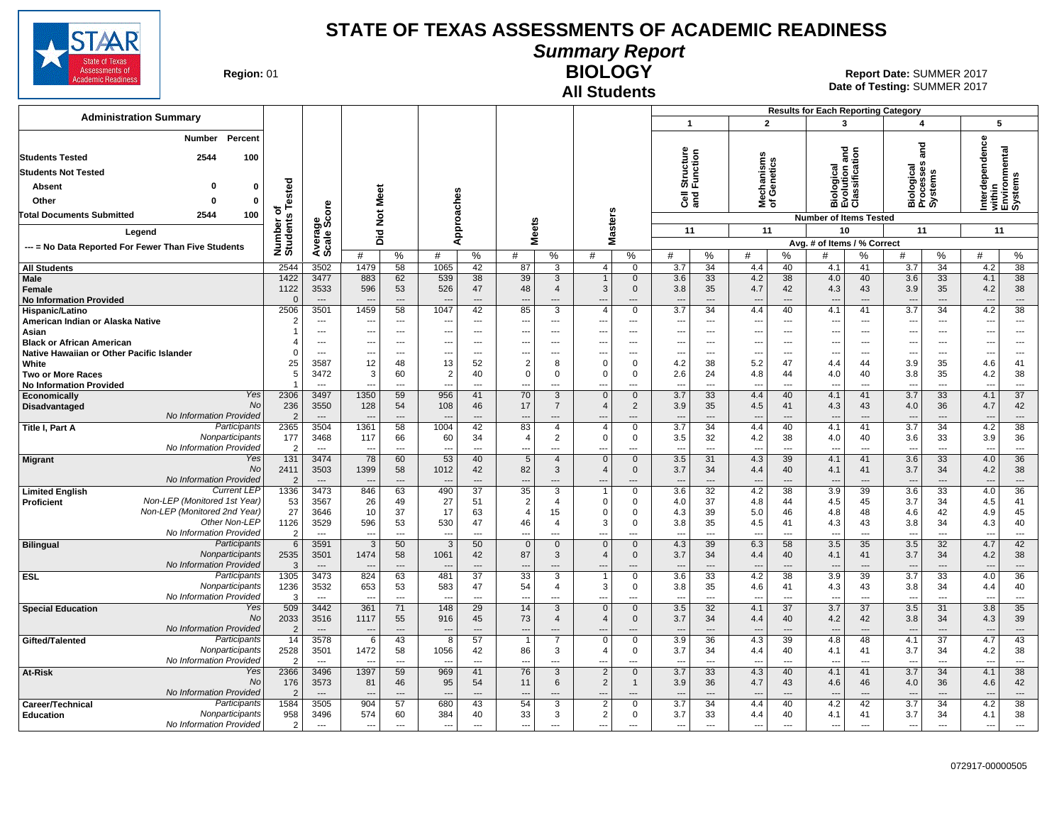# STATE OF TEXAS ASSESSMENTS OF ACADEMIC READINESS

## Summary Report

## BIOLOGY

### All Students

**Region:** 01

**Report Date:** SUMMER 2017
**Date of Testing:** SUMMER 2017

**Administration Summary**

| | Number | Percent |
|---|---|---|
| Students Tested | 2544 | 100 |
| Students Not Tested | | |
| Absent | 0 | 0 |
| Other | 0 | 0 |
| Total Documents Submitted | 2544 | 100 |

**Legend**

--- = No Data Reported For Fewer Than Five Students

Results for Each Reporting Category (Number of Items Tested / Avg. # of Items / % Correct):
1. Cell Structure and Function — 11 items
2. Mechanisms of Genetics — 11 items
3. Biological Evolution and Classification — 10 items
4. Biological Processes and Systems — 11 items
5. Interdependence within Environmental Systems — 11 items

| Group | Subgroup | Number of Students Tested | Average Scale Score | Did Not Meet # | Did Not Meet % | Approaches # | Approaches % | Meets # | Meets % | Masters # | Masters % | Cat 1 # | Cat 1 % | Cat 2 # | Cat 2 % | Cat 3 # | Cat 3 % | Cat 4 # | Cat 4 % | Cat 5 # | Cat 5 % |
|---|---|---|---|---|---|---|---|---|---|---|---|---|---|---|---|---|---|---|---|---|---|
| All Students | | 2544 | 3502 | 1479 | 58 | 1065 | 42 | 87 | 3 | 4 | 0 | 3.7 | 34 | 4.4 | 40 | 4.1 | 41 | 3.7 | 34 | 4.2 | 38 |
| Male | | 1422 | 3477 | 883 | 62 | 539 | 38 | 39 | 3 | 1 | 0 | 3.6 | 33 | 4.2 | 38 | 4.0 | 40 | 3.6 | 33 | 4.1 | 38 |
| Female | | 1122 | 3533 | 596 | 53 | 526 | 47 | 48 | 4 | 3 | 0 | 3.8 | 35 | 4.7 | 42 | 4.3 | 43 | 3.9 | 35 | 4.2 | 38 |
| No Information Provided | | 0 | --- | --- | --- | --- | --- | --- | --- | --- | --- | --- | --- | --- | --- | --- | --- | --- | --- | --- | --- |
| Hispanic/Latino | | 2506 | 3501 | 1459 | 58 | 1047 | 42 | 85 | 3 | 4 | 0 | 3.7 | 34 | 4.4 | 40 | 4.1 | 41 | 3.7 | 34 | 4.2 | 38 |
| American Indian or Alaska Native | | 2 | --- | --- | --- | --- | --- | --- | --- | --- | --- | --- | --- | --- | --- | --- | --- | --- | --- | --- | --- |
| Asian | | 1 | --- | --- | --- | --- | --- | --- | --- | --- | --- | --- | --- | --- | --- | --- | --- | --- | --- | --- | --- |
| Black or African American | | 4 | --- | --- | --- | --- | --- | --- | --- | --- | --- | --- | --- | --- | --- | --- | --- | --- | --- | --- | --- |
| Native Hawaiian or Other Pacific Islander | | 0 | --- | --- | --- | --- | --- | --- | --- | --- | --- | --- | --- | --- | --- | --- | --- | --- | --- | --- | --- |
| White | | 25 | 3587 | 12 | 48 | 13 | 52 | 2 | 8 | 0 | 0 | 4.2 | 38 | 5.2 | 47 | 4.4 | 44 | 3.9 | 35 | 4.6 | 41 |
| Two or More Races | | 5 | 3472 | 3 | 60 | 2 | 40 | 0 | 0 | 0 | 0 | 2.6 | 24 | 4.8 | 44 | 4.0 | 40 | 3.8 | 35 | 4.2 | 38 |
| No Information Provided | | 1 | --- | --- | --- | --- | --- | --- | --- | --- | --- | --- | --- | --- | --- | --- | --- | --- | --- | --- | --- |
| Economically Disadvantaged | Yes | 2306 | 3497 | 1350 | 59 | 956 | 41 | 70 | 3 | 0 | 0 | 3.7 | 33 | 4.4 | 40 | 4.1 | 41 | 3.7 | 33 | 4.1 | 37 |
| | No | 236 | 3550 | 128 | 54 | 108 | 46 | 17 | 7 | 4 | 2 | 3.9 | 35 | 4.5 | 41 | 4.3 | 43 | 4.0 | 36 | 4.7 | 42 |
| | No Information Provided | 2 | --- | --- | --- | --- | --- | --- | --- | --- | --- | --- | --- | --- | --- | --- | --- | --- | --- | --- | --- |
| Title I, Part A | Participants | 2365 | 3504 | 1361 | 58 | 1004 | 42 | 83 | 4 | 4 | 0 | 3.7 | 34 | 4.4 | 40 | 4.1 | 41 | 3.7 | 34 | 4.2 | 38 |
| | Nonparticipants | 177 | 3468 | 117 | 66 | 60 | 34 | 4 | 2 | 0 | 0 | 3.5 | 32 | 4.2 | 38 | 4.0 | 40 | 3.6 | 33 | 3.9 | 36 |
| | No Information Provided | 2 | --- | --- | --- | --- | --- | --- | --- | --- | --- | --- | --- | --- | --- | --- | --- | --- | --- | --- | --- |
| Migrant | Yes | 131 | 3474 | 78 | 60 | 53 | 40 | 5 | 4 | 0 | 0 | 3.5 | 31 | 4.3 | 39 | 4.1 | 41 | 3.6 | 33 | 4.0 | 36 |
| | No | 2411 | 3503 | 1399 | 58 | 1012 | 42 | 82 | 3 | 4 | 0 | 3.7 | 34 | 4.4 | 40 | 4.1 | 41 | 3.7 | 34 | 4.2 | 38 |
| | No Information Provided | 2 | --- | --- | --- | --- | --- | --- | --- | --- | --- | --- | --- | --- | --- | --- | --- | --- | --- | --- | --- |
| Limited English Proficient | Current LEP | 1336 | 3473 | 846 | 63 | 490 | 37 | 35 | 3 | 1 | 0 | 3.6 | 32 | 4.2 | 38 | 3.9 | 39 | 3.6 | 33 | 4.0 | 36 |
| | Non-LEP (Monitored 1st Year) | 53 | 3567 | 26 | 49 | 27 | 51 | 2 | 4 | 0 | 0 | 4.0 | 37 | 4.8 | 44 | 4.5 | 45 | 3.7 | 34 | 4.5 | 41 |
| | Non-LEP (Monitored 2nd Year) | 27 | 3646 | 10 | 37 | 17 | 63 | 4 | 15 | 0 | 0 | 4.3 | 39 | 5.0 | 46 | 4.8 | 48 | 4.6 | 42 | 4.9 | 45 |
| | Other Non-LEP | 1126 | 3529 | 596 | 53 | 530 | 47 | 46 | 4 | 3 | 0 | 3.8 | 35 | 4.5 | 41 | 4.3 | 43 | 3.8 | 34 | 4.3 | 40 |
| | No Information Provided | 2 | --- | --- | --- | --- | --- | --- | --- | --- | --- | --- | --- | --- | --- | --- | --- | --- | --- | --- | --- |
| Bilingual | Participants | 6 | 3591 | 3 | 50 | 3 | 50 | 0 | 0 | 0 | 0 | 4.3 | 39 | 6.3 | 58 | 3.5 | 35 | 3.5 | 32 | 4.7 | 42 |
| | Nonparticipants | 2535 | 3501 | 1474 | 58 | 1061 | 42 | 87 | 3 | 4 | 0 | 3.7 | 34 | 4.4 | 40 | 4.1 | 41 | 3.7 | 34 | 4.2 | 38 |
| | No Information Provided | 3 | --- | --- | --- | --- | --- | --- | --- | --- | --- | --- | --- | --- | --- | --- | --- | --- | --- | --- | --- |
| ESL | Participants | 1305 | 3473 | 824 | 63 | 481 | 37 | 33 | 3 | 1 | 0 | 3.6 | 33 | 4.2 | 38 | 3.9 | 39 | 3.7 | 33 | 4.0 | 36 |
| | Nonparticipants | 1236 | 3532 | 653 | 53 | 583 | 47 | 54 | 4 | 3 | 0 | 3.8 | 35 | 4.6 | 41 | 4.3 | 43 | 3.8 | 34 | 4.4 | 40 |
| | No Information Provided | 3 | --- | --- | --- | --- | --- | --- | --- | --- | --- | --- | --- | --- | --- | --- | --- | --- | --- | --- | --- |
| Special Education | Yes | 509 | 3442 | 361 | 71 | 148 | 29 | 14 | 3 | 0 | 0 | 3.5 | 32 | 4.1 | 37 | 3.7 | 37 | 3.5 | 31 | 3.8 | 35 |
| | No | 2033 | 3516 | 1117 | 55 | 916 | 45 | 73 | 4 | 4 | 0 | 3.7 | 34 | 4.4 | 40 | 4.2 | 42 | 3.8 | 34 | 4.3 | 39 |
| | No Information Provided | 2 | --- | --- | --- | --- | --- | --- | --- | --- | --- | --- | --- | --- | --- | --- | --- | --- | --- | --- | --- |
| Gifted/Talented | Participants | 14 | 3578 | 6 | 43 | 8 | 57 | 1 | 7 | 0 | 0 | 3.9 | 36 | 4.3 | 39 | 4.8 | 48 | 4.1 | 37 | 4.7 | 43 |
| | Nonparticipants | 2528 | 3501 | 1472 | 58 | 1056 | 42 | 86 | 3 | 4 | 0 | 3.7 | 34 | 4.4 | 40 | 4.1 | 41 | 3.7 | 34 | 4.2 | 38 |
| | No Information Provided | 2 | --- | --- | --- | --- | --- | --- | --- | --- | --- | --- | --- | --- | --- | --- | --- | --- | --- | --- | --- |
| At-Risk | Yes | 2366 | 3496 | 1397 | 59 | 969 | 41 | 76 | 3 | 2 | 0 | 3.7 | 33 | 4.3 | 40 | 4.1 | 41 | 3.7 | 34 | 4.1 | 38 |
| | No | 176 | 3573 | 81 | 46 | 95 | 54 | 11 | 6 | 2 | 1 | 3.9 | 36 | 4.7 | 43 | 4.6 | 46 | 4.0 | 36 | 4.6 | 42 |
| | No Information Provided | 2 | --- | --- | --- | --- | --- | --- | --- | --- | --- | --- | --- | --- | --- | --- | --- | --- | --- | --- | --- |
| Career/Technical Education | Participants | 1584 | 3505 | 904 | 57 | 680 | 43 | 54 | 3 | 2 | 0 | 3.7 | 34 | 4.4 | 40 | 4.2 | 42 | 3.7 | 34 | 4.2 | 38 |
| | Nonparticipants | 958 | 3496 | 574 | 60 | 384 | 40 | 33 | 3 | 2 | 0 | 3.7 | 33 | 4.4 | 40 | 4.1 | 41 | 3.7 | 34 | 4.1 | 38 |
| | No Information Provided | 2 | --- | --- | --- | --- | --- | --- | --- | --- | --- | --- | --- | --- | --- | --- | --- | --- | --- | --- | --- |

072917-00000505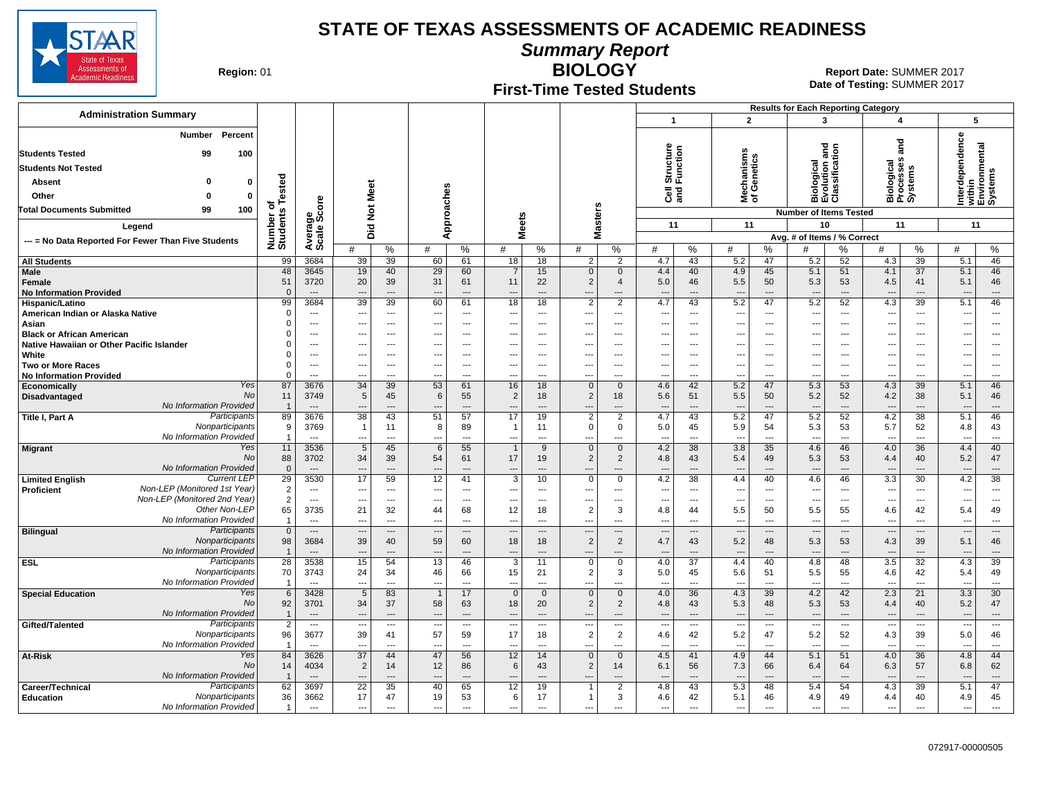# STATE OF TEXAS ASSESSMENTS OF ACADEMIC READINESS

## Summary Report

## BIOLOGY

### First-Time Tested Students

**Region:** 01

**Report Date:** SUMMER 2017
**Date of Testing:** SUMMER 2017

**Administration Summary**

| | Number | Percent |
|---|---|---|
| Students Tested | 99 | 100 |
| Students Not Tested | | |
| Absent | 0 | 0 |
| Other | 0 | 0 |
| Total Documents Submitted | 99 | 100 |

**Legend**

--- = No Data Reported For Fewer Than Five Students

**Results for Each Reporting Category**: 1 – Cell Structure and Function (11 items); 2 – Mechanisms of Genetics (11 items); 3 – Biological Evolution and Classification (10 items); 4 – Biological Processes and Systems (11 items); 5 – Interdependence within Environmental Systems (11 items). Values are Avg. # of Items / % Correct.

| Group | | Number of Students Tested | Average Scale Score | Did Not Meet # | Did Not Meet % | Approaches # | Approaches % | Meets # | Meets % | Masters # | Masters % | 1 # | 1 % | 2 # | 2 % | 3 # | 3 % | 4 # | 4 % | 5 # | 5 % |
|---|---|---|---|---|---|---|---|---|---|---|---|---|---|---|---|---|---|---|---|---|---|
| All Students | | 99 | 3684 | 39 | 39 | 60 | 61 | 18 | 18 | 2 | 2 | 4.7 | 43 | 5.2 | 47 | 5.2 | 52 | 4.3 | 39 | 5.1 | 46 |
| Male | | 48 | 3645 | 19 | 40 | 29 | 60 | 7 | 15 | 0 | 0 | 4.4 | 40 | 4.9 | 45 | 5.1 | 51 | 4.1 | 37 | 5.1 | 46 |
| Female | | 51 | 3720 | 20 | 39 | 31 | 61 | 11 | 22 | 2 | 4 | 5.0 | 46 | 5.5 | 50 | 5.3 | 53 | 4.5 | 41 | 5.1 | 46 |
| No Information Provided | | 0 | --- | --- | --- | --- | --- | --- | --- | --- | --- | --- | --- | --- | --- | --- | --- | --- | --- | --- | --- |
| Hispanic/Latino | | 99 | 3684 | 39 | 39 | 60 | 61 | 18 | 18 | 2 | 2 | 4.7 | 43 | 5.2 | 47 | 5.2 | 52 | 4.3 | 39 | 5.1 | 46 |
| American Indian or Alaska Native | | 0 | --- | --- | --- | --- | --- | --- | --- | --- | --- | --- | --- | --- | --- | --- | --- | --- | --- | --- | --- |
| Asian | | 0 | --- | --- | --- | --- | --- | --- | --- | --- | --- | --- | --- | --- | --- | --- | --- | --- | --- | --- | --- |
| Black or African American | | 0 | --- | --- | --- | --- | --- | --- | --- | --- | --- | --- | --- | --- | --- | --- | --- | --- | --- | --- | --- |
| Native Hawaiian or Other Pacific Islander | | 0 | --- | --- | --- | --- | --- | --- | --- | --- | --- | --- | --- | --- | --- | --- | --- | --- | --- | --- | --- |
| White | | 0 | --- | --- | --- | --- | --- | --- | --- | --- | --- | --- | --- | --- | --- | --- | --- | --- | --- | --- | --- |
| Two or More Races | | 0 | --- | --- | --- | --- | --- | --- | --- | --- | --- | --- | --- | --- | --- | --- | --- | --- | --- | --- | --- |
| No Information Provided | | 0 | --- | --- | --- | --- | --- | --- | --- | --- | --- | --- | --- | --- | --- | --- | --- | --- | --- | --- | --- |
| Economically Disadvantaged | Yes | 87 | 3676 | 34 | 39 | 53 | 61 | 16 | 18 | 0 | 0 | 4.6 | 42 | 5.2 | 47 | 5.3 | 53 | 4.3 | 39 | 5.1 | 46 |
| | No | 11 | 3749 | 5 | 45 | 6 | 55 | 2 | 18 | 2 | 18 | 5.6 | 51 | 5.5 | 50 | 5.2 | 52 | 4.2 | 38 | 5.1 | 46 |
| | No Information Provided | 1 | --- | --- | --- | --- | --- | --- | --- | --- | --- | --- | --- | --- | --- | --- | --- | --- | --- | --- | --- |
| Title I, Part A | Participants | 89 | 3676 | 38 | 43 | 51 | 57 | 17 | 19 | 2 | 2 | 4.7 | 43 | 5.2 | 47 | 5.2 | 52 | 4.2 | 38 | 5.1 | 46 |
| | Nonparticipants | 9 | 3769 | 1 | 11 | 8 | 89 | 1 | 11 | 0 | 0 | 5.0 | 45 | 5.9 | 54 | 5.3 | 53 | 5.7 | 52 | 4.8 | 43 |
| | No Information Provided | 1 | --- | --- | --- | --- | --- | --- | --- | --- | --- | --- | --- | --- | --- | --- | --- | --- | --- | --- | --- |
| Migrant | Yes | 11 | 3536 | 5 | 45 | 6 | 55 | 1 | 9 | 0 | 0 | 4.2 | 38 | 3.8 | 35 | 4.6 | 46 | 4.0 | 36 | 4.4 | 40 |
| | No | 88 | 3702 | 34 | 39 | 54 | 61 | 17 | 19 | 2 | 2 | 4.8 | 43 | 5.4 | 49 | 5.3 | 53 | 4.4 | 40 | 5.2 | 47 |
| | No Information Provided | 0 | --- | --- | --- | --- | --- | --- | --- | --- | --- | --- | --- | --- | --- | --- | --- | --- | --- | --- | --- |
| Limited English Proficient | Current LEP | 29 | 3530 | 17 | 59 | 12 | 41 | 3 | 10 | 0 | 0 | 4.2 | 38 | 4.4 | 40 | 4.6 | 46 | 3.3 | 30 | 4.2 | 38 |
| | Non-LEP (Monitored 1st Year) | 2 | --- | --- | --- | --- | --- | --- | --- | --- | --- | --- | --- | --- | --- | --- | --- | --- | --- | --- | --- |
| | Non-LEP (Monitored 2nd Year) | 2 | --- | --- | --- | --- | --- | --- | --- | --- | --- | --- | --- | --- | --- | --- | --- | --- | --- | --- | --- |
| | Other Non-LEP | 65 | 3735 | 21 | 32 | 44 | 68 | 12 | 18 | 2 | 3 | 4.8 | 44 | 5.5 | 50 | 5.5 | 55 | 4.6 | 42 | 5.4 | 49 |
| | No Information Provided | 1 | --- | --- | --- | --- | --- | --- | --- | --- | --- | --- | --- | --- | --- | --- | --- | --- | --- | --- | --- |
| Bilingual | Participants | 0 | --- | --- | --- | --- | --- | --- | --- | --- | --- | --- | --- | --- | --- | --- | --- | --- | --- | --- | --- |
| | Nonparticipants | 98 | 3684 | 39 | 40 | 59 | 60 | 18 | 18 | 2 | 2 | 4.7 | 43 | 5.2 | 48 | 5.3 | 53 | 4.3 | 39 | 5.1 | 46 |
| | No Information Provided | 1 | --- | --- | --- | --- | --- | --- | --- | --- | --- | --- | --- | --- | --- | --- | --- | --- | --- | --- | --- |
| ESL | Participants | 28 | 3538 | 15 | 54 | 13 | 46 | 3 | 11 | 0 | 0 | 4.0 | 37 | 4.4 | 40 | 4.8 | 48 | 3.5 | 32 | 4.3 | 39 |
| | Nonparticipants | 70 | 3743 | 24 | 34 | 46 | 66 | 15 | 21 | 2 | 3 | 5.0 | 45 | 5.6 | 51 | 5.5 | 55 | 4.6 | 42 | 5.4 | 49 |
| | No Information Provided | 1 | --- | --- | --- | --- | --- | --- | --- | --- | --- | --- | --- | --- | --- | --- | --- | --- | --- | --- | --- |
| Special Education | Yes | 6 | 3428 | 5 | 83 | 1 | 17 | 0 | 0 | 0 | 0 | 4.0 | 36 | 4.3 | 39 | 4.2 | 42 | 2.3 | 21 | 3.3 | 30 |
| | No | 92 | 3701 | 34 | 37 | 58 | 63 | 18 | 20 | 2 | 2 | 4.8 | 43 | 5.3 | 48 | 5.3 | 53 | 4.4 | 40 | 5.2 | 47 |
| | No Information Provided | 1 | --- | --- | --- | --- | --- | --- | --- | --- | --- | --- | --- | --- | --- | --- | --- | --- | --- | --- | --- |
| Gifted/Talented | Participants | 2 | --- | --- | --- | --- | --- | --- | --- | --- | --- | --- | --- | --- | --- | --- | --- | --- | --- | --- | --- |
| | Nonparticipants | 96 | 3677 | 39 | 41 | 57 | 59 | 17 | 18 | 2 | 2 | 4.6 | 42 | 5.2 | 47 | 5.2 | 52 | 4.3 | 39 | 5.0 | 46 |
| | No Information Provided | 1 | --- | --- | --- | --- | --- | --- | --- | --- | --- | --- | --- | --- | --- | --- | --- | --- | --- | --- | --- |
| At-Risk | Yes | 84 | 3626 | 37 | 44 | 47 | 56 | 12 | 14 | 0 | 0 | 4.5 | 41 | 4.9 | 44 | 5.1 | 51 | 4.0 | 36 | 4.8 | 44 |
| | No | 14 | 4034 | 2 | 14 | 12 | 86 | 6 | 43 | 2 | 14 | 6.1 | 56 | 7.3 | 66 | 6.4 | 64 | 6.3 | 57 | 6.8 | 62 |
| | No Information Provided | 1 | --- | --- | --- | --- | --- | --- | --- | --- | --- | --- | --- | --- | --- | --- | --- | --- | --- | --- | --- |
| Career/Technical Education | Participants | 62 | 3697 | 22 | 35 | 40 | 65 | 12 | 19 | 1 | 2 | 4.8 | 43 | 5.3 | 48 | 5.4 | 54 | 4.3 | 39 | 5.1 | 47 |
| | Nonparticipants | 36 | 3662 | 17 | 47 | 19 | 53 | 6 | 17 | 1 | 3 | 4.6 | 42 | 5.1 | 46 | 4.9 | 49 | 4.4 | 40 | 4.9 | 45 |
| | No Information Provided | 1 | --- | --- | --- | --- | --- | --- | --- | --- | --- | --- | --- | --- | --- | --- | --- | --- | --- | --- | --- |

072917-00000505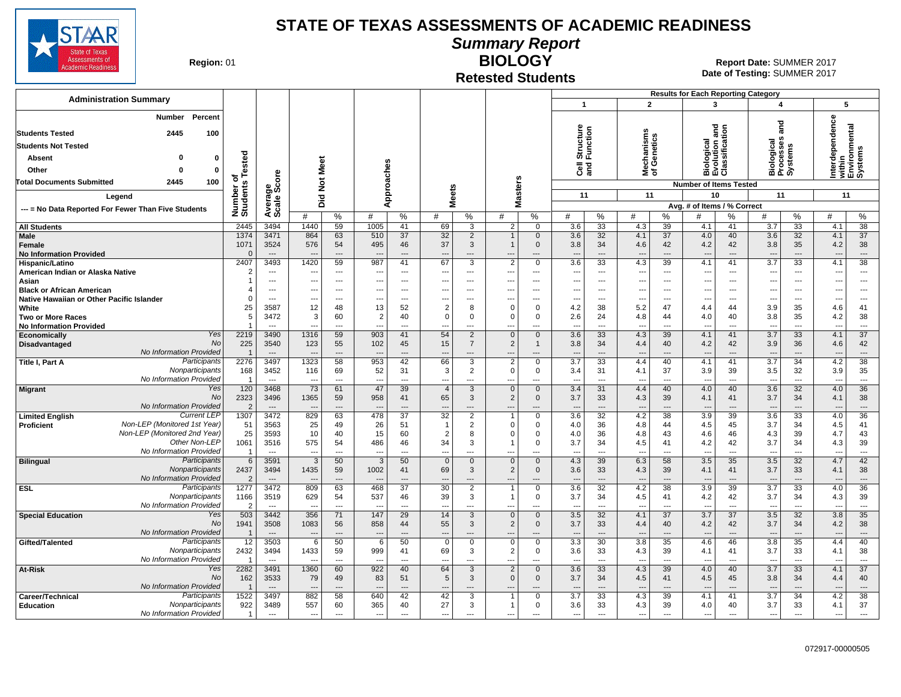# STATE OF TEXAS ASSESSMENTS OF ACADEMIC READINESS

## Summary Report

## BIOLOGY

### Retested Students

**Region:** 01

**Report Date:** SUMMER 2017
**Date of Testing:** SUMMER 2017

**Administration Summary**

| | Number | Percent |
|---|---|---|
| Students Tested | 2445 | 100 |
| Students Not Tested | | |
| Absent | 0 | 0 |
| Other | 0 | 0 |
| Total Documents Submitted | 2445 | 100 |

**Legend**

--- = No Data Reported For Fewer Than Five Students

Results for Each Reporting Category: 1 = Cell Structure and Function (11 items); 2 = Mechanisms of Genetics (11 items); 3 = Biological Evolution and Classification (10 items); 4 = Biological Processes and Systems (11 items); 5 = Interdependence within Environmental Systems (11 items). Values are Avg. # of Items / % Correct.

| Group | | Number of Students Tested | Average Scale Score | Did Not Meet # | Did Not Meet % | Approaches # | Approaches % | Meets # | Meets % | Masters # | Masters % | 1 # | 1 % | 2 # | 2 % | 3 # | 3 % | 4 # | 4 % | 5 # | 5 % |
|---|---|---|---|---|---|---|---|---|---|---|---|---|---|---|---|---|---|---|---|---|---|
| All Students | | 2445 | 3494 | 1440 | 59 | 1005 | 41 | 69 | 3 | 2 | 0 | 3.6 | 33 | 4.3 | 39 | 4.1 | 41 | 3.7 | 33 | 4.1 | 38 |
| Male | | 1374 | 3471 | 864 | 63 | 510 | 37 | 32 | 2 | 1 | 0 | 3.6 | 32 | 4.1 | 37 | 4.0 | 40 | 3.6 | 32 | 4.1 | 37 |
| Female | | 1071 | 3524 | 576 | 54 | 495 | 46 | 37 | 3 | 1 | 0 | 3.8 | 34 | 4.6 | 42 | 4.2 | 42 | 3.8 | 35 | 4.2 | 38 |
| No Information Provided | | 0 | --- | --- | --- | --- | --- | --- | --- | --- | --- | --- | --- | --- | --- | --- | --- | --- | --- | --- | --- |
| Hispanic/Latino | | 2407 | 3493 | 1420 | 59 | 987 | 41 | 67 | 3 | 2 | 0 | 3.6 | 33 | 4.3 | 39 | 4.1 | 41 | 3.7 | 33 | 4.1 | 38 |
| American Indian or Alaska Native | | 2 | --- | --- | --- | --- | --- | --- | --- | --- | --- | --- | --- | --- | --- | --- | --- | --- | --- | --- | --- |
| Asian | | 1 | --- | --- | --- | --- | --- | --- | --- | --- | --- | --- | --- | --- | --- | --- | --- | --- | --- | --- | --- |
| Black or African American | | 4 | --- | --- | --- | --- | --- | --- | --- | --- | --- | --- | --- | --- | --- | --- | --- | --- | --- | --- | --- |
| Native Hawaiian or Other Pacific Islander | | 0 | --- | --- | --- | --- | --- | --- | --- | --- | --- | --- | --- | --- | --- | --- | --- | --- | --- | --- | --- |
| White | | 25 | 3587 | 12 | 48 | 13 | 52 | 2 | 8 | 0 | 0 | 4.2 | 38 | 5.2 | 47 | 4.4 | 44 | 3.9 | 35 | 4.6 | 41 |
| Two or More Races | | 5 | 3472 | 3 | 60 | 2 | 40 | 0 | 0 | 0 | 0 | 2.6 | 24 | 4.8 | 44 | 4.0 | 40 | 3.8 | 35 | 4.2 | 38 |
| No Information Provided | | 1 | --- | --- | --- | --- | --- | --- | --- | --- | --- | --- | --- | --- | --- | --- | --- | --- | --- | --- | --- |
| Economically Disadvantaged | Yes | 2219 | 3490 | 1316 | 59 | 903 | 41 | 54 | 2 | 0 | 0 | 3.6 | 33 | 4.3 | 39 | 4.1 | 41 | 3.7 | 33 | 4.1 | 37 |
| | No | 225 | 3540 | 123 | 55 | 102 | 45 | 15 | 7 | 2 | 1 | 3.8 | 34 | 4.4 | 40 | 4.2 | 42 | 3.9 | 36 | 4.6 | 42 |
| | No Information Provided | 1 | --- | --- | --- | --- | --- | --- | --- | --- | --- | --- | --- | --- | --- | --- | --- | --- | --- | --- | --- |
| Title I, Part A | Participants | 2276 | 3497 | 1323 | 58 | 953 | 42 | 66 | 3 | 2 | 0 | 3.7 | 33 | 4.4 | 40 | 4.1 | 41 | 3.7 | 34 | 4.2 | 38 |
| | Nonparticipants | 168 | 3452 | 116 | 69 | 52 | 31 | 3 | 2 | 0 | 0 | 3.4 | 31 | 4.1 | 37 | 3.9 | 39 | 3.5 | 32 | 3.9 | 35 |
| | No Information Provided | 1 | --- | --- | --- | --- | --- | --- | --- | --- | --- | --- | --- | --- | --- | --- | --- | --- | --- | --- | --- |
| Migrant | Yes | 120 | 3468 | 73 | 61 | 47 | 39 | 4 | 3 | 0 | 0 | 3.4 | 31 | 4.4 | 40 | 4.0 | 40 | 3.6 | 32 | 4.0 | 36 |
| | No | 2323 | 3496 | 1365 | 59 | 958 | 41 | 65 | 3 | 2 | 0 | 3.7 | 33 | 4.3 | 39 | 4.1 | 41 | 3.7 | 34 | 4.1 | 38 |
| | No Information Provided | 2 | --- | --- | --- | --- | --- | --- | --- | --- | --- | --- | --- | --- | --- | --- | --- | --- | --- | --- | --- |
| Limited English Proficient | Current LEP | 1307 | 3472 | 829 | 63 | 478 | 37 | 32 | 2 | 1 | 0 | 3.6 | 32 | 4.2 | 38 | 3.9 | 39 | 3.6 | 33 | 4.0 | 36 |
| | Non-LEP (Monitored 1st Year) | 51 | 3563 | 25 | 49 | 26 | 51 | 1 | 2 | 0 | 0 | 4.0 | 36 | 4.8 | 44 | 4.5 | 45 | 3.7 | 34 | 4.5 | 41 |
| | Non-LEP (Monitored 2nd Year) | 25 | 3593 | 10 | 40 | 15 | 60 | 2 | 8 | 0 | 0 | 4.0 | 36 | 4.8 | 43 | 4.6 | 46 | 4.3 | 39 | 4.7 | 43 |
| | Other Non-LEP | 1061 | 3516 | 575 | 54 | 486 | 46 | 34 | 3 | 1 | 0 | 3.7 | 34 | 4.5 | 41 | 4.2 | 42 | 3.7 | 34 | 4.3 | 39 |
| | No Information Provided | 1 | --- | --- | --- | --- | --- | --- | --- | --- | --- | --- | --- | --- | --- | --- | --- | --- | --- | --- | --- |
| Bilingual | Participants | 6 | 3591 | 3 | 50 | 3 | 50 | 0 | 0 | 0 | 0 | 4.3 | 39 | 6.3 | 58 | 3.5 | 35 | 3.5 | 32 | 4.7 | 42 |
| | Nonparticipants | 2437 | 3494 | 1435 | 59 | 1002 | 41 | 69 | 3 | 2 | 0 | 3.6 | 33 | 4.3 | 39 | 4.1 | 41 | 3.7 | 33 | 4.1 | 38 |
| | No Information Provided | 2 | --- | --- | --- | --- | --- | --- | --- | --- | --- | --- | --- | --- | --- | --- | --- | --- | --- | --- | --- |
| ESL | Participants | 1277 | 3472 | 809 | 63 | 468 | 37 | 30 | 2 | 1 | 0 | 3.6 | 32 | 4.2 | 38 | 3.9 | 39 | 3.7 | 33 | 4.0 | 36 |
| | Nonparticipants | 1166 | 3519 | 629 | 54 | 537 | 46 | 39 | 3 | 1 | 0 | 3.7 | 34 | 4.5 | 41 | 4.2 | 42 | 3.7 | 34 | 4.3 | 39 |
| | No Information Provided | 2 | --- | --- | --- | --- | --- | --- | --- | --- | --- | --- | --- | --- | --- | --- | --- | --- | --- | --- | --- |
| Special Education | Yes | 503 | 3442 | 356 | 71 | 147 | 29 | 14 | 3 | 0 | 0 | 3.5 | 32 | 4.1 | 37 | 3.7 | 37 | 3.5 | 32 | 3.8 | 35 |
| | No | 1941 | 3508 | 1083 | 56 | 858 | 44 | 55 | 3 | 2 | 0 | 3.7 | 33 | 4.4 | 40 | 4.2 | 42 | 3.7 | 34 | 4.2 | 38 |
| | No Information Provided | 1 | --- | --- | --- | --- | --- | --- | --- | --- | --- | --- | --- | --- | --- | --- | --- | --- | --- | --- | --- |
| Gifted/Talented | Participants | 12 | 3503 | 6 | 50 | 6 | 50 | 0 | 0 | 0 | 0 | 3.3 | 30 | 3.8 | 35 | 4.6 | 46 | 3.8 | 35 | 4.4 | 40 |
| | Nonparticipants | 2432 | 3494 | 1433 | 59 | 999 | 41 | 69 | 3 | 2 | 0 | 3.6 | 33 | 4.3 | 39 | 4.1 | 41 | 3.7 | 33 | 4.1 | 38 |
| | No Information Provided | 1 | --- | --- | --- | --- | --- | --- | --- | --- | --- | --- | --- | --- | --- | --- | --- | --- | --- | --- | --- |
| At-Risk | Yes | 2282 | 3491 | 1360 | 60 | 922 | 40 | 64 | 3 | 2 | 0 | 3.6 | 33 | 4.3 | 39 | 4.0 | 40 | 3.7 | 33 | 4.1 | 37 |
| | No | 162 | 3533 | 79 | 49 | 83 | 51 | 5 | 3 | 0 | 0 | 3.7 | 34 | 4.5 | 41 | 4.5 | 45 | 3.8 | 34 | 4.4 | 40 |
| | No Information Provided | 1 | --- | --- | --- | --- | --- | --- | --- | --- | --- | --- | --- | --- | --- | --- | --- | --- | --- | --- | --- |
| Career/Technical Education | Participants | 1522 | 3497 | 882 | 58 | 640 | 42 | 42 | 3 | 1 | 0 | 3.7 | 33 | 4.3 | 39 | 4.1 | 41 | 3.7 | 34 | 4.2 | 38 |
| | Nonparticipants | 922 | 3489 | 557 | 60 | 365 | 40 | 27 | 3 | 1 | 0 | 3.6 | 33 | 4.3 | 39 | 4.0 | 40 | 3.7 | 33 | 4.1 | 37 |
| | No Information Provided | 1 | --- | --- | --- | --- | --- | --- | --- | --- | --- | --- | --- | --- | --- | --- | --- | --- | --- | --- | --- |

072917-00000505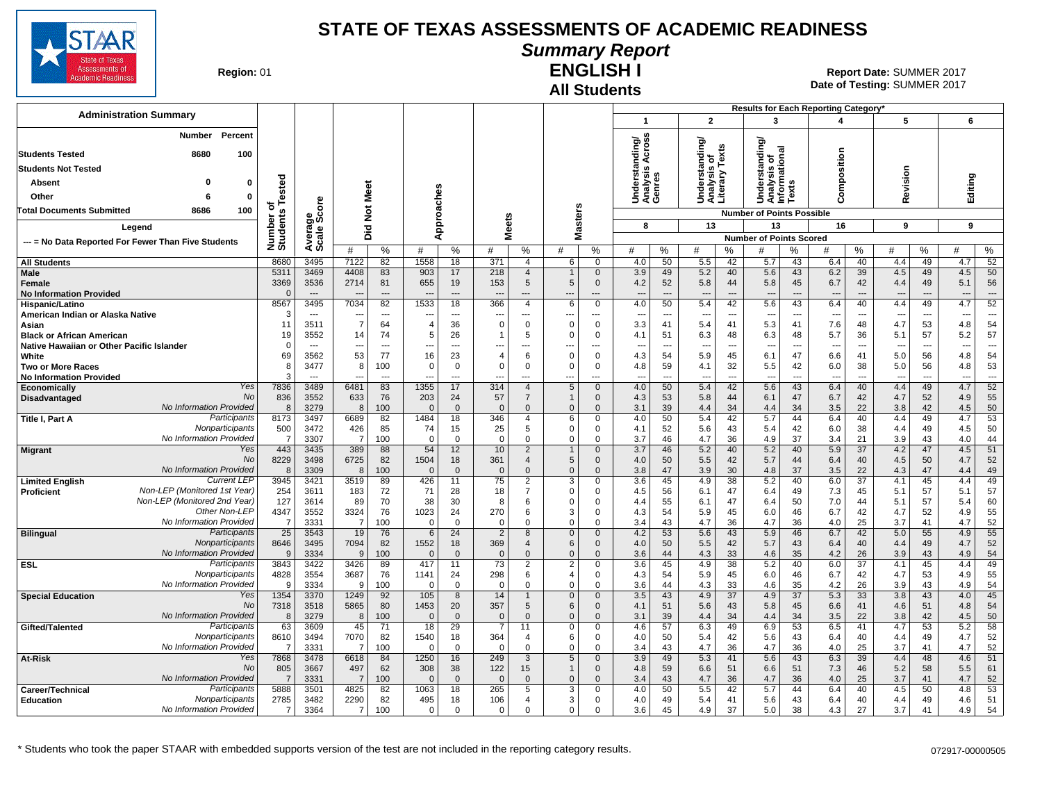# STATE OF TEXAS ASSESSMENTS OF ACADEMIC READINESS

## Summary Report

## ENGLISH I

## All Students

**Region:** 01

**Report Date:** SUMMER 2017
**Date of Testing:** SUMMER 2017

### Administration Summary

| | Number | Percent |
|---|---|---|
| Students Tested | 8680 | 100 |
| Students Not Tested | | |
| Absent | 0 | 0 |
| Other | 6 | 0 |
| Total Documents Submitted | 8686 | 100 |

Legend

--- = No Data Reported For Fewer Than Five Students

Results for Each Reporting Category*: 1 = Understanding/Analysis Across Genres (8 points possible); 2 = Understanding/Analysis of Literary Texts (13); 3 = Understanding/Analysis of Informational Texts (13); 4 = Composition (16); 5 = Revision (9); 6 = Editing (9). Values are Number of Points Scored.

| Group | | Number of Students Tested | Average Scale Score | Did Not Meet # | Did Not Meet % | Approaches # | Approaches % | Meets # | Meets % | Masters # | Masters % | 1 # | 1 % | 2 # | 2 % | 3 # | 3 % | 4 # | 4 % | 5 # | 5 % | 6 # | 6 % |
|---|---|---|---|---|---|---|---|---|---|---|---|---|---|---|---|---|---|---|---|---|---|---|---|
| All Students | | 8680 | 3495 | 7122 | 82 | 1558 | 18 | 371 | 4 | 6 | 0 | 4.0 | 50 | 5.5 | 42 | 5.7 | 43 | 6.4 | 40 | 4.4 | 49 | 4.7 | 52 |
| Male | | 5311 | 3469 | 4408 | 83 | 903 | 17 | 218 | 4 | 1 | 0 | 3.9 | 49 | 5.2 | 40 | 5.6 | 43 | 6.2 | 39 | 4.5 | 49 | 4.5 | 50 |
| Female | | 3369 | 3536 | 2714 | 81 | 655 | 19 | 153 | 5 | 5 | 0 | 4.2 | 52 | 5.8 | 44 | 5.8 | 45 | 6.7 | 42 | 4.4 | 49 | 5.1 | 56 |
| No Information Provided | | 0 | --- | --- | --- | --- | --- | --- | --- | --- | --- | --- | --- | --- | --- | --- | --- | --- | --- | --- | --- | --- | --- |
| Hispanic/Latino | | 8567 | 3495 | 7034 | 82 | 1533 | 18 | 366 | 4 | 6 | 0 | 4.0 | 50 | 5.4 | 42 | 5.6 | 43 | 6.4 | 40 | 4.4 | 49 | 4.7 | 52 |
| American Indian or Alaska Native | | 3 | --- | --- | --- | --- | --- | --- | --- | --- | --- | --- | --- | --- | --- | --- | --- | --- | --- | --- | --- | --- | --- |
| Asian | | 11 | 3511 | 7 | 64 | 4 | 36 | 0 | 0 | 0 | 0 | 3.3 | 41 | 5.4 | 41 | 5.3 | 41 | 7.6 | 48 | 4.7 | 53 | 4.8 | 54 |
| Black or African American | | 19 | 3552 | 14 | 74 | 5 | 26 | 1 | 5 | 0 | 0 | 4.1 | 51 | 6.3 | 48 | 6.3 | 48 | 5.7 | 36 | 5.1 | 57 | 5.2 | 57 |
| Native Hawaiian or Other Pacific Islander | | 0 | --- | --- | --- | --- | --- | --- | --- | --- | --- | --- | --- | --- | --- | --- | --- | --- | --- | --- | --- | --- | --- |
| White | | 69 | 3562 | 53 | 77 | 16 | 23 | 4 | 6 | 0 | 0 | 4.3 | 54 | 5.9 | 45 | 6.1 | 47 | 6.6 | 41 | 5.0 | 56 | 4.8 | 54 |
| Two or More Races | | 8 | 3477 | 8 | 100 | 0 | 0 | 0 | 0 | 0 | 0 | 4.8 | 59 | 4.1 | 32 | 5.5 | 42 | 6.0 | 38 | 5.0 | 56 | 4.8 | 53 |
| No Information Provided | | 3 | --- | --- | --- | --- | --- | --- | --- | --- | --- | --- | --- | --- | --- | --- | --- | --- | --- | --- | --- | --- | --- |
| Economically Disadvantaged | Yes | 7836 | 3489 | 6481 | 83 | 1355 | 17 | 314 | 4 | 5 | 0 | 4.0 | 50 | 5.4 | 42 | 5.6 | 43 | 6.4 | 40 | 4.4 | 49 | 4.7 | 52 |
| | No | 836 | 3552 | 633 | 76 | 203 | 24 | 57 | 7 | 1 | 0 | 4.3 | 53 | 5.8 | 44 | 6.1 | 47 | 6.7 | 42 | 4.7 | 52 | 4.9 | 55 |
| | No Information Provided | 8 | 3279 | 8 | 100 | 0 | 0 | 0 | 0 | 0 | 0 | 3.1 | 39 | 4.4 | 34 | 4.4 | 34 | 3.5 | 22 | 3.8 | 42 | 4.5 | 50 |
| Title I, Part A | Participants | 8173 | 3497 | 6689 | 82 | 1484 | 18 | 346 | 4 | 6 | 0 | 4.0 | 50 | 5.4 | 42 | 5.7 | 44 | 6.4 | 40 | 4.4 | 49 | 4.7 | 53 |
| | Nonparticipants | 500 | 3472 | 426 | 85 | 74 | 15 | 25 | 5 | 0 | 0 | 4.1 | 52 | 5.6 | 43 | 5.4 | 42 | 6.0 | 38 | 4.4 | 49 | 4.5 | 50 |
| | No Information Provided | 7 | 3307 | 7 | 100 | 0 | 0 | 0 | 0 | 0 | 0 | 3.7 | 46 | 4.7 | 36 | 4.9 | 37 | 3.4 | 21 | 3.9 | 43 | 4.0 | 44 |
| Migrant | Yes | 443 | 3435 | 389 | 88 | 54 | 12 | 10 | 2 | 1 | 0 | 3.7 | 46 | 5.2 | 40 | 5.2 | 40 | 5.9 | 37 | 4.2 | 47 | 4.5 | 51 |
| | No | 8229 | 3498 | 6725 | 82 | 1504 | 18 | 361 | 4 | 5 | 0 | 4.0 | 50 | 5.5 | 42 | 5.7 | 44 | 6.4 | 40 | 4.5 | 50 | 4.7 | 52 |
| | No Information Provided | 8 | 3309 | 8 | 100 | 0 | 0 | 0 | 0 | 0 | 0 | 3.8 | 47 | 3.9 | 30 | 4.8 | 37 | 3.5 | 22 | 4.3 | 47 | 4.4 | 49 |
| Limited English Proficient | Current LEP | 3945 | 3421 | 3519 | 89 | 426 | 11 | 75 | 2 | 3 | 0 | 3.6 | 45 | 4.9 | 38 | 5.2 | 40 | 6.0 | 37 | 4.1 | 45 | 4.4 | 49 |
| | Non-LEP (Monitored 1st Year) | 254 | 3611 | 183 | 72 | 71 | 28 | 18 | 7 | 0 | 0 | 4.5 | 56 | 6.1 | 47 | 6.4 | 49 | 7.3 | 45 | 5.1 | 57 | 5.1 | 57 |
| | Non-LEP (Monitored 2nd Year) | 127 | 3614 | 89 | 70 | 38 | 30 | 8 | 6 | 0 | 0 | 4.4 | 55 | 6.1 | 47 | 6.4 | 50 | 7.0 | 44 | 5.1 | 57 | 5.4 | 60 |
| | Other Non-LEP | 4347 | 3552 | 3324 | 76 | 1023 | 24 | 270 | 6 | 3 | 0 | 4.3 | 54 | 5.9 | 45 | 6.0 | 46 | 6.7 | 42 | 4.7 | 52 | 4.9 | 55 |
| | No Information Provided | 7 | 3331 | 7 | 100 | 0 | 0 | 0 | 0 | 0 | 0 | 3.4 | 43 | 4.7 | 36 | 4.7 | 36 | 4.0 | 25 | 3.7 | 41 | 4.7 | 52 |
| Bilingual | Participants | 25 | 3543 | 19 | 76 | 6 | 24 | 2 | 8 | 0 | 0 | 4.2 | 53 | 5.6 | 43 | 5.9 | 46 | 6.7 | 42 | 5.0 | 55 | 4.9 | 55 |
| | Nonparticipants | 8646 | 3495 | 7094 | 82 | 1552 | 18 | 369 | 4 | 6 | 0 | 4.0 | 50 | 5.5 | 42 | 5.7 | 43 | 6.4 | 40 | 4.4 | 49 | 4.7 | 52 |
| | No Information Provided | 9 | 3334 | 9 | 100 | 0 | 0 | 0 | 0 | 0 | 0 | 3.6 | 44 | 4.3 | 33 | 4.6 | 35 | 4.2 | 26 | 3.9 | 43 | 4.9 | 54 |
| ESL | Participants | 3843 | 3422 | 3426 | 89 | 417 | 11 | 73 | 2 | 2 | 0 | 3.6 | 45 | 4.9 | 38 | 5.2 | 40 | 6.0 | 37 | 4.1 | 45 | 4.4 | 49 |
| | Nonparticipants | 4828 | 3554 | 3687 | 76 | 1141 | 24 | 298 | 6 | 4 | 0 | 4.3 | 54 | 5.9 | 45 | 6.0 | 46 | 6.7 | 42 | 4.7 | 53 | 4.9 | 55 |
| | No Information Provided | 9 | 3334 | 9 | 100 | 0 | 0 | 0 | 0 | 0 | 0 | 3.6 | 44 | 4.3 | 33 | 4.6 | 35 | 4.2 | 26 | 3.9 | 43 | 4.9 | 54 |
| Special Education | Yes | 1354 | 3370 | 1249 | 92 | 105 | 8 | 14 | 1 | 0 | 0 | 3.5 | 43 | 4.9 | 37 | 4.9 | 37 | 5.3 | 33 | 3.8 | 43 | 4.0 | 45 |
| | No | 7318 | 3518 | 5865 | 80 | 1453 | 20 | 357 | 5 | 6 | 0 | 4.1 | 51 | 5.6 | 43 | 5.8 | 45 | 6.6 | 41 | 4.6 | 51 | 4.8 | 54 |
| | No Information Provided | 8 | 3279 | 8 | 100 | 0 | 0 | 0 | 0 | 0 | 0 | 3.1 | 39 | 4.4 | 34 | 4.4 | 34 | 3.5 | 22 | 3.8 | 42 | 4.5 | 50 |
| Gifted/Talented | Participants | 63 | 3609 | 45 | 71 | 18 | 29 | 7 | 11 | 0 | 0 | 4.6 | 57 | 6.3 | 49 | 6.9 | 53 | 6.5 | 41 | 4.7 | 53 | 5.2 | 58 |
| | Nonparticipants | 8610 | 3494 | 7070 | 82 | 1540 | 18 | 364 | 4 | 6 | 0 | 4.0 | 50 | 5.4 | 42 | 5.6 | 43 | 6.4 | 40 | 4.4 | 49 | 4.7 | 52 |
| | No Information Provided | 7 | 3331 | 7 | 100 | 0 | 0 | 0 | 0 | 0 | 0 | 3.4 | 43 | 4.7 | 36 | 4.7 | 36 | 4.0 | 25 | 3.7 | 41 | 4.7 | 52 |
| At-Risk | Yes | 7868 | 3478 | 6618 | 84 | 1250 | 16 | 249 | 3 | 5 | 0 | 3.9 | 49 | 5.3 | 41 | 5.6 | 43 | 6.3 | 39 | 4.4 | 48 | 4.6 | 51 |
| | No | 805 | 3667 | 497 | 62 | 308 | 38 | 122 | 15 | 1 | 0 | 4.8 | 59 | 6.6 | 51 | 6.6 | 51 | 7.3 | 46 | 5.2 | 58 | 5.5 | 61 |
| | No Information Provided | 7 | 3331 | 7 | 100 | 0 | 0 | 0 | 0 | 0 | 0 | 3.4 | 43 | 4.7 | 36 | 4.7 | 36 | 4.0 | 25 | 3.7 | 41 | 4.7 | 52 |
| Career/Technical Education | Participants | 5888 | 3501 | 4825 | 82 | 1063 | 18 | 265 | 5 | 3 | 0 | 4.0 | 50 | 5.5 | 42 | 5.7 | 44 | 6.4 | 40 | 4.5 | 50 | 4.8 | 53 |
| | Nonparticipants | 2785 | 3482 | 2290 | 82 | 495 | 18 | 106 | 4 | 3 | 0 | 4.0 | 49 | 5.4 | 41 | 5.6 | 43 | 6.4 | 40 | 4.4 | 49 | 4.6 | 51 |
| | No Information Provided | 7 | 3364 | 7 | 100 | 0 | 0 | 0 | 0 | 0 | 0 | 3.6 | 45 | 4.9 | 37 | 5.0 | 38 | 4.3 | 27 | 3.7 | 41 | 4.9 | 54 |

\* Students who took the paper STAAR with embedded supports version of the test are not included in the reporting category results.

072917-00000505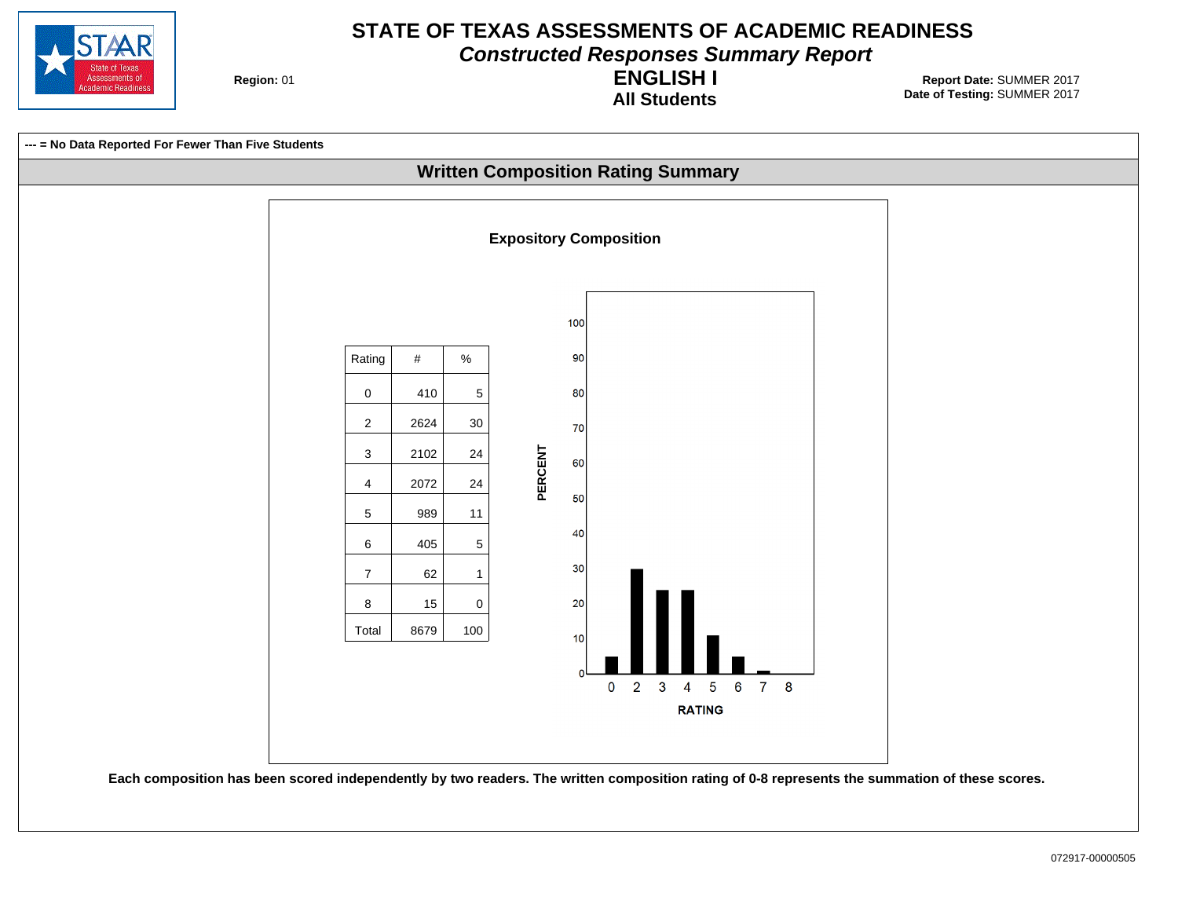# STATE OF TEXAS ASSESSMENTS OF ACADEMIC READINESS

## *Constructed Responses Summary Report*

## ENGLISH I

### All Students

**Region:** 01

**Report Date:** SUMMER 2017
**Date of Testing:** SUMMER 2017

**--- = No Data Reported For Fewer Than Five Students**

## Written Composition Rating Summary

### Expository Composition

| Rating | # | % |
|---|---|---|
| 0 | 410 | 5 |
| 2 | 2624 | 30 |
| 3 | 2102 | 24 |
| 4 | 2072 | 24 |
| 5 | 989 | 11 |
| 6 | 405 | 5 |
| 7 | 62 | 1 |
| 8 | 15 | 0 |
| Total | 8679 | 100 |

**Each composition has been scored independently by two readers. The written composition rating of 0-8 represents the summation of these scores.**

072917-00000505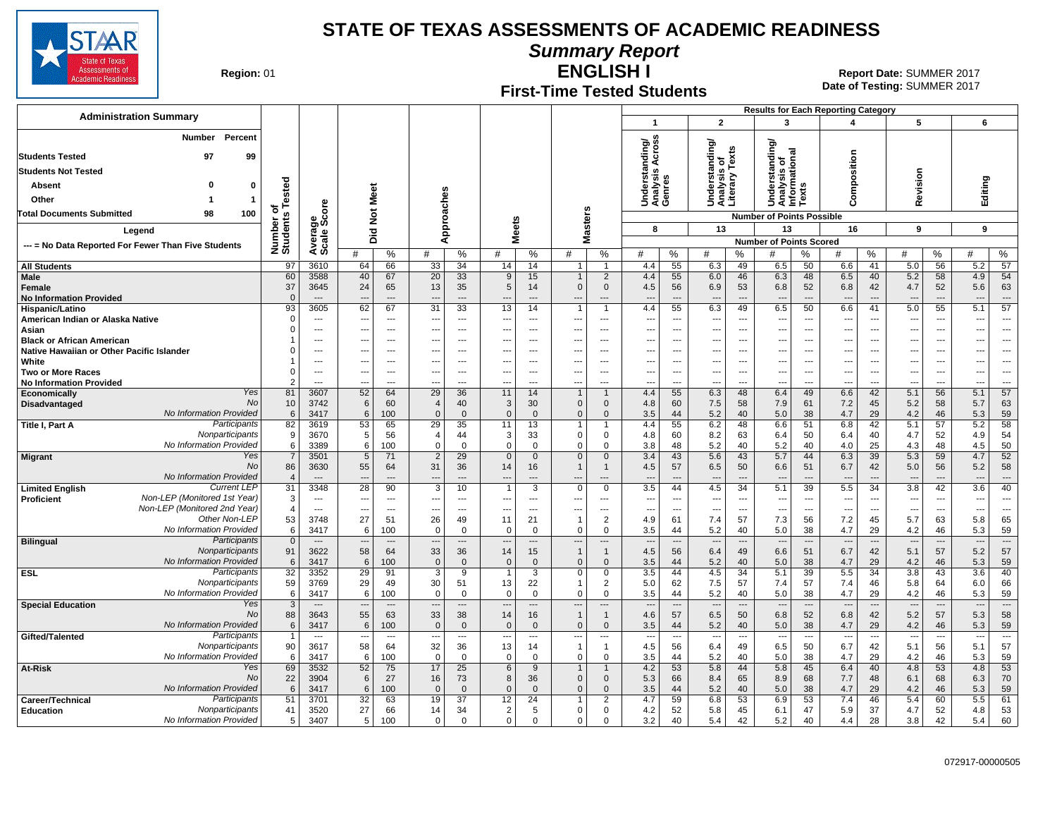# STATE OF TEXAS ASSESSMENTS OF ACADEMIC READINESS

## Summary Report

## ENGLISH I

## First-Time Tested Students

**Region:** 01

**Report Date:** SUMMER 2017
**Date of Testing:** SUMMER 2017

### Administration Summary

| | Number | Percent |
|---|---|---|
| Students Tested | 97 | 99 |
| Students Not Tested | | |
| Absent | 0 | 0 |
| Other | 1 | 1 |
| Total Documents Submitted | 98 | 100 |

Legend

--- = No Data Reported For Fewer Than Five Students

Results for Each Reporting Category: 1 = Understanding/Analysis Across Genres (8 points possible); 2 = Understanding/Analysis of Literary Texts (13 points possible); 3 = Understanding/Analysis of Informational Texts (13 points possible); 4 = Composition (16 points possible); 5 = Revision (9 points possible); 6 = Editing (9 points possible). Number of Points Scored.

| Group | Subgroup | Number of Students Tested | Average Scale Score | Did Not Meet # | Did Not Meet % | Approaches # | Approaches % | Meets # | Meets % | Masters # | Masters % | 1 # | 1 % | 2 # | 2 % | 3 # | 3 % | 4 # | 4 % | 5 # | 5 % | 6 # | 6 % |
|---|---|---|---|---|---|---|---|---|---|---|---|---|---|---|---|---|---|---|---|---|---|---|---|
| All Students | | 97 | 3610 | 64 | 66 | 33 | 34 | 14 | 14 | 1 | 1 | 4.4 | 55 | 6.3 | 49 | 6.5 | 50 | 6.6 | 41 | 5.0 | 56 | 5.2 | 57 |
| Male | | 60 | 3588 | 40 | 67 | 20 | 33 | 9 | 15 | 1 | 2 | 4.4 | 55 | 6.0 | 46 | 6.3 | 48 | 6.5 | 40 | 5.2 | 58 | 4.9 | 54 |
| Female | | 37 | 3645 | 24 | 65 | 13 | 35 | 5 | 14 | 0 | 0 | 4.5 | 56 | 6.9 | 53 | 6.8 | 52 | 6.8 | 42 | 4.7 | 52 | 5.6 | 63 |
| No Information Provided | | 0 | --- | --- | --- | --- | --- | --- | --- | --- | --- | --- | --- | --- | --- | --- | --- | --- | --- | --- | --- | --- | --- |
| Hispanic/Latino | | 93 | 3605 | 62 | 67 | 31 | 33 | 13 | 14 | 1 | 1 | 4.4 | 55 | 6.3 | 49 | 6.5 | 50 | 6.6 | 41 | 5.0 | 55 | 5.1 | 57 |
| American Indian or Alaska Native | | 0 | --- | --- | --- | --- | --- | --- | --- | --- | --- | --- | --- | --- | --- | --- | --- | --- | --- | --- | --- | --- | --- |
| Asian | | 0 | --- | --- | --- | --- | --- | --- | --- | --- | --- | --- | --- | --- | --- | --- | --- | --- | --- | --- | --- | --- | --- |
| Black or African American | | 1 | --- | --- | --- | --- | --- | --- | --- | --- | --- | --- | --- | --- | --- | --- | --- | --- | --- | --- | --- | --- | --- |
| Native Hawaiian or Other Pacific Islander | | 0 | --- | --- | --- | --- | --- | --- | --- | --- | --- | --- | --- | --- | --- | --- | --- | --- | --- | --- | --- | --- | --- |
| White | | 1 | --- | --- | --- | --- | --- | --- | --- | --- | --- | --- | --- | --- | --- | --- | --- | --- | --- | --- | --- | --- | --- |
| Two or More Races | | 0 | --- | --- | --- | --- | --- | --- | --- | --- | --- | --- | --- | --- | --- | --- | --- | --- | --- | --- | --- | --- | --- |
| No Information Provided | | 2 | --- | --- | --- | --- | --- | --- | --- | --- | --- | --- | --- | --- | --- | --- | --- | --- | --- | --- | --- | --- | --- |
| Economically Disadvantaged | Yes | 81 | 3607 | 52 | 64 | 29 | 36 | 11 | 14 | 1 | 1 | 4.4 | 55 | 6.3 | 48 | 6.4 | 49 | 6.6 | 42 | 5.1 | 56 | 5.1 | 57 |
| | No | 10 | 3742 | 6 | 60 | 4 | 40 | 3 | 30 | 0 | 0 | 4.8 | 60 | 7.5 | 58 | 7.9 | 61 | 7.2 | 45 | 5.2 | 58 | 5.7 | 63 |
| | No Information Provided | 6 | 3417 | 6 | 100 | 0 | 0 | 0 | 0 | 0 | 0 | 3.5 | 44 | 5.2 | 40 | 5.0 | 38 | 4.7 | 29 | 4.2 | 46 | 5.3 | 59 |
| Title I, Part A | Participants | 82 | 3619 | 53 | 65 | 29 | 35 | 11 | 13 | 1 | 1 | 4.4 | 55 | 6.2 | 48 | 6.6 | 51 | 6.8 | 42 | 5.1 | 57 | 5.2 | 58 |
| | Nonparticipants | 9 | 3670 | 5 | 56 | 4 | 44 | 3 | 33 | 0 | 0 | 4.8 | 60 | 8.2 | 63 | 6.4 | 50 | 6.4 | 40 | 4.7 | 52 | 4.9 | 54 |
| | No Information Provided | 6 | 3389 | 6 | 100 | 0 | 0 | 0 | 0 | 0 | 0 | 3.8 | 48 | 5.2 | 40 | 5.2 | 40 | 4.0 | 25 | 4.3 | 48 | 4.5 | 50 |
| Migrant | Yes | 7 | 3501 | 5 | 71 | 2 | 29 | 0 | 0 | 0 | 0 | 3.4 | 43 | 5.6 | 43 | 5.7 | 44 | 6.3 | 39 | 5.3 | 59 | 4.7 | 52 |
| | No | 86 | 3630 | 55 | 64 | 31 | 36 | 14 | 16 | 1 | 1 | 4.5 | 57 | 6.5 | 50 | 6.6 | 51 | 6.7 | 42 | 5.0 | 56 | 5.2 | 58 |
| | No Information Provided | 4 | --- | --- | --- | --- | --- | --- | --- | --- | --- | --- | --- | --- | --- | --- | --- | --- | --- | --- | --- | --- | --- |
| Limited English Proficient | Current LEP | 31 | 3348 | 28 | 90 | 3 | 10 | 1 | 3 | 0 | 0 | 3.5 | 44 | 4.5 | 34 | 5.1 | 39 | 5.5 | 34 | 3.8 | 42 | 3.6 | 40 |
| | Non-LEP (Monitored 1st Year) | 3 | --- | --- | --- | --- | --- | --- | --- | --- | --- | --- | --- | --- | --- | --- | --- | --- | --- | --- | --- | --- | --- |
| | Non-LEP (Monitored 2nd Year) | 4 | --- | --- | --- | --- | --- | --- | --- | --- | --- | --- | --- | --- | --- | --- | --- | --- | --- | --- | --- | --- | --- |
| | Other Non-LEP | 53 | 3748 | 27 | 51 | 26 | 49 | 11 | 21 | 1 | 2 | 4.9 | 61 | 7.4 | 57 | 7.3 | 56 | 7.2 | 45 | 5.7 | 63 | 5.8 | 65 |
| | No Information Provided | 6 | 3417 | 6 | 100 | 0 | 0 | 0 | 0 | 0 | 0 | 3.5 | 44 | 5.2 | 40 | 5.0 | 38 | 4.7 | 29 | 4.2 | 46 | 5.3 | 59 |
| Bilingual | Participants | 0 | --- | --- | --- | --- | --- | --- | --- | --- | --- | --- | --- | --- | --- | --- | --- | --- | --- | --- | --- | --- | --- |
| | Nonparticipants | 91 | 3622 | 58 | 64 | 33 | 36 | 14 | 15 | 1 | 1 | 4.5 | 56 | 6.4 | 49 | 6.6 | 51 | 6.7 | 42 | 5.1 | 57 | 5.2 | 57 |
| | No Information Provided | 6 | 3417 | 6 | 100 | 0 | 0 | 0 | 0 | 0 | 0 | 3.5 | 44 | 5.2 | 40 | 5.0 | 38 | 4.7 | 29 | 4.2 | 46 | 5.3 | 59 |
| ESL | Participants | 32 | 3352 | 29 | 91 | 3 | 9 | 1 | 3 | 0 | 0 | 3.5 | 44 | 4.5 | 34 | 5.1 | 39 | 5.5 | 34 | 3.8 | 43 | 3.6 | 40 |
| | Nonparticipants | 59 | 3769 | 29 | 49 | 30 | 51 | 13 | 22 | 1 | 2 | 5.0 | 62 | 7.5 | 57 | 7.4 | 57 | 7.4 | 46 | 5.8 | 64 | 6.0 | 66 |
| | No Information Provided | 6 | 3417 | 6 | 100 | 0 | 0 | 0 | 0 | 0 | 0 | 3.5 | 44 | 5.2 | 40 | 5.0 | 38 | 4.7 | 29 | 4.2 | 46 | 5.3 | 59 |
| Special Education | Yes | 3 | --- | --- | --- | --- | --- | --- | --- | --- | --- | --- | --- | --- | --- | --- | --- | --- | --- | --- | --- | --- | --- |
| | No | 88 | 3643 | 55 | 63 | 33 | 38 | 14 | 16 | 1 | 1 | 4.6 | 57 | 6.5 | 50 | 6.8 | 52 | 6.8 | 42 | 5.2 | 57 | 5.3 | 58 |
| | No Information Provided | 6 | 3417 | 6 | 100 | 0 | 0 | 0 | 0 | 0 | 0 | 3.5 | 44 | 5.2 | 40 | 5.0 | 38 | 4.7 | 29 | 4.2 | 46 | 5.3 | 59 |
| Gifted/Talented | Participants | 1 | --- | --- | --- | --- | --- | --- | --- | --- | --- | --- | --- | --- | --- | --- | --- | --- | --- | --- | --- | --- | --- |
| | Nonparticipants | 90 | 3617 | 58 | 64 | 32 | 36 | 13 | 14 | 1 | 1 | 4.5 | 56 | 6.4 | 49 | 6.5 | 50 | 6.7 | 42 | 5.1 | 56 | 5.1 | 57 |
| | No Information Provided | 6 | 3417 | 6 | 100 | 0 | 0 | 0 | 0 | 0 | 0 | 3.5 | 44 | 5.2 | 40 | 5.0 | 38 | 4.7 | 29 | 4.2 | 46 | 5.3 | 59 |
| At-Risk | Yes | 69 | 3532 | 52 | 75 | 17 | 25 | 6 | 9 | 1 | 1 | 4.2 | 53 | 5.8 | 44 | 5.8 | 45 | 6.4 | 40 | 4.8 | 53 | 4.8 | 53 |
| | No | 22 | 3904 | 6 | 27 | 16 | 73 | 8 | 36 | 0 | 0 | 5.3 | 66 | 8.4 | 65 | 8.9 | 68 | 7.7 | 48 | 6.1 | 68 | 6.3 | 70 |
| | No Information Provided | 6 | 3417 | 6 | 100 | 0 | 0 | 0 | 0 | 0 | 0 | 3.5 | 44 | 5.2 | 40 | 5.0 | 38 | 4.7 | 29 | 4.2 | 46 | 5.3 | 59 |
| Career/Technical Education | Participants | 51 | 3701 | 32 | 63 | 19 | 37 | 12 | 24 | 1 | 2 | 4.7 | 59 | 6.8 | 53 | 6.9 | 53 | 7.4 | 46 | 5.4 | 60 | 5.5 | 61 |
| | Nonparticipants | 41 | 3520 | 27 | 66 | 14 | 34 | 2 | 5 | 0 | 0 | 4.2 | 52 | 5.8 | 45 | 6.1 | 47 | 5.9 | 37 | 4.7 | 52 | 4.8 | 53 |
| | No Information Provided | 5 | 3407 | 5 | 100 | 0 | 0 | 0 | 0 | 0 | 0 | 3.2 | 40 | 5.4 | 42 | 5.2 | 40 | 4.4 | 28 | 3.8 | 42 | 5.4 | 60 |

072917-00000505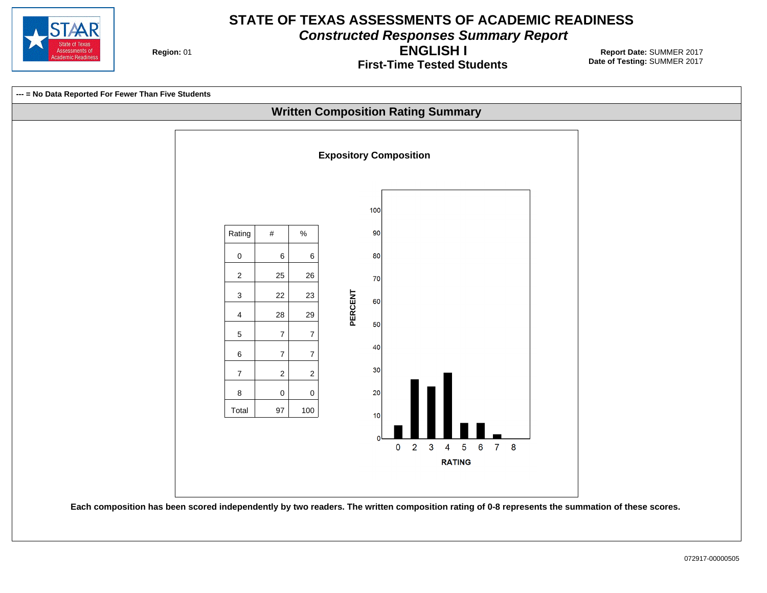# STATE OF TEXAS ASSESSMENTS OF ACADEMIC READINESS

## *Constructed Responses Summary Report*

## ENGLISH I

### First-Time Tested Students

**Region:** 01

**Report Date:** SUMMER 2017
**Date of Testing:** SUMMER 2017

**--- = No Data Reported For Fewer Than Five Students**

## Written Composition Rating Summary

### Expository Composition

| Rating | # | % |
|---|---|---|
| 0 | 6 | 6 |
| 2 | 25 | 26 |
| 3 | 22 | 23 |
| 4 | 28 | 29 |
| 5 | 7 | 7 |
| 6 | 7 | 7 |
| 7 | 2 | 2 |
| 8 | 0 | 0 |
| Total | 97 | 100 |

**Each composition has been scored independently by two readers. The written composition rating of 0-8 represents the summation of these scores.**

072917-00000505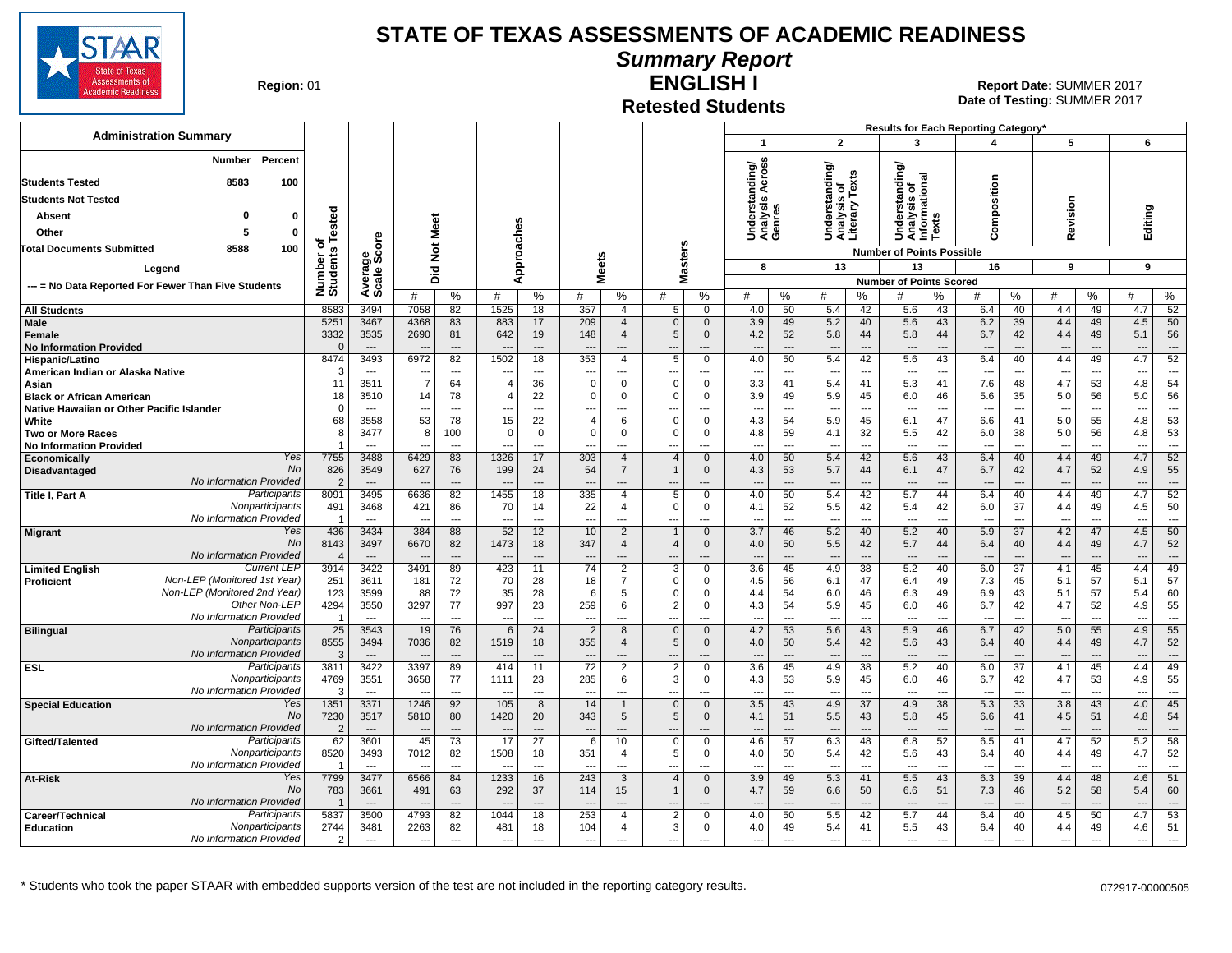# STATE OF TEXAS ASSESSMENTS OF ACADEMIC READINESS

## Summary Report

## ENGLISH I

### Retested Students

**Region:** 01

**Report Date:** SUMMER 2017
**Date of Testing:** SUMMER 2017

**Administration Summary**

| | Number | Percent |
|---|---|---|
| Students Tested | 8583 | 100 |
| Students Not Tested | | |
| Absent | 0 | 0 |
| Other | 5 | 0 |
| Total Documents Submitted | 8588 | 100 |

**Legend**

--- = No Data Reported For Fewer Than Five Students

Results for Each Reporting Category*: 1 = Understanding/Analysis Across Genres (8 points possible); 2 = Understanding/Analysis of Literary Texts (13); 3 = Understanding/Analysis of Informational Texts (13); 4 = Composition (16); 5 = Revision (9); 6 = Editing (9). Values are Number of Points Scored.

| Group | | Number of Students Tested | Average Scale Score | Did Not Meet # | Did Not Meet % | Approaches # | Approaches % | Meets # | Meets % | Masters # | Masters % | 1 # | 1 % | 2 # | 2 % | 3 # | 3 % | 4 # | 4 % | 5 # | 5 % | 6 # | 6 % |
|---|---|---|---|---|---|---|---|---|---|---|---|---|---|---|---|---|---|---|---|---|---|---|---|
| All Students | | 8583 | 3494 | 7058 | 82 | 1525 | 18 | 357 | 4 | 5 | 0 | 4.0 | 50 | 5.4 | 42 | 5.6 | 43 | 6.4 | 40 | 4.4 | 49 | 4.7 | 52 |
| Male | | 5251 | 3467 | 4368 | 83 | 883 | 17 | 209 | 4 | 0 | 0 | 3.9 | 49 | 5.2 | 40 | 5.6 | 43 | 6.2 | 39 | 4.4 | 49 | 4.5 | 50 |
| Female | | 3332 | 3535 | 2690 | 81 | 642 | 19 | 148 | 4 | 5 | 0 | 4.2 | 52 | 5.8 | 44 | 5.8 | 44 | 6.7 | 42 | 4.4 | 49 | 5.1 | 56 |
| No Information Provided | | 0 | --- | --- | --- | --- | --- | --- | --- | --- | --- | --- | --- | --- | --- | --- | --- | --- | --- | --- | --- | --- | --- |
| Hispanic/Latino | | 8474 | 3493 | 6972 | 82 | 1502 | 18 | 353 | 4 | 5 | 0 | 4.0 | 50 | 5.4 | 42 | 5.6 | 43 | 6.4 | 40 | 4.4 | 49 | 4.7 | 52 |
| American Indian or Alaska Native | | 3 | --- | --- | --- | --- | --- | --- | --- | --- | --- | --- | --- | --- | --- | --- | --- | --- | --- | --- | --- | --- | --- |
| Asian | | 11 | 3511 | 7 | 64 | 4 | 36 | 0 | 0 | 0 | 0 | 3.3 | 41 | 5.4 | 41 | 5.3 | 41 | 7.6 | 48 | 4.7 | 53 | 4.8 | 54 |
| Black or African American | | 18 | 3510 | 14 | 78 | 4 | 22 | 0 | 0 | 0 | 0 | 3.9 | 49 | 5.9 | 45 | 6.0 | 46 | 5.6 | 35 | 5.0 | 56 | 5.0 | 56 |
| Native Hawaiian or Other Pacific Islander | | 0 | --- | --- | --- | --- | --- | --- | --- | --- | --- | --- | --- | --- | --- | --- | --- | --- | --- | --- | --- | --- | --- |
| White | | 68 | 3558 | 53 | 78 | 15 | 22 | 4 | 6 | 0 | 0 | 4.3 | 54 | 5.9 | 45 | 6.1 | 47 | 6.6 | 41 | 5.0 | 55 | 4.8 | 53 |
| Two or More Races | | 8 | 3477 | 8 | 100 | 0 | 0 | 0 | 0 | 0 | 0 | 4.8 | 59 | 4.1 | 32 | 5.5 | 42 | 6.0 | 38 | 5.0 | 56 | 4.8 | 53 |
| No Information Provided | | 1 | --- | --- | --- | --- | --- | --- | --- | --- | --- | --- | --- | --- | --- | --- | --- | --- | --- | --- | --- | --- | --- |
| Economically Disadvantaged | Yes | 7755 | 3488 | 6429 | 83 | 1326 | 17 | 303 | 4 | 4 | 0 | 4.0 | 50 | 5.4 | 42 | 5.6 | 43 | 6.4 | 40 | 4.4 | 49 | 4.7 | 52 |
| | No | 826 | 3549 | 627 | 76 | 199 | 24 | 54 | 7 | 1 | 0 | 4.3 | 53 | 5.7 | 44 | 6.1 | 47 | 6.7 | 42 | 4.7 | 52 | 4.9 | 55 |
| | No Information Provided | 2 | --- | --- | --- | --- | --- | --- | --- | --- | --- | --- | --- | --- | --- | --- | --- | --- | --- | --- | --- | --- | --- |
| Title I, Part A | Participants | 8091 | 3495 | 6636 | 82 | 1455 | 18 | 335 | 4 | 5 | 0 | 4.0 | 50 | 5.4 | 42 | 5.7 | 44 | 6.4 | 40 | 4.4 | 49 | 4.7 | 52 |
| | Nonparticipants | 491 | 3468 | 421 | 86 | 70 | 14 | 22 | 4 | 0 | 0 | 4.1 | 52 | 5.5 | 42 | 5.4 | 42 | 6.0 | 37 | 4.4 | 49 | 4.5 | 50 |
| | No Information Provided | 1 | --- | --- | --- | --- | --- | --- | --- | --- | --- | --- | --- | --- | --- | --- | --- | --- | --- | --- | --- | --- | --- |
| Migrant | Yes | 436 | 3434 | 384 | 88 | 52 | 12 | 10 | 2 | 1 | 0 | 3.7 | 46 | 5.2 | 40 | 5.2 | 40 | 5.9 | 37 | 4.2 | 47 | 4.5 | 50 |
| | No | 8143 | 3497 | 6670 | 82 | 1473 | 18 | 347 | 4 | 4 | 0 | 4.0 | 50 | 5.5 | 42 | 5.7 | 44 | 6.4 | 40 | 4.4 | 49 | 4.7 | 52 |
| | No Information Provided | 4 | --- | --- | --- | --- | --- | --- | --- | --- | --- | --- | --- | --- | --- | --- | --- | --- | --- | --- | --- | --- | --- |
| Limited English Proficient | Current LEP | 3914 | 3422 | 3491 | 89 | 423 | 11 | 74 | 2 | 3 | 0 | 3.6 | 45 | 4.9 | 38 | 5.2 | 40 | 6.0 | 37 | 4.1 | 45 | 4.4 | 49 |
| | Non-LEP (Monitored 1st Year) | 251 | 3611 | 181 | 72 | 70 | 28 | 18 | 7 | 0 | 0 | 4.5 | 56 | 6.1 | 47 | 6.4 | 49 | 7.3 | 45 | 5.1 | 57 | 5.1 | 57 |
| | Non-LEP (Monitored 2nd Year) | 123 | 3599 | 88 | 72 | 35 | 28 | 6 | 5 | 0 | 0 | 4.4 | 54 | 6.0 | 46 | 6.3 | 49 | 6.9 | 43 | 5.1 | 57 | 5.4 | 60 |
| | Other Non-LEP | 4294 | 3550 | 3297 | 77 | 997 | 23 | 259 | 6 | 2 | 0 | 4.3 | 54 | 5.9 | 45 | 6.0 | 46 | 6.7 | 42 | 4.7 | 52 | 4.9 | 55 |
| | No Information Provided | 1 | --- | --- | --- | --- | --- | --- | --- | --- | --- | --- | --- | --- | --- | --- | --- | --- | --- | --- | --- | --- | --- |
| Bilingual | Participants | 25 | 3543 | 19 | 76 | 6 | 24 | 2 | 8 | 0 | 0 | 4.2 | 53 | 5.6 | 43 | 5.9 | 46 | 6.7 | 42 | 5.0 | 55 | 4.9 | 55 |
| | Nonparticipants | 8555 | 3494 | 7036 | 82 | 1519 | 18 | 355 | 4 | 5 | 0 | 4.0 | 50 | 5.4 | 42 | 5.6 | 43 | 6.4 | 40 | 4.4 | 49 | 4.7 | 52 |
| | No Information Provided | 3 | --- | --- | --- | --- | --- | --- | --- | --- | --- | --- | --- | --- | --- | --- | --- | --- | --- | --- | --- | --- | --- |
| ESL | Participants | 3811 | 3422 | 3397 | 89 | 414 | 11 | 72 | 2 | 2 | 0 | 3.6 | 45 | 4.9 | 38 | 5.2 | 40 | 6.0 | 37 | 4.1 | 45 | 4.4 | 49 |
| | Nonparticipants | 4769 | 3551 | 3658 | 77 | 1111 | 23 | 285 | 6 | 3 | 0 | 4.3 | 53 | 5.9 | 45 | 6.0 | 46 | 6.7 | 42 | 4.7 | 53 | 4.9 | 55 |
| | No Information Provided | 3 | --- | --- | --- | --- | --- | --- | --- | --- | --- | --- | --- | --- | --- | --- | --- | --- | --- | --- | --- | --- | --- |
| Special Education | Yes | 1351 | 3371 | 1246 | 92 | 105 | 8 | 14 | 1 | 0 | 0 | 3.5 | 43 | 4.9 | 37 | 4.9 | 38 | 5.3 | 33 | 3.8 | 43 | 4.0 | 45 |
| | No | 7230 | 3517 | 5810 | 80 | 1420 | 20 | 343 | 5 | 5 | 0 | 4.1 | 51 | 5.5 | 43 | 5.8 | 45 | 6.6 | 41 | 4.5 | 51 | 4.8 | 54 |
| | No Information Provided | 2 | --- | --- | --- | --- | --- | --- | --- | --- | --- | --- | --- | --- | --- | --- | --- | --- | --- | --- | --- | --- | --- |
| Gifted/Talented | Participants | 62 | 3601 | 45 | 73 | 17 | 27 | 6 | 10 | 0 | 0 | 4.6 | 57 | 6.3 | 48 | 6.8 | 52 | 6.5 | 41 | 4.7 | 52 | 5.2 | 58 |
| | Nonparticipants | 8520 | 3493 | 7012 | 82 | 1508 | 18 | 351 | 4 | 5 | 0 | 4.0 | 50 | 5.4 | 42 | 5.6 | 43 | 6.4 | 40 | 4.4 | 49 | 4.7 | 52 |
| | No Information Provided | 1 | --- | --- | --- | --- | --- | --- | --- | --- | --- | --- | --- | --- | --- | --- | --- | --- | --- | --- | --- | --- | --- |
| At-Risk | Yes | 7799 | 3477 | 6566 | 84 | 1233 | 16 | 243 | 3 | 4 | 0 | 3.9 | 49 | 5.3 | 41 | 5.5 | 43 | 6.3 | 39 | 4.4 | 48 | 4.6 | 51 |
| | No | 783 | 3661 | 491 | 63 | 292 | 37 | 114 | 15 | 1 | 0 | 4.7 | 59 | 6.6 | 50 | 6.6 | 51 | 7.3 | 46 | 5.2 | 58 | 5.4 | 60 |
| | No Information Provided | 1 | --- | --- | --- | --- | --- | --- | --- | --- | --- | --- | --- | --- | --- | --- | --- | --- | --- | --- | --- | --- | --- |
| Career/Technical Education | Participants | 5837 | 3500 | 4793 | 82 | 1044 | 18 | 253 | 4 | 2 | 0 | 4.0 | 50 | 5.5 | 42 | 5.7 | 44 | 6.4 | 40 | 4.5 | 50 | 4.7 | 53 |
| | Nonparticipants | 2744 | 3481 | 2263 | 82 | 481 | 18 | 104 | 4 | 3 | 0 | 4.0 | 49 | 5.4 | 41 | 5.5 | 43 | 6.4 | 40 | 4.4 | 49 | 4.6 | 51 |
| | No Information Provided | 2 | --- | --- | --- | --- | --- | --- | --- | --- | --- | --- | --- | --- | --- | --- | --- | --- | --- | --- | --- | --- | --- |

\* Students who took the paper STAAR with embedded supports version of the test are not included in the reporting category results.

072917-00000505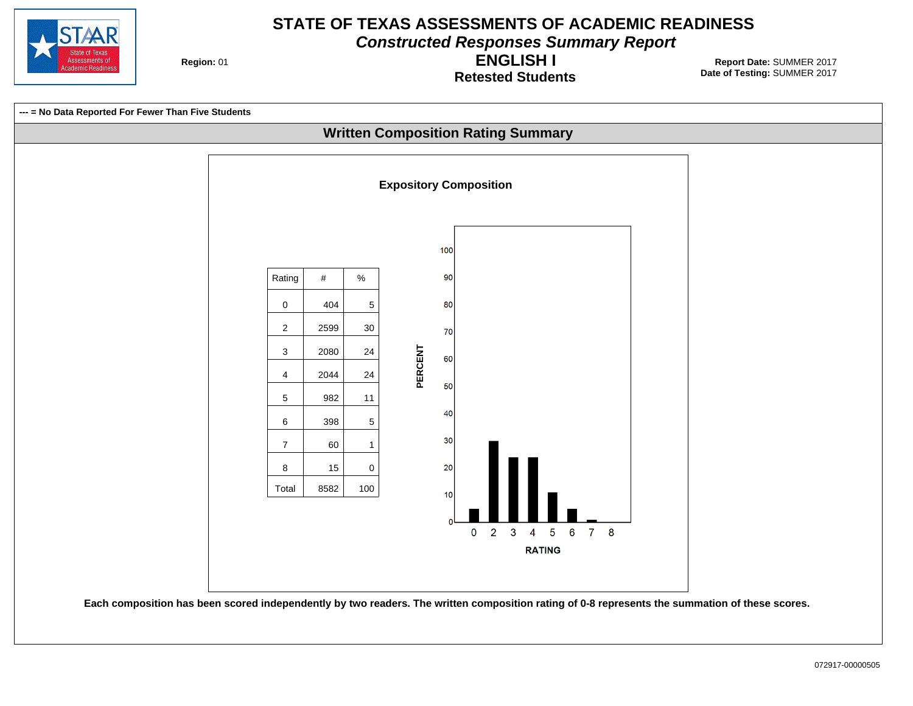# STATE OF TEXAS ASSESSMENTS OF ACADEMIC READINESS

## *Constructed Responses Summary Report*

## ENGLISH I

### Retested Students

**Region:** 01

**Report Date:** SUMMER 2017
**Date of Testing:** SUMMER 2017

**--- = No Data Reported For Fewer Than Five Students**

## Written Composition Rating Summary

### Expository Composition

| Rating | # | % |
|---|---|---|
| 0 | 404 | 5 |
| 2 | 2599 | 30 |
| 3 | 2080 | 24 |
| 4 | 2044 | 24 |
| 5 | 982 | 11 |
| 6 | 398 | 5 |
| 7 | 60 | 1 |
| 8 | 15 | 0 |
| Total | 8582 | 100 |

**Each composition has been scored independently by two readers. The written composition rating of 0-8 represents the summation of these scores.**

072917-00000505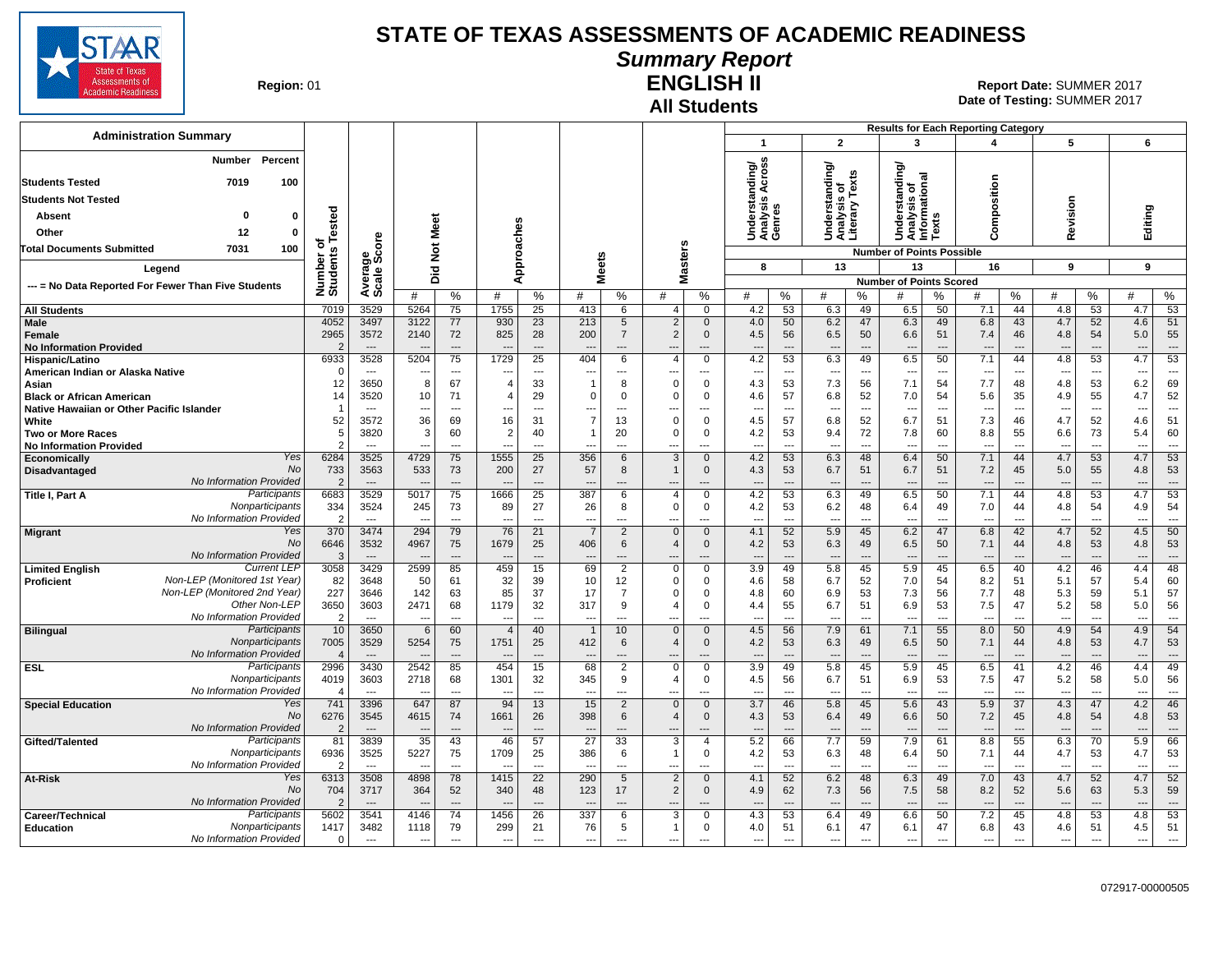# STATE OF TEXAS ASSESSMENTS OF ACADEMIC READINESS

## Summary Report

## ENGLISH II

## All Students

**Region:** 01

**Report Date:** SUMMER 2017
**Date of Testing:** SUMMER 2017

### Administration Summary

| | Number | Percent |
|---|---|---|
| Students Tested | 7019 | 100 |
| Students Not Tested | | |
| Absent | 0 | 0 |
| Other | 12 | 0 |
| Total Documents Submitted | 7031 | 100 |

Legend: --- = No Data Reported For Fewer Than Five Students

Results for Each Reporting Category: 1 = Understanding/Analysis Across Genres (8 points possible); 2 = Understanding/Analysis of Literary Texts (13 points possible); 3 = Understanding/Analysis of Informational Texts (13 points possible); 4 = Composition (16 points possible); 5 = Revision (9 points possible); 6 = Editing (9 points possible). Values are Number of Points Scored.

| Group | | Number of Students Tested | Average Scale Score | Did Not Meet # | Did Not Meet % | Approaches # | Approaches % | Meets # | Meets % | Masters # | Masters % | 1 # | 1 % | 2 # | 2 % | 3 # | 3 % | 4 # | 4 % | 5 # | 5 % | 6 # | 6 % |
|---|---|---|---|---|---|---|---|---|---|---|---|---|---|---|---|---|---|---|---|---|---|---|---|
| All Students | | 7019 | 3529 | 5264 | 75 | 1755 | 25 | 413 | 6 | 4 | 0 | 4.2 | 53 | 6.3 | 49 | 6.5 | 50 | 7.1 | 44 | 4.8 | 53 | 4.7 | 53 |
| Male | | 4052 | 3497 | 3122 | 77 | 930 | 23 | 213 | 5 | 2 | 0 | 4.0 | 50 | 6.2 | 47 | 6.3 | 49 | 6.8 | 43 | 4.7 | 52 | 4.6 | 51 |
| Female | | 2965 | 3572 | 2140 | 72 | 825 | 28 | 200 | 7 | 2 | 0 | 4.5 | 56 | 6.5 | 50 | 6.6 | 51 | 7.4 | 46 | 4.8 | 54 | 5.0 | 55 |
| No Information Provided | | 2 | --- | --- | --- | --- | --- | --- | --- | --- | --- | --- | --- | --- | --- | --- | --- | --- | --- | --- | --- | --- | --- |
| Hispanic/Latino | | 6933 | 3528 | 5204 | 75 | 1729 | 25 | 404 | 6 | 4 | 0 | 4.2 | 53 | 6.3 | 49 | 6.5 | 50 | 7.1 | 44 | 4.8 | 53 | 4.7 | 53 |
| American Indian or Alaska Native | | 0 | --- | --- | --- | --- | --- | --- | --- | --- | --- | --- | --- | --- | --- | --- | --- | --- | --- | --- | --- | --- | --- |
| Asian | | 12 | 3650 | 8 | 67 | 4 | 33 | 1 | 8 | 0 | 0 | 4.3 | 53 | 7.3 | 56 | 7.1 | 54 | 7.7 | 48 | 4.8 | 53 | 6.2 | 69 |
| Black or African American | | 14 | 3520 | 10 | 71 | 4 | 29 | 0 | 0 | 0 | 0 | 4.6 | 57 | 6.8 | 52 | 7.0 | 54 | 5.6 | 35 | 4.9 | 55 | 4.7 | 52 |
| Native Hawaiian or Other Pacific Islander | | 1 | --- | --- | --- | --- | --- | --- | --- | --- | --- | --- | --- | --- | --- | --- | --- | --- | --- | --- | --- | --- | --- |
| White | | 52 | 3572 | 36 | 69 | 16 | 31 | 7 | 13 | 0 | 0 | 4.5 | 57 | 6.8 | 52 | 6.7 | 51 | 7.3 | 46 | 4.7 | 52 | 4.6 | 51 |
| Two or More Races | | 5 | 3820 | 3 | 60 | 2 | 40 | 1 | 20 | 0 | 0 | 4.2 | 53 | 9.4 | 72 | 7.8 | 60 | 8.8 | 55 | 6.6 | 73 | 5.4 | 60 |
| No Information Provided | | 2 | --- | --- | --- | --- | --- | --- | --- | --- | --- | --- | --- | --- | --- | --- | --- | --- | --- | --- | --- | --- | --- |
| Economically Disadvantaged | Yes | 6284 | 3525 | 4729 | 75 | 1555 | 25 | 356 | 6 | 3 | 0 | 4.2 | 53 | 6.3 | 48 | 6.4 | 50 | 7.1 | 44 | 4.7 | 53 | 4.7 | 53 |
| | No | 733 | 3563 | 533 | 73 | 200 | 27 | 57 | 8 | 1 | 0 | 4.3 | 53 | 6.7 | 51 | 6.7 | 51 | 7.2 | 45 | 5.0 | 55 | 4.8 | 53 |
| | No Information Provided | 2 | --- | --- | --- | --- | --- | --- | --- | --- | --- | --- | --- | --- | --- | --- | --- | --- | --- | --- | --- | --- | --- |
| Title I, Part A | Participants | 6683 | 3529 | 5017 | 75 | 1666 | 25 | 387 | 6 | 4 | 0 | 4.2 | 53 | 6.3 | 49 | 6.5 | 50 | 7.1 | 44 | 4.8 | 53 | 4.7 | 53 |
| | Nonparticipants | 334 | 3524 | 245 | 73 | 89 | 27 | 26 | 8 | 0 | 0 | 4.2 | 53 | 6.2 | 48 | 6.4 | 49 | 7.0 | 44 | 4.8 | 54 | 4.9 | 54 |
| | No Information Provided | 2 | --- | --- | --- | --- | --- | --- | --- | --- | --- | --- | --- | --- | --- | --- | --- | --- | --- | --- | --- | --- | --- |
| Migrant | Yes | 370 | 3474 | 294 | 79 | 76 | 21 | 7 | 2 | 0 | 0 | 4.1 | 52 | 5.9 | 45 | 6.2 | 47 | 6.8 | 42 | 4.7 | 52 | 4.5 | 50 |
| | No | 6646 | 3532 | 4967 | 75 | 1679 | 25 | 406 | 6 | 4 | 0 | 4.2 | 53 | 6.3 | 49 | 6.5 | 50 | 7.1 | 44 | 4.8 | 53 | 4.8 | 53 |
| | No Information Provided | 3 | --- | --- | --- | --- | --- | --- | --- | --- | --- | --- | --- | --- | --- | --- | --- | --- | --- | --- | --- | --- | --- |
| Limited English Proficient | Current LEP | 3058 | 3429 | 2599 | 85 | 459 | 15 | 69 | 2 | 0 | 0 | 3.9 | 49 | 5.8 | 45 | 5.9 | 45 | 6.5 | 40 | 4.2 | 46 | 4.4 | 48 |
| | Non-LEP (Monitored 1st Year) | 82 | 3648 | 50 | 61 | 32 | 39 | 10 | 12 | 0 | 0 | 4.6 | 58 | 6.7 | 52 | 7.0 | 54 | 8.2 | 51 | 5.1 | 57 | 5.4 | 60 |
| | Non-LEP (Monitored 2nd Year) | 227 | 3646 | 142 | 63 | 85 | 37 | 17 | 7 | 0 | 0 | 4.8 | 60 | 6.9 | 53 | 7.3 | 56 | 7.7 | 48 | 5.3 | 59 | 5.1 | 57 |
| | Other Non-LEP | 3650 | 3603 | 2471 | 68 | 1179 | 32 | 317 | 9 | 4 | 0 | 4.4 | 55 | 6.7 | 51 | 6.9 | 53 | 7.5 | 47 | 5.2 | 58 | 5.0 | 56 |
| | No Information Provided | 2 | --- | --- | --- | --- | --- | --- | --- | --- | --- | --- | --- | --- | --- | --- | --- | --- | --- | --- | --- | --- | --- |
| Bilingual | Participants | 10 | 3650 | 6 | 60 | 4 | 40 | 1 | 10 | 0 | 0 | 4.5 | 56 | 7.9 | 61 | 7.1 | 55 | 8.0 | 50 | 4.9 | 54 | 4.9 | 54 |
| | Nonparticipants | 7005 | 3529 | 5254 | 75 | 1751 | 25 | 412 | 6 | 4 | 0 | 4.2 | 53 | 6.3 | 49 | 6.5 | 50 | 7.1 | 44 | 4.8 | 53 | 4.7 | 53 |
| | No Information Provided | 4 | --- | --- | --- | --- | --- | --- | --- | --- | --- | --- | --- | --- | --- | --- | --- | --- | --- | --- | --- | --- | --- |
| ESL | Participants | 2996 | 3430 | 2542 | 85 | 454 | 15 | 68 | 2 | 0 | 0 | 3.9 | 49 | 5.8 | 45 | 5.9 | 45 | 6.5 | 41 | 4.2 | 46 | 4.4 | 49 |
| | Nonparticipants | 4019 | 3603 | 2718 | 68 | 1301 | 32 | 345 | 9 | 4 | 0 | 4.5 | 56 | 6.7 | 51 | 6.9 | 53 | 7.5 | 47 | 5.2 | 58 | 5.0 | 56 |
| | No Information Provided | 4 | --- | --- | --- | --- | --- | --- | --- | --- | --- | --- | --- | --- | --- | --- | --- | --- | --- | --- | --- | --- | --- |
| Special Education | Yes | 741 | 3396 | 647 | 87 | 94 | 13 | 15 | 2 | 0 | 0 | 3.7 | 46 | 5.8 | 45 | 5.6 | 43 | 5.9 | 37 | 4.3 | 47 | 4.2 | 46 |
| | No | 6276 | 3545 | 4615 | 74 | 1661 | 26 | 398 | 6 | 4 | 0 | 4.3 | 53 | 6.4 | 49 | 6.6 | 50 | 7.2 | 45 | 4.8 | 54 | 4.8 | 53 |
| | No Information Provided | 2 | --- | --- | --- | --- | --- | --- | --- | --- | --- | --- | --- | --- | --- | --- | --- | --- | --- | --- | --- | --- | --- |
| Gifted/Talented | Participants | 81 | 3839 | 35 | 43 | 46 | 57 | 27 | 33 | 3 | 4 | 5.2 | 66 | 7.7 | 59 | 7.9 | 61 | 8.8 | 55 | 6.3 | 70 | 5.9 | 66 |
| | Nonparticipants | 6936 | 3525 | 5227 | 75 | 1709 | 25 | 386 | 6 | 1 | 0 | 4.2 | 53 | 6.3 | 48 | 6.4 | 50 | 7.1 | 44 | 4.7 | 53 | 4.7 | 53 |
| | No Information Provided | 2 | --- | --- | --- | --- | --- | --- | --- | --- | --- | --- | --- | --- | --- | --- | --- | --- | --- | --- | --- | --- | --- |
| At-Risk | Yes | 6313 | 3508 | 4898 | 78 | 1415 | 22 | 290 | 5 | 2 | 0 | 4.1 | 52 | 6.2 | 48 | 6.3 | 49 | 7.0 | 43 | 4.7 | 52 | 4.7 | 52 |
| | No | 704 | 3717 | 364 | 52 | 340 | 48 | 123 | 17 | 2 | 0 | 4.9 | 62 | 7.3 | 56 | 7.5 | 58 | 8.2 | 52 | 5.6 | 63 | 5.3 | 59 |
| | No Information Provided | 2 | --- | --- | --- | --- | --- | --- | --- | --- | --- | --- | --- | --- | --- | --- | --- | --- | --- | --- | --- | --- | --- |
| Career/Technical Education | Participants | 5602 | 3541 | 4146 | 74 | 1456 | 26 | 337 | 6 | 3 | 0 | 4.3 | 53 | 6.4 | 49 | 6.6 | 50 | 7.2 | 45 | 4.8 | 53 | 4.8 | 53 |
| | Nonparticipants | 1417 | 3482 | 1118 | 79 | 299 | 21 | 76 | 5 | 1 | 0 | 4.0 | 51 | 6.1 | 47 | 6.1 | 47 | 6.8 | 43 | 4.6 | 51 | 4.5 | 51 |
| | No Information Provided | 0 | --- | --- | --- | --- | --- | --- | --- | --- | --- | --- | --- | --- | --- | --- | --- | --- | --- | --- | --- | --- | --- |

072917-00000505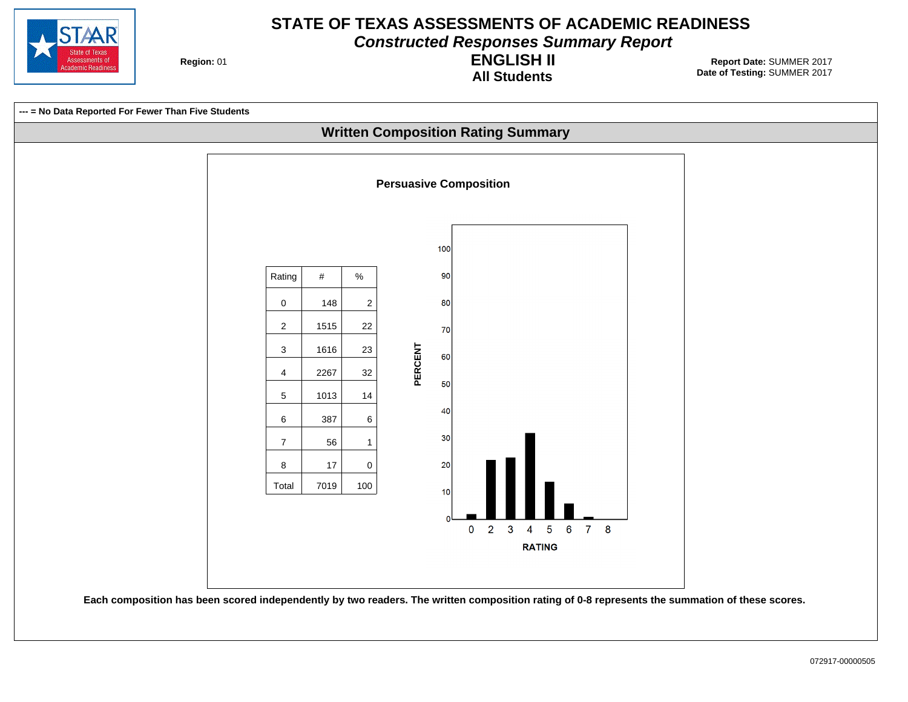# STATE OF TEXAS ASSESSMENTS OF ACADEMIC READINESS

## *Constructed Responses Summary Report*

## ENGLISH II

### All Students

**Region:** 01

**Report Date:** SUMMER 2017
**Date of Testing:** SUMMER 2017

**--- = No Data Reported For Fewer Than Five Students**

## Written Composition Rating Summary

### Persuasive Composition

| Rating | # | % |
|---|---|---|
| 0 | 148 | 2 |
| 2 | 1515 | 22 |
| 3 | 1616 | 23 |
| 4 | 2267 | 32 |
| 5 | 1013 | 14 |
| 6 | 387 | 6 |
| 7 | 56 | 1 |
| 8 | 17 | 0 |
| Total | 7019 | 100 |

**Each composition has been scored independently by two readers. The written composition rating of 0-8 represents the summation of these scores.**

072917-00000505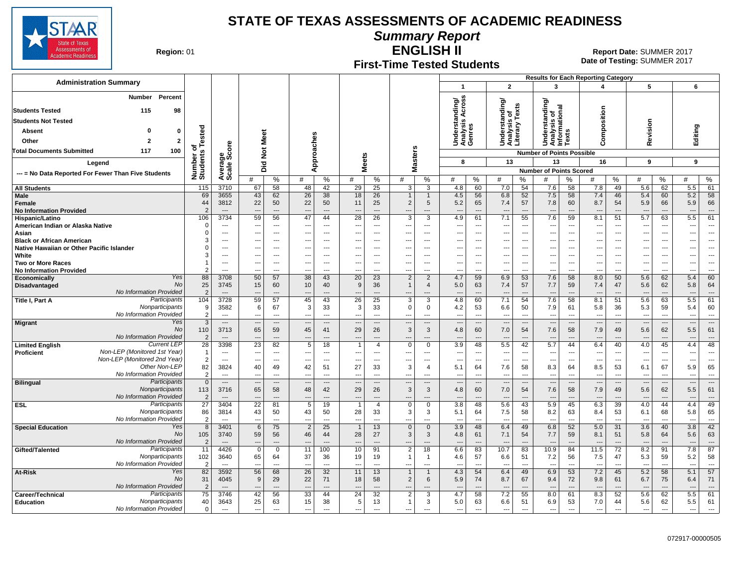# STATE OF TEXAS ASSESSMENTS OF ACADEMIC READINESS

## Summary Report

## ENGLISH II

### First-Time Tested Students

**Region:** 01

**Report Date:** SUMMER 2017
**Date of Testing:** SUMMER 2017

**Administration Summary**

| | Number | Percent |
|---|---|---|
| Students Tested | 115 | 98 |
| Students Not Tested | | |
| Absent | 0 | 0 |
| Other | 2 | 2 |
| Total Documents Submitted | 117 | 100 |

**Legend**

--- = No Data Reported For Fewer Than Five Students

Results for Each Reporting Category: 1 = Understanding/Analysis Across Genres (8 points possible); 2 = Understanding/Analysis of Literary Texts (13); 3 = Understanding/Analysis of Informational Texts (13); 4 = Composition (16); 5 = Revision (9); 6 = Editing (9). Values are Number of Points Scored (#) and %.

| Group | | Number of Students Tested | Average Scale Score | Did Not Meet # | Did Not Meet % | Approaches # | Approaches % | Meets # | Meets % | Masters # | Masters % | 1 # | 1 % | 2 # | 2 % | 3 # | 3 % | 4 # | 4 % | 5 # | 5 % | 6 # | 6 % |
|---|---|---|---|---|---|---|---|---|---|---|---|---|---|---|---|---|---|---|---|---|---|---|---|
| All Students | | 115 | 3710 | 67 | 58 | 48 | 42 | 29 | 25 | 3 | 3 | 4.8 | 60 | 7.0 | 54 | 7.6 | 58 | 7.8 | 49 | 5.6 | 62 | 5.5 | 61 |
| Male | | 69 | 3655 | 43 | 62 | 26 | 38 | 18 | 26 | 1 | 1 | 4.5 | 56 | 6.8 | 52 | 7.5 | 58 | 7.4 | 46 | 5.4 | 60 | 5.2 | 58 |
| Female | | 44 | 3812 | 22 | 50 | 22 | 50 | 11 | 25 | 2 | 5 | 5.2 | 65 | 7.4 | 57 | 7.8 | 60 | 8.7 | 54 | 5.9 | 66 | 5.9 | 66 |
| No Information Provided | | 2 | --- | --- | --- | --- | --- | --- | --- | --- | --- | --- | --- | --- | --- | --- | --- | --- | --- | --- | --- | --- | --- |
| Hispanic/Latino | | 106 | 3734 | 59 | 56 | 47 | 44 | 28 | 26 | 3 | 3 | 4.9 | 61 | 7.1 | 55 | 7.6 | 59 | 8.1 | 51 | 5.7 | 63 | 5.5 | 61 |
| American Indian or Alaska Native | | 0 | --- | --- | --- | --- | --- | --- | --- | --- | --- | --- | --- | --- | --- | --- | --- | --- | --- | --- | --- | --- | --- |
| Asian | | 0 | --- | --- | --- | --- | --- | --- | --- | --- | --- | --- | --- | --- | --- | --- | --- | --- | --- | --- | --- | --- | --- |
| Black or African American | | 3 | --- | --- | --- | --- | --- | --- | --- | --- | --- | --- | --- | --- | --- | --- | --- | --- | --- | --- | --- | --- | --- |
| Native Hawaiian or Other Pacific Islander | | 0 | --- | --- | --- | --- | --- | --- | --- | --- | --- | --- | --- | --- | --- | --- | --- | --- | --- | --- | --- | --- | --- |
| White | | 3 | --- | --- | --- | --- | --- | --- | --- | --- | --- | --- | --- | --- | --- | --- | --- | --- | --- | --- | --- | --- | --- |
| Two or More Races | | 1 | --- | --- | --- | --- | --- | --- | --- | --- | --- | --- | --- | --- | --- | --- | --- | --- | --- | --- | --- | --- | --- |
| No Information Provided | | 2 | --- | --- | --- | --- | --- | --- | --- | --- | --- | --- | --- | --- | --- | --- | --- | --- | --- | --- | --- | --- | --- |
| Economically Disadvantaged | Yes | 88 | 3708 | 50 | 57 | 38 | 43 | 20 | 23 | 2 | 2 | 4.7 | 59 | 6.9 | 53 | 7.6 | 58 | 8.0 | 50 | 5.6 | 62 | 5.4 | 60 |
| | No | 25 | 3745 | 15 | 60 | 10 | 40 | 9 | 36 | 1 | 4 | 5.0 | 63 | 7.4 | 57 | 7.7 | 59 | 7.4 | 47 | 5.6 | 62 | 5.8 | 64 |
| | No Information Provided | 2 | --- | --- | --- | --- | --- | --- | --- | --- | --- | --- | --- | --- | --- | --- | --- | --- | --- | --- | --- | --- | --- |
| Title I, Part A | Participants | 104 | 3728 | 59 | 57 | 45 | 43 | 26 | 25 | 3 | 3 | 4.8 | 60 | 7.1 | 54 | 7.6 | 58 | 8.1 | 51 | 5.6 | 63 | 5.5 | 61 |
| | Nonparticipants | 9 | 3582 | 6 | 67 | 3 | 33 | 3 | 33 | 0 | 0 | 4.2 | 53 | 6.6 | 50 | 7.9 | 61 | 5.8 | 36 | 5.3 | 59 | 5.4 | 60 |
| | No Information Provided | 2 | --- | --- | --- | --- | --- | --- | --- | --- | --- | --- | --- | --- | --- | --- | --- | --- | --- | --- | --- | --- | --- |
| Migrant | Yes | 3 | --- | --- | --- | --- | --- | --- | --- | --- | --- | --- | --- | --- | --- | --- | --- | --- | --- | --- | --- | --- | --- |
| | No | 110 | 3713 | 65 | 59 | 45 | 41 | 29 | 26 | 3 | 3 | 4.8 | 60 | 7.0 | 54 | 7.6 | 58 | 7.9 | 49 | 5.6 | 62 | 5.5 | 61 |
| | No Information Provided | 2 | --- | --- | --- | --- | --- | --- | --- | --- | --- | --- | --- | --- | --- | --- | --- | --- | --- | --- | --- | --- | --- |
| Limited English Proficient | Current LEP | 28 | 3398 | 23 | 82 | 5 | 18 | 1 | 4 | 0 | 0 | 3.9 | 48 | 5.5 | 42 | 5.7 | 44 | 6.4 | 40 | 4.0 | 45 | 4.4 | 48 |
| | Non-LEP (Monitored 1st Year) | 1 | --- | --- | --- | --- | --- | --- | --- | --- | --- | --- | --- | --- | --- | --- | --- | --- | --- | --- | --- | --- | --- |
| | Non-LEP (Monitored 2nd Year) | 2 | --- | --- | --- | --- | --- | --- | --- | --- | --- | --- | --- | --- | --- | --- | --- | --- | --- | --- | --- | --- | --- |
| | Other Non-LEP | 82 | 3824 | 40 | 49 | 42 | 51 | 27 | 33 | 3 | 4 | 5.1 | 64 | 7.6 | 58 | 8.3 | 64 | 8.5 | 53 | 6.1 | 67 | 5.9 | 65 |
| | No Information Provided | 2 | --- | --- | --- | --- | --- | --- | --- | --- | --- | --- | --- | --- | --- | --- | --- | --- | --- | --- | --- | --- | --- |
| Bilingual | Participants | 0 | --- | --- | --- | --- | --- | --- | --- | --- | --- | --- | --- | --- | --- | --- | --- | --- | --- | --- | --- | --- | --- |
| | Nonparticipants | 113 | 3716 | 65 | 58 | 48 | 42 | 29 | 26 | 3 | 3 | 4.8 | 60 | 7.0 | 54 | 7.6 | 58 | 7.9 | 49 | 5.6 | 62 | 5.5 | 61 |
| | No Information Provided | 2 | --- | --- | --- | --- | --- | --- | --- | --- | --- | --- | --- | --- | --- | --- | --- | --- | --- | --- | --- | --- | --- |
| ESL | Participants | 27 | 3404 | 22 | 81 | 5 | 19 | 1 | 4 | 0 | 0 | 3.8 | 48 | 5.6 | 43 | 5.9 | 45 | 6.3 | 39 | 4.0 | 44 | 4.4 | 49 |
| | Nonparticipants | 86 | 3814 | 43 | 50 | 43 | 50 | 28 | 33 | 3 | 3 | 5.1 | 64 | 7.5 | 58 | 8.2 | 63 | 8.4 | 53 | 6.1 | 68 | 5.8 | 65 |
| | No Information Provided | 2 | --- | --- | --- | --- | --- | --- | --- | --- | --- | --- | --- | --- | --- | --- | --- | --- | --- | --- | --- | --- | --- |
| Special Education | Yes | 8 | 3401 | 6 | 75 | 2 | 25 | 1 | 13 | 0 | 0 | 3.9 | 48 | 6.4 | 49 | 6.8 | 52 | 5.0 | 31 | 3.6 | 40 | 3.8 | 42 |
| | No | 105 | 3740 | 59 | 56 | 46 | 44 | 28 | 27 | 3 | 3 | 4.8 | 61 | 7.1 | 54 | 7.7 | 59 | 8.1 | 51 | 5.8 | 64 | 5.6 | 63 |
| | No Information Provided | 2 | --- | --- | --- | --- | --- | --- | --- | --- | --- | --- | --- | --- | --- | --- | --- | --- | --- | --- | --- | --- | --- |
| Gifted/Talented | Participants | 11 | 4426 | 0 | 0 | 11 | 100 | 10 | 91 | 2 | 18 | 6.6 | 83 | 10.7 | 83 | 10.9 | 84 | 11.5 | 72 | 8.2 | 91 | 7.8 | 87 |
| | Nonparticipants | 102 | 3640 | 65 | 64 | 37 | 36 | 19 | 19 | 1 | 1 | 4.6 | 57 | 6.6 | 51 | 7.2 | 56 | 7.5 | 47 | 5.3 | 59 | 5.2 | 58 |
| | No Information Provided | 2 | --- | --- | --- | --- | --- | --- | --- | --- | --- | --- | --- | --- | --- | --- | --- | --- | --- | --- | --- | --- | --- |
| At-Risk | Yes | 82 | 3592 | 56 | 68 | 26 | 32 | 11 | 13 | 1 | 1 | 4.3 | 54 | 6.4 | 49 | 6.9 | 53 | 7.2 | 45 | 5.2 | 58 | 5.1 | 57 |
| | No | 31 | 4045 | 9 | 29 | 22 | 71 | 18 | 58 | 2 | 6 | 5.9 | 74 | 8.7 | 67 | 9.4 | 72 | 9.8 | 61 | 6.7 | 75 | 6.4 | 71 |
| | No Information Provided | 2 | --- | --- | --- | --- | --- | --- | --- | --- | --- | --- | --- | --- | --- | --- | --- | --- | --- | --- | --- | --- | --- |
| Career/Technical Education | Participants | 75 | 3746 | 42 | 56 | 33 | 44 | 24 | 32 | 2 | 3 | 4.7 | 58 | 7.2 | 55 | 8.0 | 61 | 8.3 | 52 | 5.6 | 62 | 5.5 | 61 |
| | Nonparticipants | 40 | 3643 | 25 | 63 | 15 | 38 | 5 | 13 | 1 | 3 | 5.0 | 63 | 6.6 | 51 | 6.9 | 53 | 7.0 | 44 | 5.6 | 62 | 5.5 | 61 |
| | No Information Provided | 0 | --- | --- | --- | --- | --- | --- | --- | --- | --- | --- | --- | --- | --- | --- | --- | --- | --- | --- | --- | --- | --- |

072917-00000505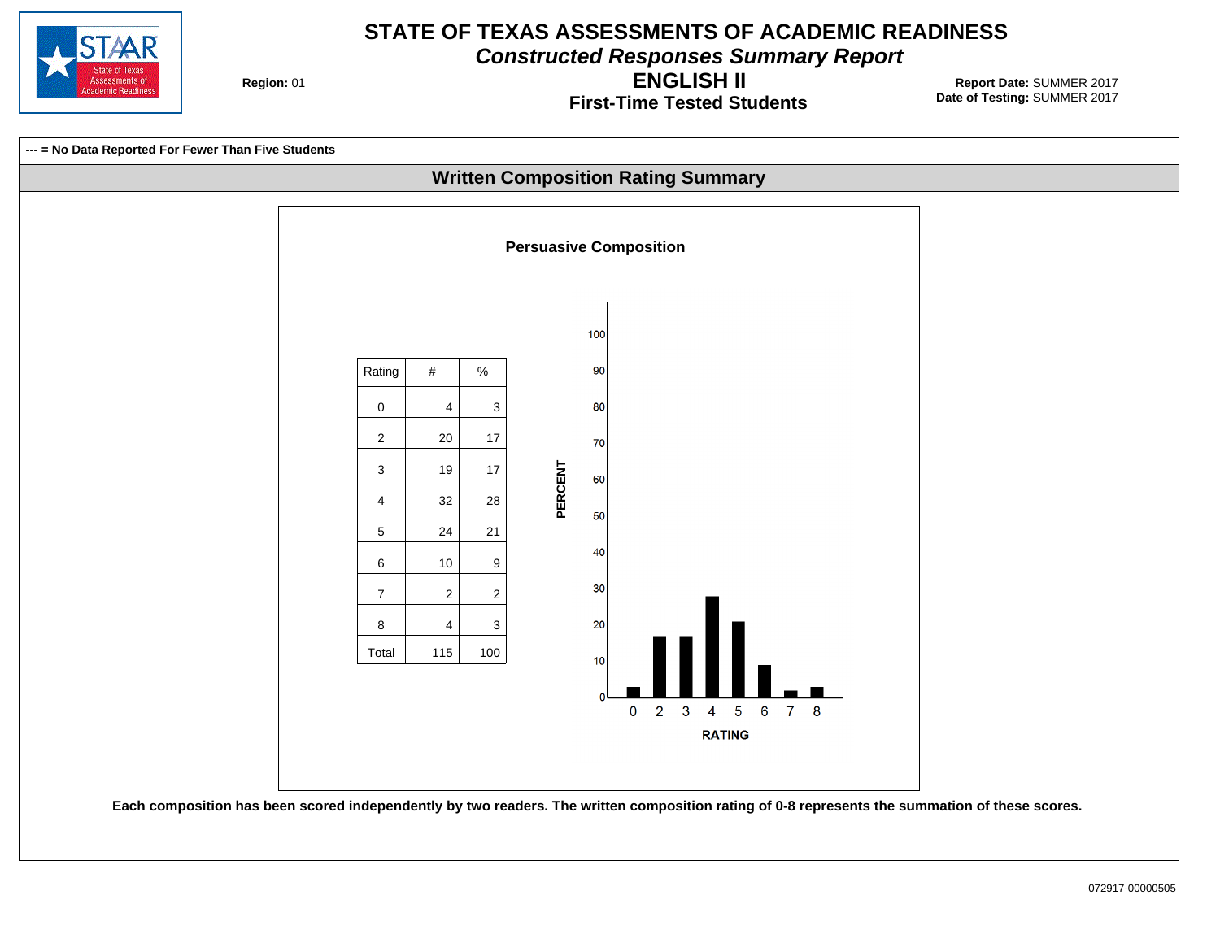# STATE OF TEXAS ASSESSMENTS OF ACADEMIC READINESS

## *Constructed Responses Summary Report*

## ENGLISH II

### First-Time Tested Students

**Region:** 01

**Report Date:** SUMMER 2017
**Date of Testing:** SUMMER 2017

**--- = No Data Reported For Fewer Than Five Students**

## Written Composition Rating Summary

### Persuasive Composition

| Rating | # | % |
|---|---|---|
| 0 | 4 | 3 |
| 2 | 20 | 17 |
| 3 | 19 | 17 |
| 4 | 32 | 28 |
| 5 | 24 | 21 |
| 6 | 10 | 9 |
| 7 | 2 | 2 |
| 8 | 4 | 3 |
| Total | 115 | 100 |

**Each composition has been scored independently by two readers. The written composition rating of 0-8 represents the summation of these scores.**

072917-00000505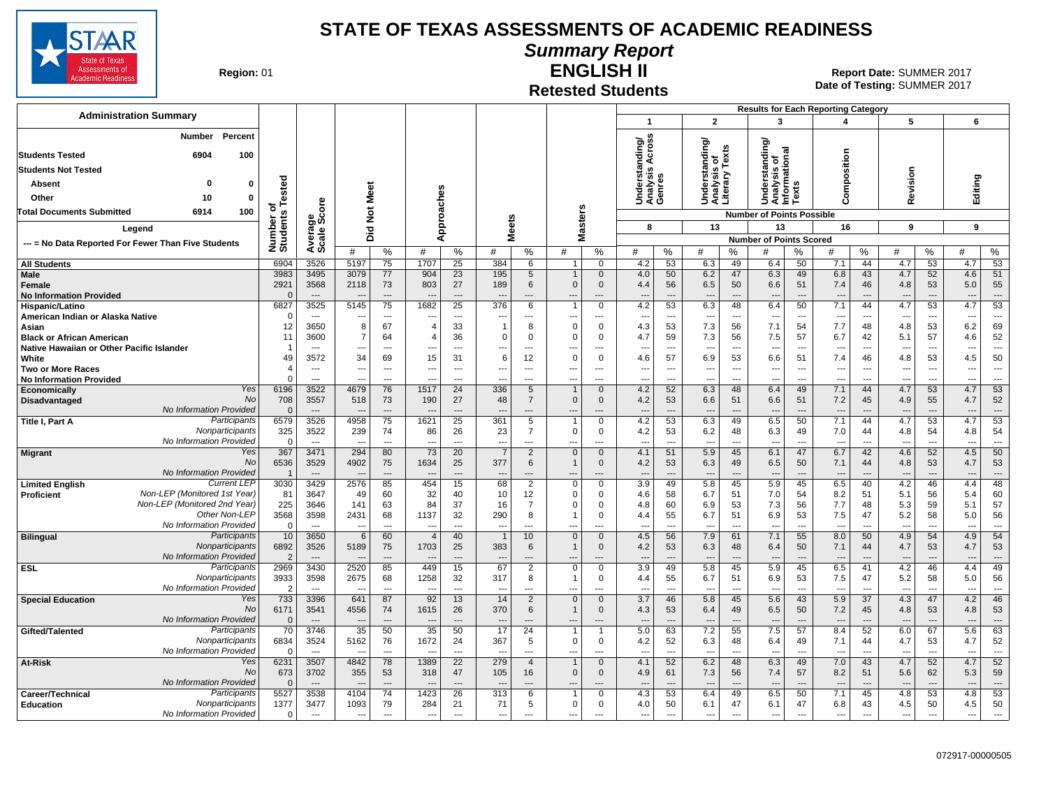# STATE OF TEXAS ASSESSMENTS OF ACADEMIC READINESS

## Summary Report

## ENGLISH II

### Retested Students

**Region:** 01

**Report Date:** SUMMER 2017
**Date of Testing:** SUMMER 2017

**Administration Summary**

| | Number | Percent |
|---|---|---|
| Students Tested | 6904 | 100 |
| Students Not Tested | | |
| Absent | 0 | 0 |
| Other | 10 | 0 |
| Total Documents Submitted | 6914 | 100 |

Legend

--- = No Data Reported For Fewer Than Five Students

Results for Each Reporting Category: 1 = Understanding/Analysis Across Genres (8 points possible); 2 = Understanding/Analysis of Literary Texts (13); 3 = Understanding/Analysis of Informational Texts (13); 4 = Composition (16); 5 = Revision (9); 6 = Editing (9). Values are Number of Points Scored.

| Group | | Number of Students Tested | Average Scale Score | Did Not Meet # | Did Not Meet % | Approaches # | Approaches % | Meets # | Meets % | Masters # | Masters % | 1 # | 1 % | 2 # | 2 % | 3 # | 3 % | 4 # | 4 % | 5 # | 5 % | 6 # | 6 % |
|---|---|---|---|---|---|---|---|---|---|---|---|---|---|---|---|---|---|---|---|---|---|---|---|
| All Students | | 6904 | 3526 | 5197 | 75 | 1707 | 25 | 384 | 6 | 1 | 0 | 4.2 | 53 | 6.3 | 49 | 6.4 | 50 | 7.1 | 44 | 4.7 | 53 | 4.7 | 53 |
| Male | | 3983 | 3495 | 3079 | 77 | 904 | 23 | 195 | 5 | 1 | 0 | 4.0 | 50 | 6.2 | 47 | 6.3 | 49 | 6.8 | 43 | 4.7 | 52 | 4.6 | 51 |
| Female | | 2921 | 3568 | 2118 | 73 | 803 | 27 | 189 | 6 | 0 | 0 | 4.4 | 56 | 6.5 | 50 | 6.6 | 51 | 7.4 | 46 | 4.8 | 53 | 5.0 | 55 |
| No Information Provided | | 0 | --- | --- | --- | --- | --- | --- | --- | --- | --- | --- | --- | --- | --- | --- | --- | --- | --- | --- | --- | --- | --- |
| Hispanic/Latino | | 6827 | 3525 | 5145 | 75 | 1682 | 25 | 376 | 6 | 1 | 0 | 4.2 | 53 | 6.3 | 48 | 6.4 | 50 | 7.1 | 44 | 4.7 | 53 | 4.7 | 53 |
| American Indian or Alaska Native | | 0 | --- | --- | --- | --- | --- | --- | --- | --- | --- | --- | --- | --- | --- | --- | --- | --- | --- | --- | --- | --- | --- |
| Asian | | 12 | 3650 | 8 | 67 | 4 | 33 | 1 | 8 | 0 | 0 | 4.3 | 53 | 7.3 | 56 | 7.1 | 54 | 7.7 | 48 | 4.8 | 53 | 6.2 | 69 |
| Black or African American | | 11 | 3600 | 7 | 64 | 4 | 36 | 0 | 0 | 0 | 0 | 4.7 | 59 | 7.3 | 56 | 7.5 | 57 | 6.7 | 42 | 5.1 | 57 | 4.6 | 52 |
| Native Hawaiian or Other Pacific Islander | | 1 | --- | --- | --- | --- | --- | --- | --- | --- | --- | --- | --- | --- | --- | --- | --- | --- | --- | --- | --- | --- | --- |
| White | | 49 | 3572 | 34 | 69 | 15 | 31 | 6 | 12 | 0 | 0 | 4.6 | 57 | 6.9 | 53 | 6.6 | 51 | 7.4 | 46 | 4.8 | 53 | 4.5 | 50 |
| Two or More Races | | 4 | --- | --- | --- | --- | --- | --- | --- | --- | --- | --- | --- | --- | --- | --- | --- | --- | --- | --- | --- | --- | --- |
| No Information Provided | | 0 | --- | --- | --- | --- | --- | --- | --- | --- | --- | --- | --- | --- | --- | --- | --- | --- | --- | --- | --- | --- | --- |
| Economically Disadvantaged | Yes | 6196 | 3522 | 4679 | 76 | 1517 | 24 | 336 | 5 | 1 | 0 | 4.2 | 52 | 6.3 | 48 | 6.4 | 49 | 7.1 | 44 | 4.7 | 53 | 4.7 | 53 |
| | No | 708 | 3557 | 518 | 73 | 190 | 27 | 48 | 7 | 0 | 0 | 4.2 | 53 | 6.6 | 51 | 6.6 | 51 | 7.2 | 45 | 4.9 | 55 | 4.7 | 52 |
| | No Information Provided | 0 | --- | --- | --- | --- | --- | --- | --- | --- | --- | --- | --- | --- | --- | --- | --- | --- | --- | --- | --- | --- | --- |
| Title I, Part A | Participants | 6579 | 3526 | 4958 | 75 | 1621 | 25 | 361 | 5 | 1 | 0 | 4.2 | 53 | 6.3 | 49 | 6.5 | 50 | 7.1 | 44 | 4.7 | 53 | 4.7 | 53 |
| | Nonparticipants | 325 | 3522 | 239 | 74 | 86 | 26 | 23 | 7 | 0 | 0 | 4.2 | 53 | 6.2 | 48 | 6.3 | 49 | 7.0 | 44 | 4.8 | 54 | 4.8 | 54 |
| | No Information Provided | 0 | --- | --- | --- | --- | --- | --- | --- | --- | --- | --- | --- | --- | --- | --- | --- | --- | --- | --- | --- | --- | --- |
| Migrant | Yes | 367 | 3471 | 294 | 80 | 73 | 20 | 7 | 2 | 0 | 0 | 4.1 | 51 | 5.9 | 45 | 6.1 | 47 | 6.7 | 42 | 4.6 | 52 | 4.5 | 50 |
| | No | 6536 | 3529 | 4902 | 75 | 1634 | 25 | 377 | 6 | 1 | 0 | 4.2 | 53 | 6.3 | 49 | 6.5 | 50 | 7.1 | 44 | 4.8 | 53 | 4.7 | 53 |
| | No Information Provided | 1 | --- | --- | --- | --- | --- | --- | --- | --- | --- | --- | --- | --- | --- | --- | --- | --- | --- | --- | --- | --- | --- |
| Limited English Proficient | Current LEP | 3030 | 3429 | 2576 | 85 | 454 | 15 | 68 | 2 | 0 | 0 | 3.9 | 49 | 5.8 | 45 | 5.9 | 45 | 6.5 | 40 | 4.2 | 46 | 4.4 | 48 |
| | Non-LEP (Monitored 1st Year) | 81 | 3647 | 49 | 60 | 32 | 40 | 10 | 12 | 0 | 0 | 4.6 | 58 | 6.7 | 51 | 7.0 | 54 | 8.2 | 51 | 5.1 | 56 | 5.4 | 60 |
| | Non-LEP (Monitored 2nd Year) | 225 | 3646 | 141 | 63 | 84 | 37 | 16 | 7 | 0 | 0 | 4.8 | 60 | 6.9 | 53 | 7.3 | 56 | 7.7 | 48 | 5.3 | 59 | 5.1 | 57 |
| | Other Non-LEP | 3568 | 3598 | 2431 | 68 | 1137 | 32 | 290 | 8 | 1 | 0 | 4.4 | 55 | 6.7 | 51 | 6.9 | 53 | 7.5 | 47 | 5.2 | 58 | 5.0 | 56 |
| | No Information Provided | 0 | --- | --- | --- | --- | --- | --- | --- | --- | --- | --- | --- | --- | --- | --- | --- | --- | --- | --- | --- | --- | --- |
| Bilingual | Participants | 10 | 3650 | 6 | 60 | 4 | 40 | 1 | 10 | 0 | 0 | 4.5 | 56 | 7.9 | 61 | 7.1 | 55 | 8.0 | 50 | 4.9 | 54 | 4.9 | 54 |
| | Nonparticipants | 6892 | 3526 | 5189 | 75 | 1703 | 25 | 383 | 6 | 1 | 0 | 4.2 | 53 | 6.3 | 48 | 6.4 | 50 | 7.1 | 44 | 4.7 | 53 | 4.7 | 53 |
| | No Information Provided | 2 | --- | --- | --- | --- | --- | --- | --- | --- | --- | --- | --- | --- | --- | --- | --- | --- | --- | --- | --- | --- | --- |
| ESL | Participants | 2969 | 3430 | 2520 | 85 | 449 | 15 | 67 | 2 | 0 | 0 | 3.9 | 49 | 5.8 | 45 | 5.9 | 45 | 6.5 | 41 | 4.2 | 46 | 4.4 | 49 |
| | Nonparticipants | 3933 | 3598 | 2675 | 68 | 1258 | 32 | 317 | 8 | 1 | 0 | 4.4 | 55 | 6.7 | 51 | 6.9 | 53 | 7.5 | 47 | 5.2 | 58 | 5.0 | 56 |
| | No Information Provided | 2 | --- | --- | --- | --- | --- | --- | --- | --- | --- | --- | --- | --- | --- | --- | --- | --- | --- | --- | --- | --- | --- |
| Special Education | Yes | 733 | 3396 | 641 | 87 | 92 | 13 | 14 | 2 | 0 | 0 | 3.7 | 46 | 5.8 | 45 | 5.6 | 43 | 5.9 | 37 | 4.3 | 47 | 4.2 | 46 |
| | No | 6171 | 3541 | 4556 | 74 | 1615 | 26 | 370 | 6 | 1 | 0 | 4.3 | 53 | 6.4 | 49 | 6.5 | 50 | 7.2 | 45 | 4.8 | 53 | 4.8 | 53 |
| | No Information Provided | 0 | --- | --- | --- | --- | --- | --- | --- | --- | --- | --- | --- | --- | --- | --- | --- | --- | --- | --- | --- | --- | --- |
| Gifted/Talented | Participants | 70 | 3746 | 35 | 50 | 35 | 50 | 17 | 24 | 1 | 1 | 5.0 | 63 | 7.2 | 55 | 7.5 | 57 | 8.4 | 52 | 6.0 | 67 | 5.6 | 63 |
| | Nonparticipants | 6834 | 3524 | 5162 | 76 | 1672 | 24 | 367 | 5 | 0 | 0 | 4.2 | 52 | 6.3 | 48 | 6.4 | 49 | 7.1 | 44 | 4.7 | 53 | 4.7 | 52 |
| | No Information Provided | 0 | --- | --- | --- | --- | --- | --- | --- | --- | --- | --- | --- | --- | --- | --- | --- | --- | --- | --- | --- | --- | --- |
| At-Risk | Yes | 6231 | 3507 | 4842 | 78 | 1389 | 22 | 279 | 4 | 1 | 0 | 4.1 | 52 | 6.2 | 48 | 6.3 | 49 | 7.0 | 43 | 4.7 | 52 | 4.7 | 52 |
| | No | 673 | 3702 | 355 | 53 | 318 | 47 | 105 | 16 | 0 | 0 | 4.9 | 61 | 7.3 | 56 | 7.4 | 57 | 8.2 | 51 | 5.6 | 62 | 5.3 | 59 |
| | No Information Provided | 0 | --- | --- | --- | --- | --- | --- | --- | --- | --- | --- | --- | --- | --- | --- | --- | --- | --- | --- | --- | --- | --- |
| Career/Technical Education | Participants | 5527 | 3538 | 4104 | 74 | 1423 | 26 | 313 | 6 | 1 | 0 | 4.3 | 53 | 6.4 | 49 | 6.5 | 50 | 7.1 | 45 | 4.8 | 53 | 4.8 | 53 |
| | Nonparticipants | 1377 | 3477 | 1093 | 79 | 284 | 21 | 71 | 5 | 0 | 0 | 4.0 | 50 | 6.1 | 47 | 6.1 | 47 | 6.8 | 43 | 4.5 | 50 | 4.5 | 50 |
| | No Information Provided | 0 | --- | --- | --- | --- | --- | --- | --- | --- | --- | --- | --- | --- | --- | --- | --- | --- | --- | --- | --- | --- | --- |

072917-00000505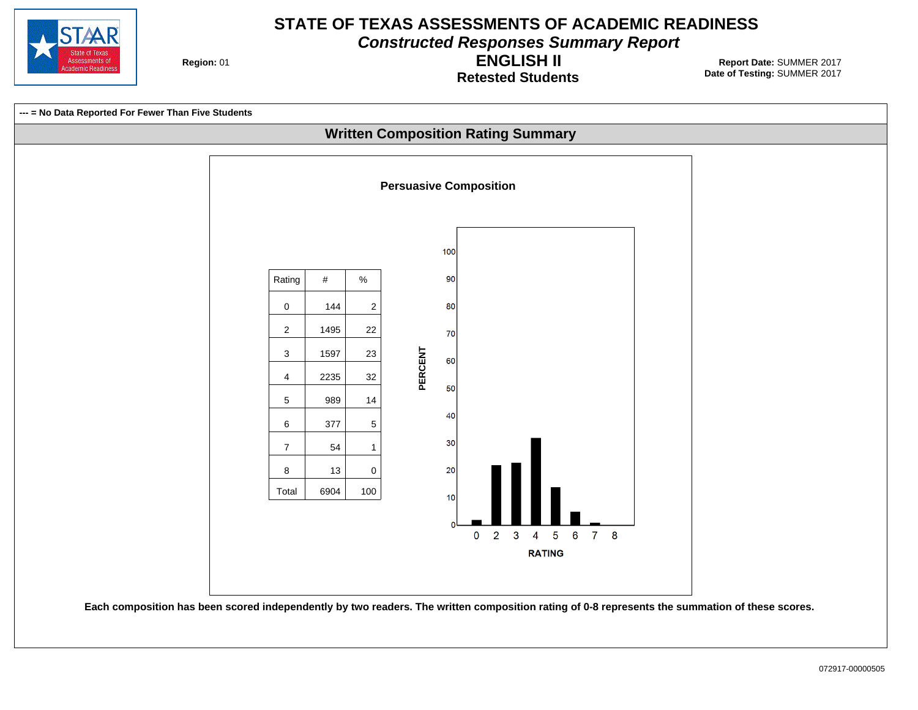# STATE OF TEXAS ASSESSMENTS OF ACADEMIC READINESS

## *Constructed Responses Summary Report*

## ENGLISH II

### Retested Students

**Region:** 01

**Report Date:** SUMMER 2017
**Date of Testing:** SUMMER 2017

**--- = No Data Reported For Fewer Than Five Students**

## Written Composition Rating Summary

### Persuasive Composition

| Rating | # | % |
|---|---|---|
| 0 | 144 | 2 |
| 2 | 1495 | 22 |
| 3 | 1597 | 23 |
| 4 | 2235 | 32 |
| 5 | 989 | 14 |
| 6 | 377 | 5 |
| 7 | 54 | 1 |
| 8 | 13 | 0 |
| Total | 6904 | 100 |

**Each composition has been scored independently by two readers. The written composition rating of 0-8 represents the summation of these scores.**

072917-00000505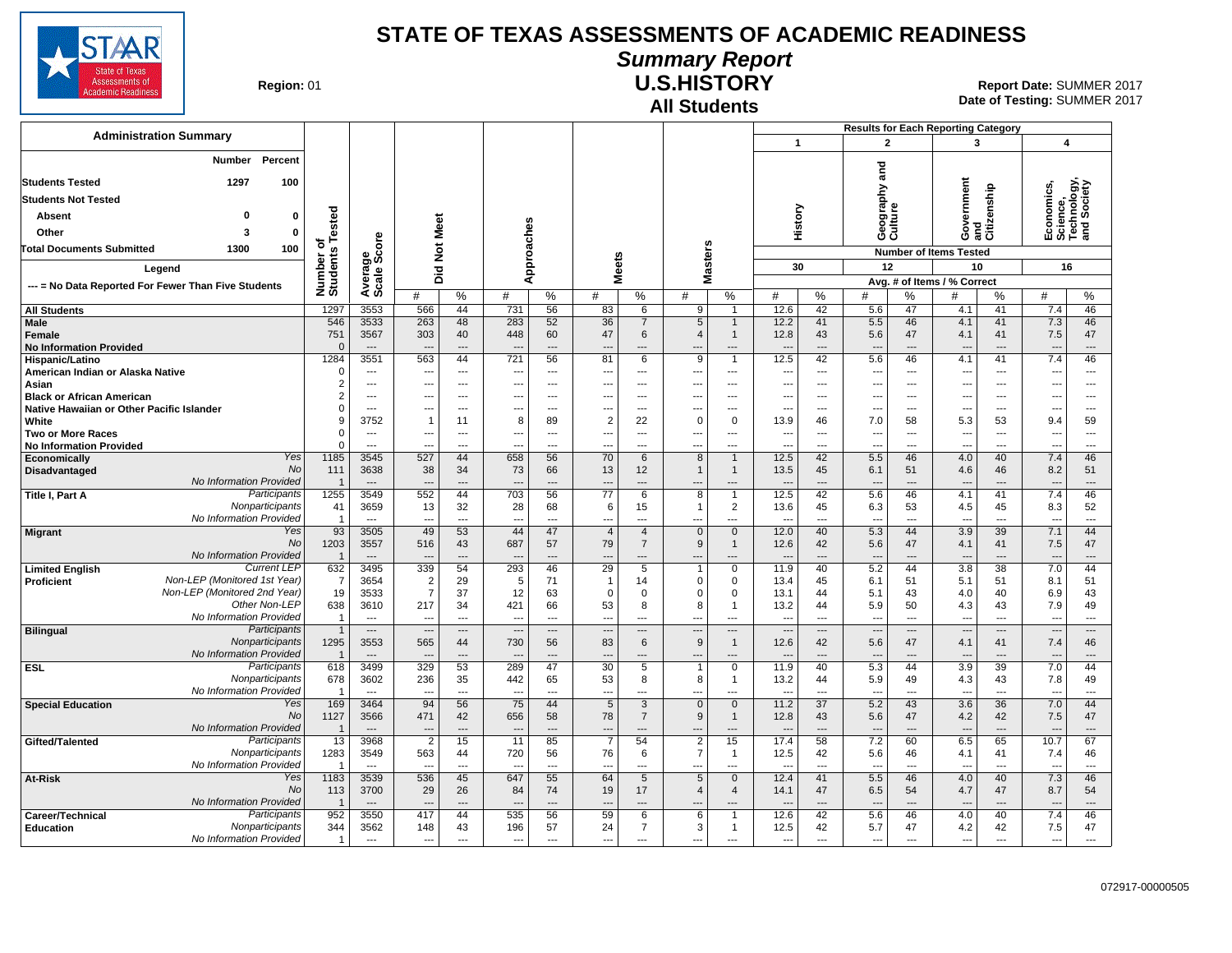# STATE OF TEXAS ASSESSMENTS OF ACADEMIC READINESS

## Summary Report

## U.S.HISTORY

### All Students

**Region:** 01

**Report Date:** SUMMER 2017
**Date of Testing:** SUMMER 2017

**Administration Summary**

| | Number | Percent |
|---|---|---|
| Students Tested | 1297 | 100 |
| Students Not Tested | | |
| Absent | 0 | 0 |
| Other | 3 | 0 |
| Total Documents Submitted | 1300 | 100 |

**Legend**

--- = No Data Reported For Fewer Than Five Students

Results for Each Reporting Category: 1 = History (30 items tested); 2 = Geography and Culture (12 items tested); 3 = Government and Citizenship (10 items tested); 4 = Economics, Science, Technology, and Society (16 items tested). Avg. # of Items / % Correct.

| Group | Subgroup | Number of Students Tested | Average Scale Score | Did Not Meet # | Did Not Meet % | Approaches # | Approaches % | Meets # | Meets % | Masters # | Masters % | 1 History # | 1 History % | 2 Geography and Culture # | 2 Geography and Culture % | 3 Government and Citizenship # | 3 Government and Citizenship % | 4 Economics, Science, Technology, and Society # | 4 Economics, Science, Technology, and Society % |
|---|---|---|---|---|---|---|---|---|---|---|---|---|---|---|---|---|---|---|---|
| All Students | | 1297 | 3553 | 566 | 44 | 731 | 56 | 83 | 6 | 9 | 1 | 12.6 | 42 | 5.6 | 47 | 4.1 | 41 | 7.4 | 46 |
| Male | | 546 | 3533 | 263 | 48 | 283 | 52 | 36 | 7 | 5 | 1 | 12.2 | 41 | 5.5 | 46 | 4.1 | 41 | 7.3 | 46 |
| Female | | 751 | 3567 | 303 | 40 | 448 | 60 | 47 | 6 | 4 | 1 | 12.8 | 43 | 5.6 | 47 | 4.1 | 41 | 7.5 | 47 |
| No Information Provided | | 0 | --- | --- | --- | --- | --- | --- | --- | --- | --- | --- | --- | --- | --- | --- | --- | --- | --- |
| Hispanic/Latino | | 1284 | 3551 | 563 | 44 | 721 | 56 | 81 | 6 | 9 | 1 | 12.5 | 42 | 5.6 | 46 | 4.1 | 41 | 7.4 | 46 |
| American Indian or Alaska Native | | 0 | --- | --- | --- | --- | --- | --- | --- | --- | --- | --- | --- | --- | --- | --- | --- | --- | --- |
| Asian | | 2 | --- | --- | --- | --- | --- | --- | --- | --- | --- | --- | --- | --- | --- | --- | --- | --- | --- |
| Black or African American | | 2 | --- | --- | --- | --- | --- | --- | --- | --- | --- | --- | --- | --- | --- | --- | --- | --- | --- |
| Native Hawaiian or Other Pacific Islander | | 0 | --- | --- | --- | --- | --- | --- | --- | --- | --- | --- | --- | --- | --- | --- | --- | --- | --- |
| White | | 9 | 3752 | 1 | 11 | 8 | 89 | 2 | 22 | 0 | 0 | 13.9 | 46 | 7.0 | 58 | 5.3 | 53 | 9.4 | 59 |
| Two or More Races | | 0 | --- | --- | --- | --- | --- | --- | --- | --- | --- | --- | --- | --- | --- | --- | --- | --- | --- |
| No Information Provided | | 0 | --- | --- | --- | --- | --- | --- | --- | --- | --- | --- | --- | --- | --- | --- | --- | --- | --- |
| Economically Disadvantaged | Yes | 1185 | 3545 | 527 | 44 | 658 | 56 | 70 | 6 | 8 | 1 | 12.5 | 42 | 5.5 | 46 | 4.0 | 40 | 7.4 | 46 |
| | No | 111 | 3638 | 38 | 34 | 73 | 66 | 13 | 12 | 1 | 1 | 13.5 | 45 | 6.1 | 51 | 4.6 | 46 | 8.2 | 51 |
| | No Information Provided | 1 | --- | --- | --- | --- | --- | --- | --- | --- | --- | --- | --- | --- | --- | --- | --- | --- | --- |
| Title I, Part A | Participants | 1255 | 3549 | 552 | 44 | 703 | 56 | 77 | 6 | 8 | 1 | 12.5 | 42 | 5.6 | 46 | 4.1 | 41 | 7.4 | 46 |
| | Nonparticipants | 41 | 3659 | 13 | 32 | 28 | 68 | 6 | 15 | 1 | 2 | 13.6 | 45 | 6.3 | 53 | 4.5 | 45 | 8.3 | 52 |
| | No Information Provided | 1 | --- | --- | --- | --- | --- | --- | --- | --- | --- | --- | --- | --- | --- | --- | --- | --- | --- |
| Migrant | Yes | 93 | 3505 | 49 | 53 | 44 | 47 | 4 | 4 | 0 | 0 | 12.0 | 40 | 5.3 | 44 | 3.9 | 39 | 7.1 | 44 |
| | No | 1203 | 3557 | 516 | 43 | 687 | 57 | 79 | 7 | 9 | 1 | 12.6 | 42 | 5.6 | 47 | 4.1 | 41 | 7.5 | 47 |
| | No Information Provided | 1 | --- | --- | --- | --- | --- | --- | --- | --- | --- | --- | --- | --- | --- | --- | --- | --- | --- |
| Limited English Proficient | Current LEP | 632 | 3495 | 339 | 54 | 293 | 46 | 29 | 5 | 1 | 0 | 11.9 | 40 | 5.2 | 44 | 3.8 | 38 | 7.0 | 44 |
| | Non-LEP (Monitored 1st Year) | 7 | 3654 | 2 | 29 | 5 | 71 | 1 | 14 | 0 | 0 | 13.4 | 45 | 6.1 | 51 | 5.1 | 51 | 8.1 | 51 |
| | Non-LEP (Monitored 2nd Year) | 19 | 3533 | 7 | 37 | 12 | 63 | 0 | 0 | 0 | 0 | 13.1 | 44 | 5.1 | 43 | 4.0 | 40 | 6.9 | 43 |
| | Other Non-LEP | 638 | 3610 | 217 | 34 | 421 | 66 | 53 | 8 | 8 | 1 | 13.2 | 44 | 5.9 | 50 | 4.3 | 43 | 7.9 | 49 |
| | No Information Provided | 1 | --- | --- | --- | --- | --- | --- | --- | --- | --- | --- | --- | --- | --- | --- | --- | --- | --- |
| Bilingual | Participants | 1 | --- | --- | --- | --- | --- | --- | --- | --- | --- | --- | --- | --- | --- | --- | --- | --- | --- |
| | Nonparticipants | 1295 | 3553 | 565 | 44 | 730 | 56 | 83 | 6 | 9 | 1 | 12.6 | 42 | 5.6 | 47 | 4.1 | 41 | 7.4 | 46 |
| | No Information Provided | 1 | --- | --- | --- | --- | --- | --- | --- | --- | --- | --- | --- | --- | --- | --- | --- | --- | --- |
| ESL | Participants | 618 | 3499 | 329 | 53 | 289 | 47 | 30 | 5 | 1 | 0 | 11.9 | 40 | 5.3 | 44 | 3.9 | 39 | 7.0 | 44 |
| | Nonparticipants | 678 | 3602 | 236 | 35 | 442 | 65 | 53 | 8 | 8 | 1 | 13.2 | 44 | 5.9 | 49 | 4.3 | 43 | 7.8 | 49 |
| | No Information Provided | 1 | --- | --- | --- | --- | --- | --- | --- | --- | --- | --- | --- | --- | --- | --- | --- | --- | --- |
| Special Education | Yes | 169 | 3464 | 94 | 56 | 75 | 44 | 5 | 3 | 0 | 0 | 11.2 | 37 | 5.2 | 43 | 3.6 | 36 | 7.0 | 44 |
| | No | 1127 | 3566 | 471 | 42 | 656 | 58 | 78 | 7 | 9 | 1 | 12.8 | 43 | 5.6 | 47 | 4.2 | 42 | 7.5 | 47 |
| | No Information Provided | 1 | --- | --- | --- | --- | --- | --- | --- | --- | --- | --- | --- | --- | --- | --- | --- | --- | --- |
| Gifted/Talented | Participants | 13 | 3968 | 2 | 15 | 11 | 85 | 7 | 54 | 2 | 15 | 17.4 | 58 | 7.2 | 60 | 6.5 | 65 | 10.7 | 67 |
| | Nonparticipants | 1283 | 3549 | 563 | 44 | 720 | 56 | 76 | 6 | 7 | 1 | 12.5 | 42 | 5.6 | 46 | 4.1 | 41 | 7.4 | 46 |
| | No Information Provided | 1 | --- | --- | --- | --- | --- | --- | --- | --- | --- | --- | --- | --- | --- | --- | --- | --- | --- |
| At-Risk | Yes | 1183 | 3539 | 536 | 45 | 647 | 55 | 64 | 5 | 5 | 0 | 12.4 | 41 | 5.5 | 46 | 4.0 | 40 | 7.3 | 46 |
| | No | 113 | 3700 | 29 | 26 | 84 | 74 | 19 | 17 | 4 | 4 | 14.1 | 47 | 6.5 | 54 | 4.7 | 47 | 8.7 | 54 |
| | No Information Provided | 1 | --- | --- | --- | --- | --- | --- | --- | --- | --- | --- | --- | --- | --- | --- | --- | --- | --- |
| Career/Technical Education | Participants | 952 | 3550 | 417 | 44 | 535 | 56 | 59 | 6 | 6 | 1 | 12.6 | 42 | 5.6 | 46 | 4.0 | 40 | 7.4 | 46 |
| | Nonparticipants | 344 | 3562 | 148 | 43 | 196 | 57 | 24 | 7 | 3 | 1 | 12.5 | 42 | 5.7 | 47 | 4.2 | 42 | 7.5 | 47 |
| | No Information Provided | 1 | --- | --- | --- | --- | --- | --- | --- | --- | --- | --- | --- | --- | --- | --- | --- | --- | --- |

072917-00000505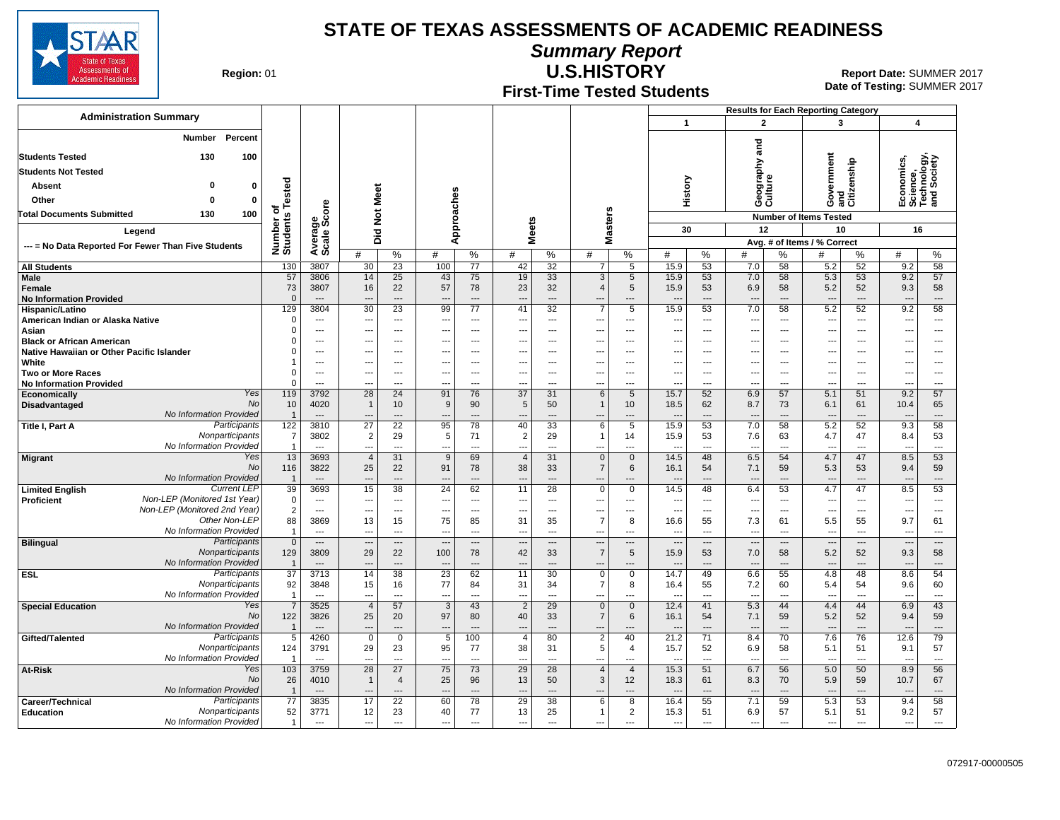# STATE OF TEXAS ASSESSMENTS OF ACADEMIC READINESS

## Summary Report

## U.S.HISTORY

### First-Time Tested Students

**Region:** 01

**Report Date:** SUMMER 2017
**Date of Testing:** SUMMER 2017

**Administration Summary**

| | Number | Percent |
|---|---|---|
| Students Tested | 130 | 100 |
| Students Not Tested | | |
| Absent | 0 | 0 |
| Other | 0 | 0 |
| Total Documents Submitted | 130 | 100 |

Legend: --- = No Data Reported For Fewer Than Five Students

Results for Each Reporting Category: 1 History (Number of Items Tested: 30); 2 Geography and Culture (12); 3 Government and Citizenship (10); 4 Economics, Science, Technology, and Society (16). Values for categories are Avg. # of Items / % Correct.

| Group | | Number of Students Tested | Average Scale Score | Did Not Meet # | Did Not Meet % | Approaches # | Approaches % | Meets # | Meets % | Masters # | Masters % | History # | History % | Geography and Culture # | Geography and Culture % | Government and Citizenship # | Government and Citizenship % | Economics, Science, Technology, and Society # | Economics, Science, Technology, and Society % |
|---|---|---|---|---|---|---|---|---|---|---|---|---|---|---|---|---|---|---|---|
| All Students | | 130 | 3807 | 30 | 23 | 100 | 77 | 42 | 32 | 7 | 5 | 15.9 | 53 | 7.0 | 58 | 5.2 | 52 | 9.2 | 58 |
| Male | | 57 | 3806 | 14 | 25 | 43 | 75 | 19 | 33 | 3 | 5 | 15.9 | 53 | 7.0 | 58 | 5.3 | 53 | 9.2 | 57 |
| Female | | 73 | 3807 | 16 | 22 | 57 | 78 | 23 | 32 | 4 | 5 | 15.9 | 53 | 6.9 | 58 | 5.2 | 52 | 9.3 | 58 |
| No Information Provided | | 0 | --- | --- | --- | --- | --- | --- | --- | --- | --- | --- | --- | --- | --- | --- | --- | --- | --- |
| Hispanic/Latino | | 129 | 3804 | 30 | 23 | 99 | 77 | 41 | 32 | 7 | 5 | 15.9 | 53 | 7.0 | 58 | 5.2 | 52 | 9.2 | 58 |
| American Indian or Alaska Native | | 0 | --- | --- | --- | --- | --- | --- | --- | --- | --- | --- | --- | --- | --- | --- | --- | --- | --- |
| Asian | | 0 | --- | --- | --- | --- | --- | --- | --- | --- | --- | --- | --- | --- | --- | --- | --- | --- | --- |
| Black or African American | | 0 | --- | --- | --- | --- | --- | --- | --- | --- | --- | --- | --- | --- | --- | --- | --- | --- | --- |
| Native Hawaiian or Other Pacific Islander | | 0 | --- | --- | --- | --- | --- | --- | --- | --- | --- | --- | --- | --- | --- | --- | --- | --- | --- |
| White | | 1 | --- | --- | --- | --- | --- | --- | --- | --- | --- | --- | --- | --- | --- | --- | --- | --- | --- |
| Two or More Races | | 0 | --- | --- | --- | --- | --- | --- | --- | --- | --- | --- | --- | --- | --- | --- | --- | --- | --- |
| No Information Provided | | 0 | --- | --- | --- | --- | --- | --- | --- | --- | --- | --- | --- | --- | --- | --- | --- | --- | --- |
| Economically Disadvantaged | Yes | 119 | 3792 | 28 | 24 | 91 | 76 | 37 | 31 | 6 | 5 | 15.7 | 52 | 6.9 | 57 | 5.1 | 51 | 9.2 | 57 |
| | No | 10 | 4020 | 1 | 10 | 9 | 90 | 5 | 50 | 1 | 10 | 18.5 | 62 | 8.7 | 73 | 6.1 | 61 | 10.4 | 65 |
| | No Information Provided | 1 | --- | --- | --- | --- | --- | --- | --- | --- | --- | --- | --- | --- | --- | --- | --- | --- | --- |
| Title I, Part A | Participants | 122 | 3810 | 27 | 22 | 95 | 78 | 40 | 33 | 6 | 5 | 15.9 | 53 | 7.0 | 58 | 5.2 | 52 | 9.3 | 58 |
| | Nonparticipants | 7 | 3802 | 2 | 29 | 5 | 71 | 2 | 29 | 1 | 14 | 15.9 | 53 | 7.6 | 63 | 4.7 | 47 | 8.4 | 53 |
| | No Information Provided | 1 | --- | --- | --- | --- | --- | --- | --- | --- | --- | --- | --- | --- | --- | --- | --- | --- | --- |
| Migrant | Yes | 13 | 3693 | 4 | 31 | 9 | 69 | 4 | 31 | 0 | 0 | 14.5 | 48 | 6.5 | 54 | 4.7 | 47 | 8.5 | 53 |
| | No | 116 | 3822 | 25 | 22 | 91 | 78 | 38 | 33 | 7 | 6 | 16.1 | 54 | 7.1 | 59 | 5.3 | 53 | 9.4 | 59 |
| | No Information Provided | 1 | --- | --- | --- | --- | --- | --- | --- | --- | --- | --- | --- | --- | --- | --- | --- | --- | --- |
| Limited English Proficient | Current LEP | 39 | 3693 | 15 | 38 | 24 | 62 | 11 | 28 | 0 | 0 | 14.5 | 48 | 6.4 | 53 | 4.7 | 47 | 8.5 | 53 |
| | Non-LEP (Monitored 1st Year) | 0 | --- | --- | --- | --- | --- | --- | --- | --- | --- | --- | --- | --- | --- | --- | --- | --- | --- |
| | Non-LEP (Monitored 2nd Year) | 2 | --- | --- | --- | --- | --- | --- | --- | --- | --- | --- | --- | --- | --- | --- | --- | --- | --- |
| | Other Non-LEP | 88 | 3869 | 13 | 15 | 75 | 85 | 31 | 35 | 7 | 8 | 16.6 | 55 | 7.3 | 61 | 5.5 | 55 | 9.7 | 61 |
| | No Information Provided | 1 | --- | --- | --- | --- | --- | --- | --- | --- | --- | --- | --- | --- | --- | --- | --- | --- | --- |
| Bilingual | Participants | 0 | --- | --- | --- | --- | --- | --- | --- | --- | --- | --- | --- | --- | --- | --- | --- | --- | --- |
| | Nonparticipants | 129 | 3809 | 29 | 22 | 100 | 78 | 42 | 33 | 7 | 5 | 15.9 | 53 | 7.0 | 58 | 5.2 | 52 | 9.3 | 58 |
| | No Information Provided | 1 | --- | --- | --- | --- | --- | --- | --- | --- | --- | --- | --- | --- | --- | --- | --- | --- | --- |
| ESL | Participants | 37 | 3713 | 14 | 38 | 23 | 62 | 11 | 30 | 0 | 0 | 14.7 | 49 | 6.6 | 55 | 4.8 | 48 | 8.6 | 54 |
| | Nonparticipants | 92 | 3848 | 15 | 16 | 77 | 84 | 31 | 34 | 7 | 8 | 16.4 | 55 | 7.2 | 60 | 5.4 | 54 | 9.6 | 60 |
| | No Information Provided | 1 | --- | --- | --- | --- | --- | --- | --- | --- | --- | --- | --- | --- | --- | --- | --- | --- | --- |
| Special Education | Yes | 7 | 3525 | 4 | 57 | 3 | 43 | 2 | 29 | 0 | 0 | 12.4 | 41 | 5.3 | 44 | 4.4 | 44 | 6.9 | 43 |
| | No | 122 | 3826 | 25 | 20 | 97 | 80 | 40 | 33 | 7 | 6 | 16.1 | 54 | 7.1 | 59 | 5.2 | 52 | 9.4 | 59 |
| | No Information Provided | 1 | --- | --- | --- | --- | --- | --- | --- | --- | --- | --- | --- | --- | --- | --- | --- | --- | --- |
| Gifted/Talented | Participants | 5 | 4260 | 0 | 0 | 5 | 100 | 4 | 80 | 2 | 40 | 21.2 | 71 | 8.4 | 70 | 7.6 | 76 | 12.6 | 79 |
| | Nonparticipants | 124 | 3791 | 29 | 23 | 95 | 77 | 38 | 31 | 5 | 4 | 15.7 | 52 | 6.9 | 58 | 5.1 | 51 | 9.1 | 57 |
| | No Information Provided | 1 | --- | --- | --- | --- | --- | --- | --- | --- | --- | --- | --- | --- | --- | --- | --- | --- | --- |
| At-Risk | Yes | 103 | 3759 | 28 | 27 | 75 | 73 | 29 | 28 | 4 | 4 | 15.3 | 51 | 6.7 | 56 | 5.0 | 50 | 8.9 | 56 |
| | No | 26 | 4010 | 1 | 4 | 25 | 96 | 13 | 50 | 3 | 12 | 18.3 | 61 | 8.3 | 70 | 5.9 | 59 | 10.7 | 67 |
| | No Information Provided | 1 | --- | --- | --- | --- | --- | --- | --- | --- | --- | --- | --- | --- | --- | --- | --- | --- | --- |
| Career/Technical Education | Participants | 77 | 3835 | 17 | 22 | 60 | 78 | 29 | 38 | 6 | 8 | 16.4 | 55 | 7.1 | 59 | 5.3 | 53 | 9.4 | 58 |
| | Nonparticipants | 52 | 3771 | 12 | 23 | 40 | 77 | 13 | 25 | 1 | 2 | 15.3 | 51 | 6.9 | 57 | 5.1 | 51 | 9.2 | 57 |
| | No Information Provided | 1 | --- | --- | --- | --- | --- | --- | --- | --- | --- | --- | --- | --- | --- | --- | --- | --- | --- |

072917-00000505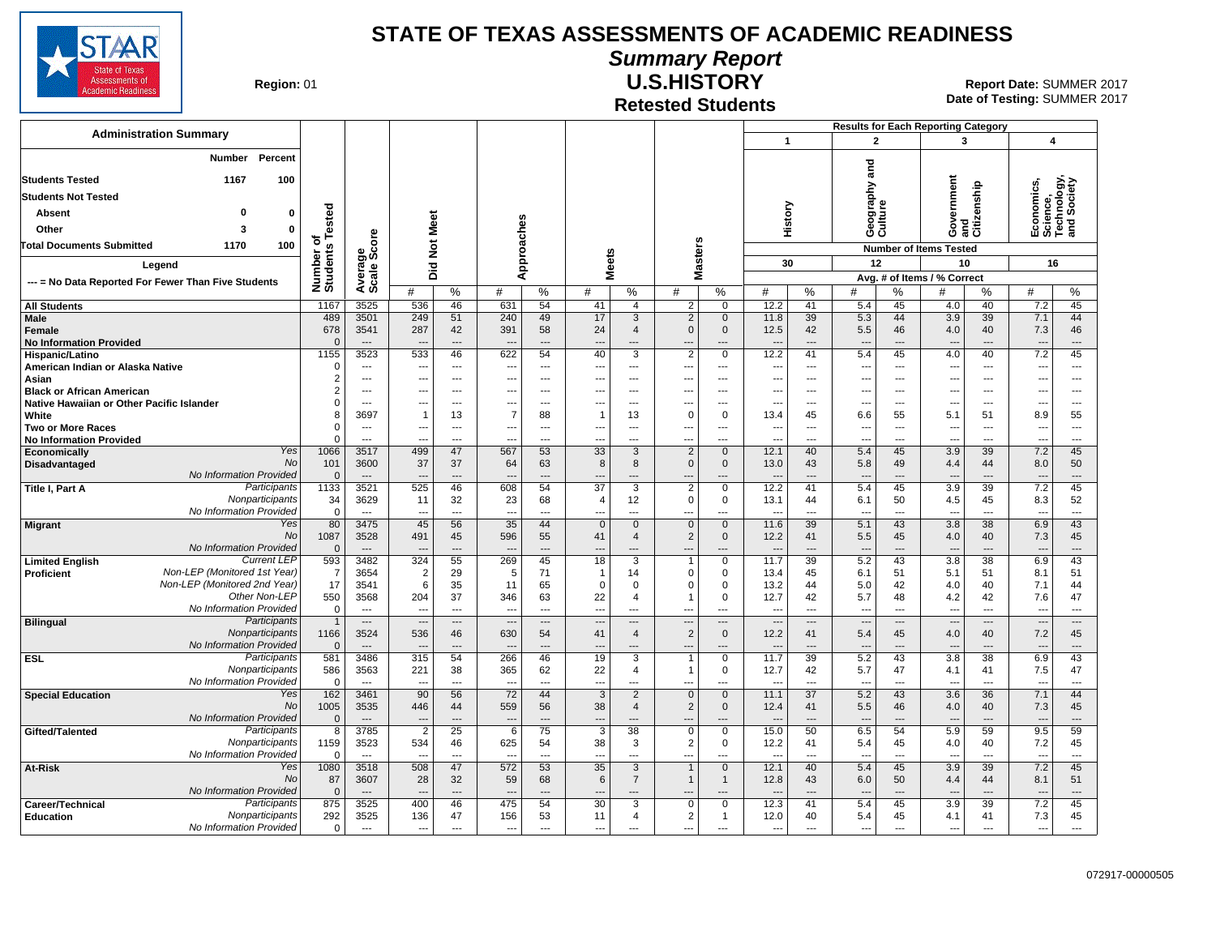# STATE OF TEXAS ASSESSMENTS OF ACADEMIC READINESS

## Summary Report

## U.S.HISTORY

### Retested Students

**Region:** 01

**Report Date:** SUMMER 2017
**Date of Testing:** SUMMER 2017

**Administration Summary**

| | Number | Percent |
|---|---|---|
| Students Tested | 1167 | 100 |
| Students Not Tested | | |
| Absent | 0 | 0 |
| Other | 3 | 0 |
| Total Documents Submitted | 1170 | 100 |

Legend

--- = No Data Reported For Fewer Than Five Students

Results for Each Reporting Category: 1 = History (Number of Items Tested: 30); 2 = Geography and Culture (12); 3 = Government and Citizenship (10); 4 = Economics, Science, Technology, and Society (16). Avg. # of Items / % Correct.

| Group | | Number of Students Tested | Average Scale Score | Did Not Meet # | Did Not Meet % | Approaches # | Approaches % | Meets # | Meets % | Masters # | Masters % | 1 History # | 1 History % | 2 Geography and Culture # | 2 Geography and Culture % | 3 Government and Citizenship # | 3 Government and Citizenship % | 4 Economics, Science, Technology, and Society # | 4 Economics, Science, Technology, and Society % |
|---|---|---|---|---|---|---|---|---|---|---|---|---|---|---|---|---|---|---|---|
| All Students | | 1167 | 3525 | 536 | 46 | 631 | 54 | 41 | 4 | 2 | 0 | 12.2 | 41 | 5.4 | 45 | 4.0 | 40 | 7.2 | 45 |
| Male | | 489 | 3501 | 249 | 51 | 240 | 49 | 17 | 3 | 2 | 0 | 11.8 | 39 | 5.3 | 44 | 3.9 | 39 | 7.1 | 44 |
| Female | | 678 | 3541 | 287 | 42 | 391 | 58 | 24 | 4 | 0 | 0 | 12.5 | 42 | 5.5 | 46 | 4.0 | 40 | 7.3 | 46 |
| No Information Provided | | 0 | --- | --- | --- | --- | --- | --- | --- | --- | --- | --- | --- | --- | --- | --- | --- | --- | --- |
| Hispanic/Latino | | 1155 | 3523 | 533 | 46 | 622 | 54 | 40 | 3 | 2 | 0 | 12.2 | 41 | 5.4 | 45 | 4.0 | 40 | 7.2 | 45 |
| American Indian or Alaska Native | | 0 | --- | --- | --- | --- | --- | --- | --- | --- | --- | --- | --- | --- | --- | --- | --- | --- | --- |
| Asian | | 2 | --- | --- | --- | --- | --- | --- | --- | --- | --- | --- | --- | --- | --- | --- | --- | --- | --- |
| Black or African American | | 2 | --- | --- | --- | --- | --- | --- | --- | --- | --- | --- | --- | --- | --- | --- | --- | --- | --- |
| Native Hawaiian or Other Pacific Islander | | 0 | --- | --- | --- | --- | --- | --- | --- | --- | --- | --- | --- | --- | --- | --- | --- | --- | --- |
| White | | 8 | 3697 | 1 | 13 | 7 | 88 | 1 | 13 | 0 | 0 | 13.4 | 45 | 6.6 | 55 | 5.1 | 51 | 8.9 | 55 |
| Two or More Races | | 0 | --- | --- | --- | --- | --- | --- | --- | --- | --- | --- | --- | --- | --- | --- | --- | --- | --- |
| No Information Provided | | 0 | --- | --- | --- | --- | --- | --- | --- | --- | --- | --- | --- | --- | --- | --- | --- | --- | --- |
| Economically Disadvantaged | Yes | 1066 | 3517 | 499 | 47 | 567 | 53 | 33 | 3 | 2 | 0 | 12.1 | 40 | 5.4 | 45 | 3.9 | 39 | 7.2 | 45 |
| | No | 101 | 3600 | 37 | 37 | 64 | 63 | 8 | 8 | 0 | 0 | 13.0 | 43 | 5.8 | 49 | 4.4 | 44 | 8.0 | 50 |
| | No Information Provided | 0 | --- | --- | --- | --- | --- | --- | --- | --- | --- | --- | --- | --- | --- | --- | --- | --- | --- |
| Title I, Part A | Participants | 1133 | 3521 | 525 | 46 | 608 | 54 | 37 | 3 | 2 | 0 | 12.2 | 41 | 5.4 | 45 | 3.9 | 39 | 7.2 | 45 |
| | Nonparticipants | 34 | 3629 | 11 | 32 | 23 | 68 | 4 | 12 | 0 | 0 | 13.1 | 44 | 6.1 | 50 | 4.5 | 45 | 8.3 | 52 |
| | No Information Provided | 0 | --- | --- | --- | --- | --- | --- | --- | --- | --- | --- | --- | --- | --- | --- | --- | --- | --- |
| Migrant | Yes | 80 | 3475 | 45 | 56 | 35 | 44 | 0 | 0 | 0 | 0 | 11.6 | 39 | 5.1 | 43 | 3.8 | 38 | 6.9 | 43 |
| | No | 1087 | 3528 | 491 | 45 | 596 | 55 | 41 | 4 | 2 | 0 | 12.2 | 41 | 5.5 | 45 | 4.0 | 40 | 7.3 | 45 |
| | No Information Provided | 0 | --- | --- | --- | --- | --- | --- | --- | --- | --- | --- | --- | --- | --- | --- | --- | --- | --- |
| Limited English Proficient | Current LEP | 593 | 3482 | 324 | 55 | 269 | 45 | 18 | 3 | 1 | 0 | 11.7 | 39 | 5.2 | 43 | 3.8 | 38 | 6.9 | 43 |
| | Non-LEP (Monitored 1st Year) | 7 | 3654 | 2 | 29 | 5 | 71 | 1 | 14 | 0 | 0 | 13.4 | 45 | 6.1 | 51 | 5.1 | 51 | 8.1 | 51 |
| | Non-LEP (Monitored 2nd Year) | 17 | 3541 | 6 | 35 | 11 | 65 | 0 | 0 | 0 | 0 | 13.2 | 44 | 5.0 | 42 | 4.0 | 40 | 7.1 | 44 |
| | Other Non-LEP | 550 | 3568 | 204 | 37 | 346 | 63 | 22 | 4 | 1 | 0 | 12.7 | 42 | 5.7 | 48 | 4.2 | 42 | 7.6 | 47 |
| | No Information Provided | 0 | --- | --- | --- | --- | --- | --- | --- | --- | --- | --- | --- | --- | --- | --- | --- | --- | --- |
| Bilingual | Participants | 1 | --- | --- | --- | --- | --- | --- | --- | --- | --- | --- | --- | --- | --- | --- | --- | --- | --- |
| | Nonparticipants | 1166 | 3524 | 536 | 46 | 630 | 54 | 41 | 4 | 2 | 0 | 12.2 | 41 | 5.4 | 45 | 4.0 | 40 | 7.2 | 45 |
| | No Information Provided | 0 | --- | --- | --- | --- | --- | --- | --- | --- | --- | --- | --- | --- | --- | --- | --- | --- | --- |
| ESL | Participants | 581 | 3486 | 315 | 54 | 266 | 46 | 19 | 3 | 1 | 0 | 11.7 | 39 | 5.2 | 43 | 3.8 | 38 | 6.9 | 43 |
| | Nonparticipants | 586 | 3563 | 221 | 38 | 365 | 62 | 22 | 4 | 1 | 0 | 12.7 | 42 | 5.7 | 47 | 4.1 | 41 | 7.5 | 47 |
| | No Information Provided | 0 | --- | --- | --- | --- | --- | --- | --- | --- | --- | --- | --- | --- | --- | --- | --- | --- | --- |
| Special Education | Yes | 162 | 3461 | 90 | 56 | 72 | 44 | 3 | 2 | 0 | 0 | 11.1 | 37 | 5.2 | 43 | 3.6 | 36 | 7.1 | 44 |
| | No | 1005 | 3535 | 446 | 44 | 559 | 56 | 38 | 4 | 2 | 0 | 12.4 | 41 | 5.5 | 46 | 4.0 | 40 | 7.3 | 45 |
| | No Information Provided | 0 | --- | --- | --- | --- | --- | --- | --- | --- | --- | --- | --- | --- | --- | --- | --- | --- | --- |
| Gifted/Talented | Participants | 8 | 3785 | 2 | 25 | 6 | 75 | 3 | 38 | 0 | 0 | 15.0 | 50 | 6.5 | 54 | 5.9 | 59 | 9.5 | 59 |
| | Nonparticipants | 1159 | 3523 | 534 | 46 | 625 | 54 | 38 | 3 | 2 | 0 | 12.2 | 41 | 5.4 | 45 | 4.0 | 40 | 7.2 | 45 |
| | No Information Provided | 0 | --- | --- | --- | --- | --- | --- | --- | --- | --- | --- | --- | --- | --- | --- | --- | --- | --- |
| At-Risk | Yes | 1080 | 3518 | 508 | 47 | 572 | 53 | 35 | 3 | 1 | 0 | 12.1 | 40 | 5.4 | 45 | 3.9 | 39 | 7.2 | 45 |
| | No | 87 | 3607 | 28 | 32 | 59 | 68 | 6 | 7 | 1 | 1 | 12.8 | 43 | 6.0 | 50 | 4.4 | 44 | 8.1 | 51 |
| | No Information Provided | 0 | --- | --- | --- | --- | --- | --- | --- | --- | --- | --- | --- | --- | --- | --- | --- | --- | --- |
| Career/Technical Education | Participants | 875 | 3525 | 400 | 46 | 475 | 54 | 30 | 3 | 0 | 0 | 12.3 | 41 | 5.4 | 45 | 3.9 | 39 | 7.2 | 45 |
| | Nonparticipants | 292 | 3525 | 136 | 47 | 156 | 53 | 11 | 4 | 2 | 1 | 12.0 | 40 | 5.4 | 45 | 4.1 | 41 | 7.3 | 45 |
| | No Information Provided | 0 | --- | --- | --- | --- | --- | --- | --- | --- | --- | --- | --- | --- | --- | --- | --- | --- | --- |

072917-00000505